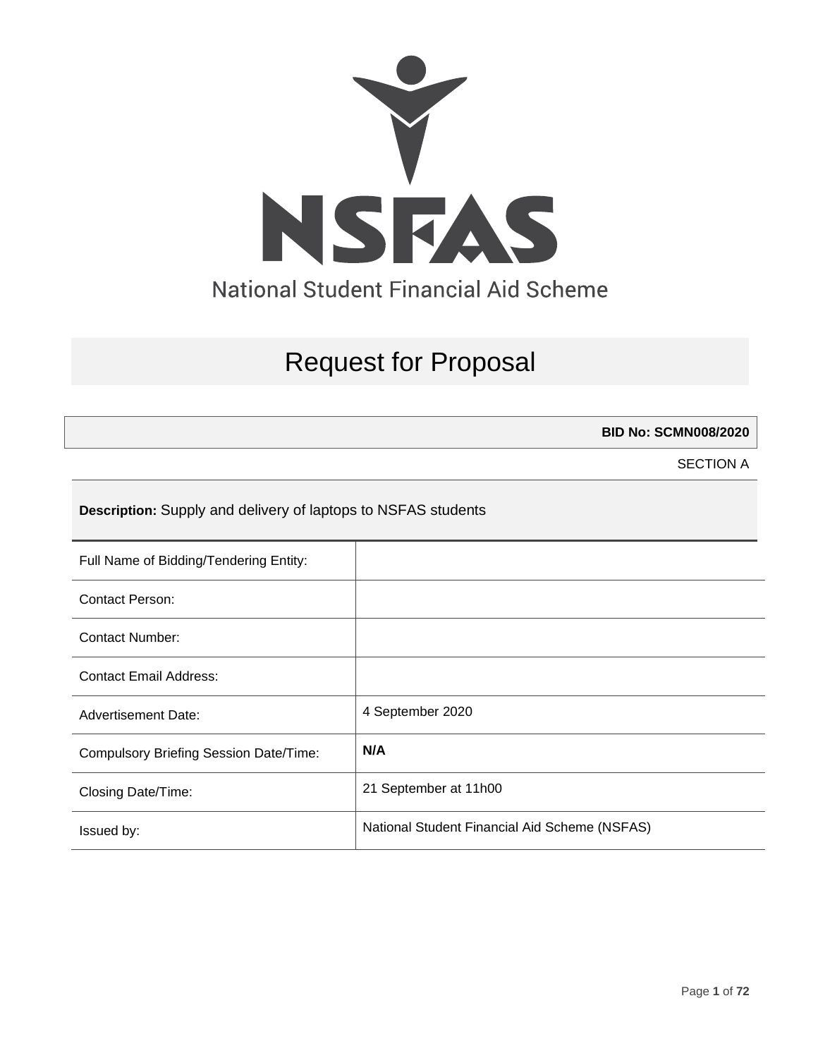NSFAS

National Student Financial Aid Scheme

# Request for Proposal

**BID No: SCMN008/2020**

SECTION A

**Description:** Supply and delivery of laptops to NSFAS students

| | |
|---|---|
| Full Name of Bidding/Tendering Entity: | |
| Contact Person: | |
| Contact Number: | |
| Contact Email Address: | |
| Advertisement Date: | 4 September 2020 |
| Compulsory Briefing Session Date/Time: | **N/A** |
| Closing Date/Time: | 21 September at 11h00 |
| Issued by: | National Student Financial Aid Scheme (NSFAS) |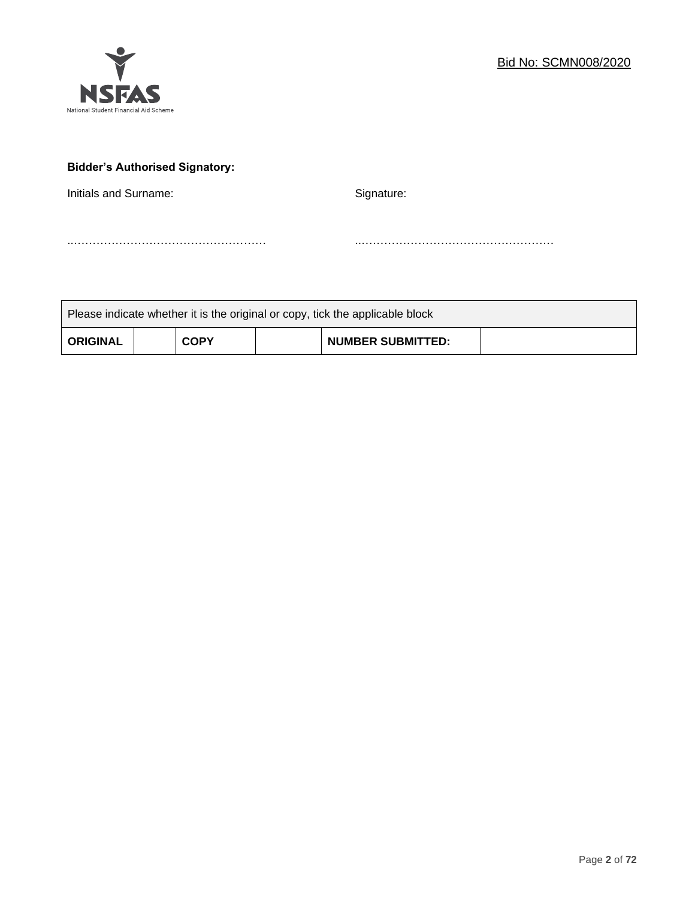Bid No: SCMN008/2020

**Bidder's Authorised Signatory:**

Initials and Surname: ……………………………………………

Signature: ……………………………………………

| Please indicate whether it is the original or copy, tick the applicable block | | | | | |
|---|---|---|---|---|---|
| **ORIGINAL** | | **COPY** | | **NUMBER SUBMITTED:** | |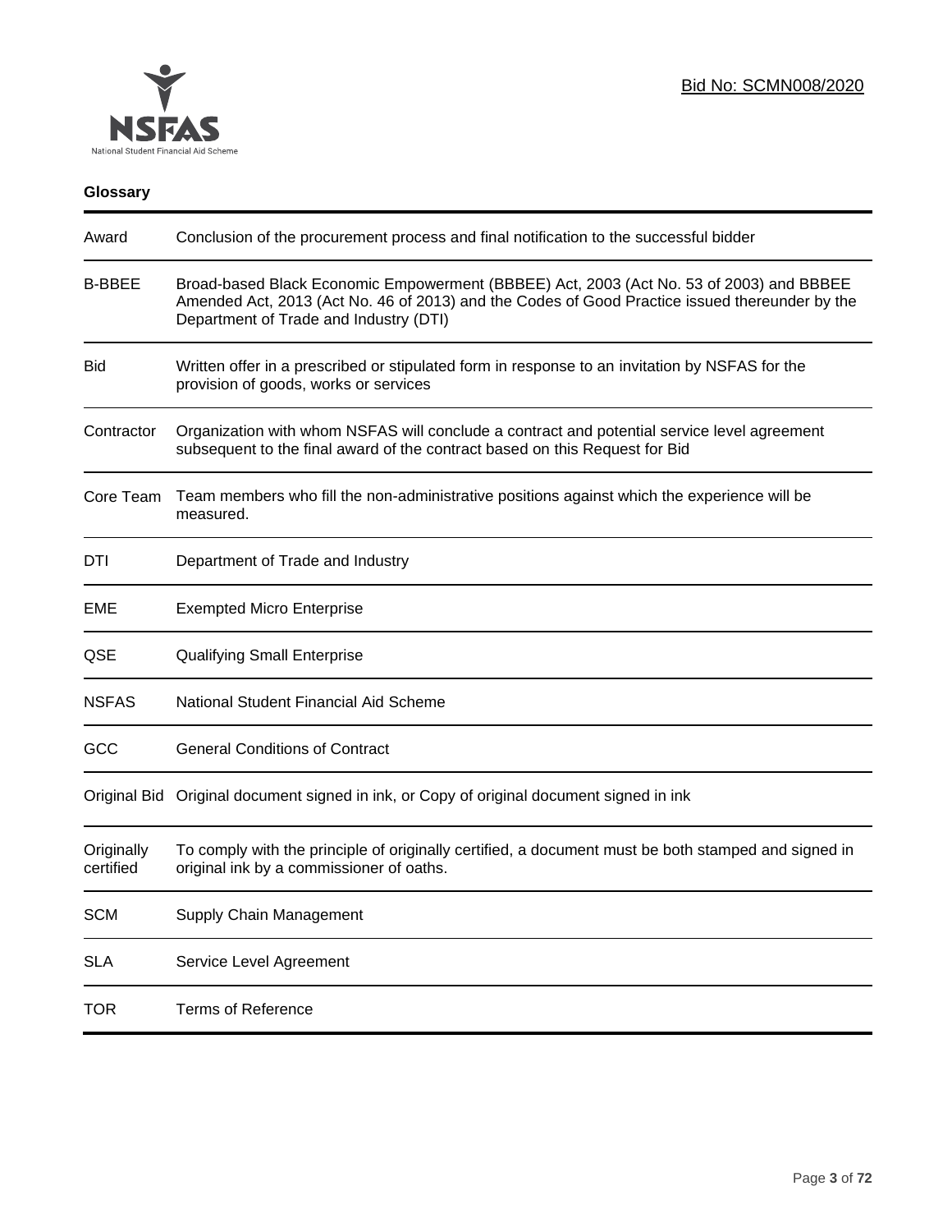## Glossary

| Term | Definition |
|---|---|
| Award | Conclusion of the procurement process and final notification to the successful bidder |
| B-BBEE | Broad-based Black Economic Empowerment (BBBEE) Act, 2003 (Act No. 53 of 2003) and BBBEE Amended Act, 2013 (Act No. 46 of 2013) and the Codes of Good Practice issued thereunder by the Department of Trade and Industry (DTI) |
| Bid | Written offer in a prescribed or stipulated form in response to an invitation by NSFAS for the provision of goods, works or services |
| Contractor | Organization with whom NSFAS will conclude a contract and potential service level agreement subsequent to the final award of the contract based on this Request for Bid |
| Core Team | Team members who fill the non-administrative positions against which the experience will be measured. |
| DTI | Department of Trade and Industry |
| EME | Exempted Micro Enterprise |
| QSE | Qualifying Small Enterprise |
| NSFAS | National Student Financial Aid Scheme |
| GCC | General Conditions of Contract |
| Original Bid | Original document signed in ink, or Copy of original document signed in ink |
| Originally certified | To comply with the principle of originally certified, a document must be both stamped and signed in original ink by a commissioner of oaths. |
| SCM | Supply Chain Management |
| SLA | Service Level Agreement |
| TOR | Terms of Reference |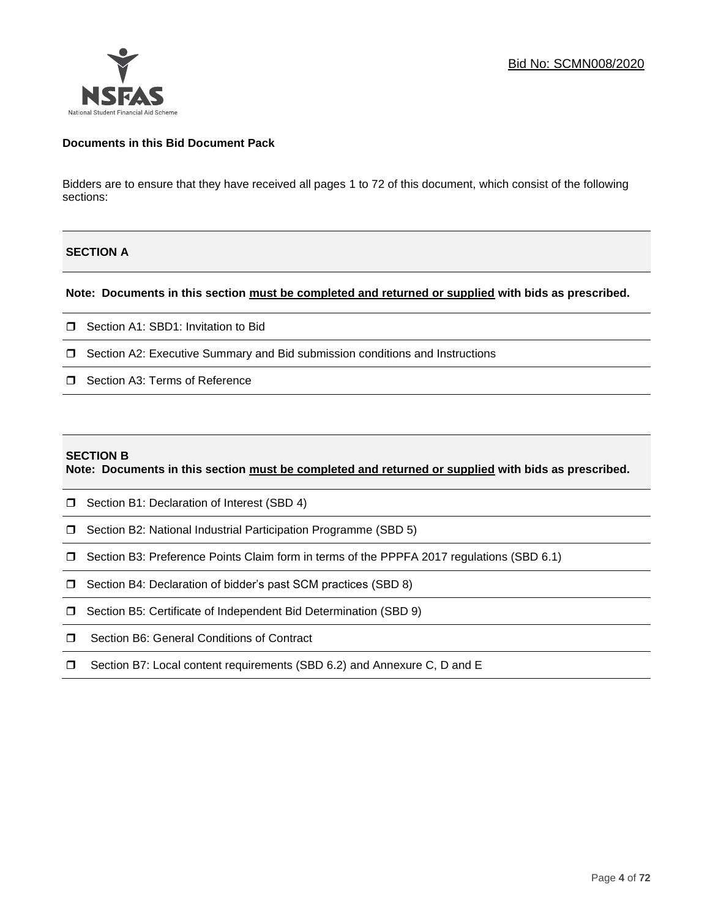**Documents in this Bid Document Pack**

Bidders are to ensure that they have received all pages 1 to 72 of this document, which consist of the following sections:

**SECTION A**

**Note: Documents in this section must be completed and returned or supplied with bids as prescribed.**

- ❒ Section A1: SBD1: Invitation to Bid
- ❒ Section A2: Executive Summary and Bid submission conditions and Instructions
- ❒ Section A3: Terms of Reference

**SECTION B**

**Note: Documents in this section must be completed and returned or supplied with bids as prescribed.**

- ❒ Section B1: Declaration of Interest (SBD 4)
- ❒ Section B2: National Industrial Participation Programme (SBD 5)
- ❒ Section B3: Preference Points Claim form in terms of the PPPFA 2017 regulations (SBD 6.1)
- ❒ Section B4: Declaration of bidder's past SCM practices (SBD 8)
- ❒ Section B5: Certificate of Independent Bid Determination (SBD 9)
- ❒ Section B6: General Conditions of Contract
- ❒ Section B7: Local content requirements (SBD 6.2) and Annexure C, D and E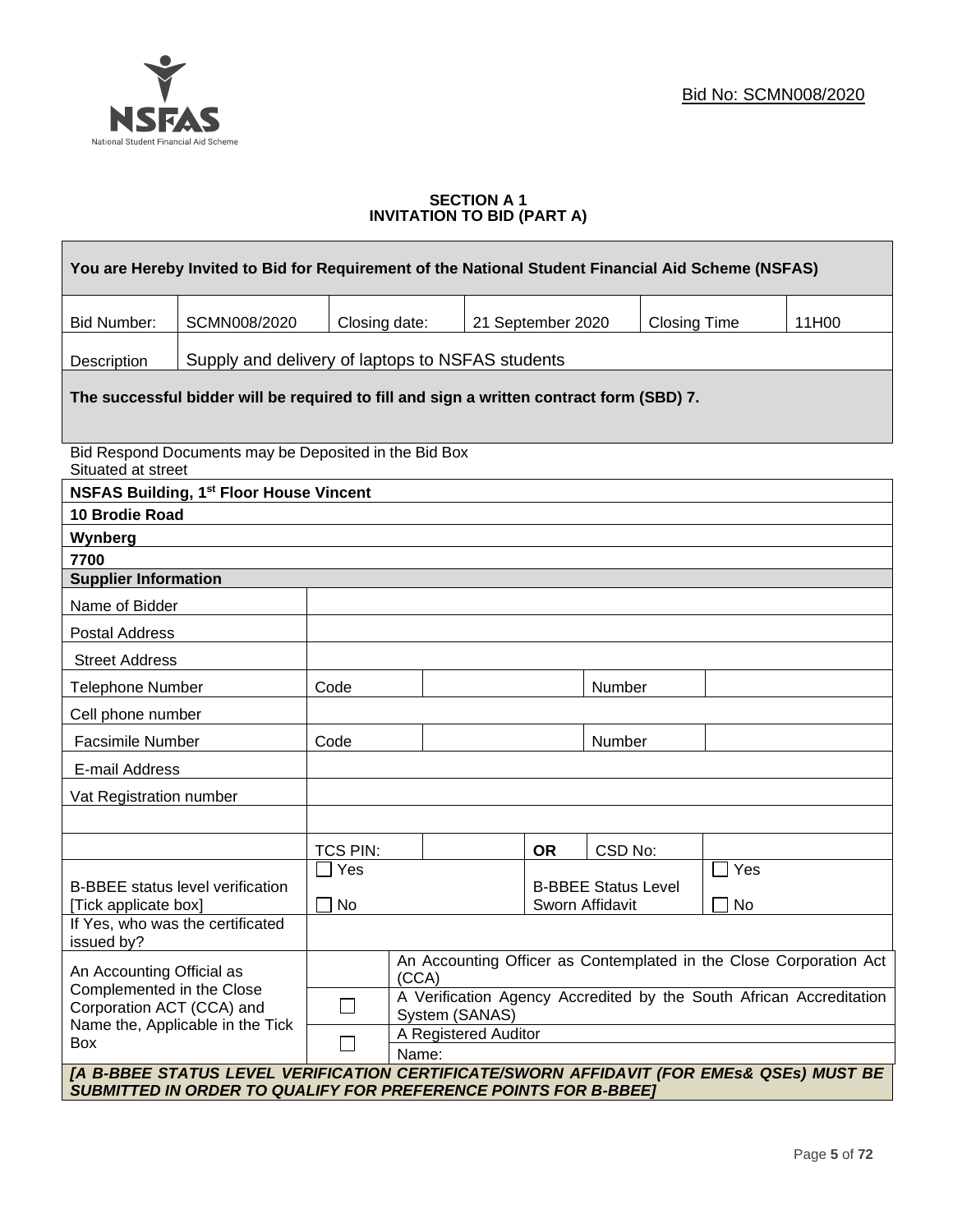Bid No: SCMN008/2020

### SECTION A 1
### INVITATION TO BID (PART A)

| **You are Hereby Invited to Bid for Requirement of the National Student Financial Aid Scheme (NSFAS)** | | | | | |
|---|---|---|---|---|---|
| Bid Number: | SCMN008/2020 | Closing date: | 21 September 2020 | Closing Time | 11H00 |
| Description | Supply and delivery of laptops to NSFAS students | | | | |
| **The successful bidder will be required to fill and sign a written contract form (SBD) 7.** | | | | | |

Bid Respond Documents may be Deposited in the Bid Box
Situated at street

| **NSFAS Building, 1st Floor House Vincent** |
|---|
| **10 Brodie Road** |
| **Wynberg** |
| **7700** |

| **Supplier Information** | | | | | |
|---|---|---|---|---|---|
| Name of Bidder | | | | | |
| Postal Address | | | | | |
| Street Address | | | | | |
| Telephone Number | Code | | | Number | |
| Cell phone number | | | | | |
| Facsimile Number | Code | | | Number | |
| E-mail Address | | | | | |
| Vat Registration number | | | | | |
| | | | | | |
| | TCS PIN: | | **OR** | CSD No: | |
| B-BBEE status level verification [Tick applicate box] | ☐ Yes ☐ No | | B-BBEE Status Level Sworn Affidavit | | ☐ Yes ☐ No |
| If Yes, who was the certificated issued by? | | | | | |
| An Accounting Official as Complemented in the Close Corporation ACT (CCA) and Name the, Applicable in the Tick Box | | An Accounting Officer as Contemplated in the Close Corporation Act (CCA) | | | |
| | ☐ | A Verification Agency Accredited by the South African Accreditation System (SANAS) | | | |
| | ☐ | A Registered Auditor<br>Name: | | | |

***[A B-BBEE STATUS LEVEL VERIFICATION CERTIFICATE/SWORN AFFIDAVIT (FOR EMEs& QSEs) MUST BE SUBMITTED IN ORDER TO QUALIFY FOR PREFERENCE POINTS FOR B-BBEE]***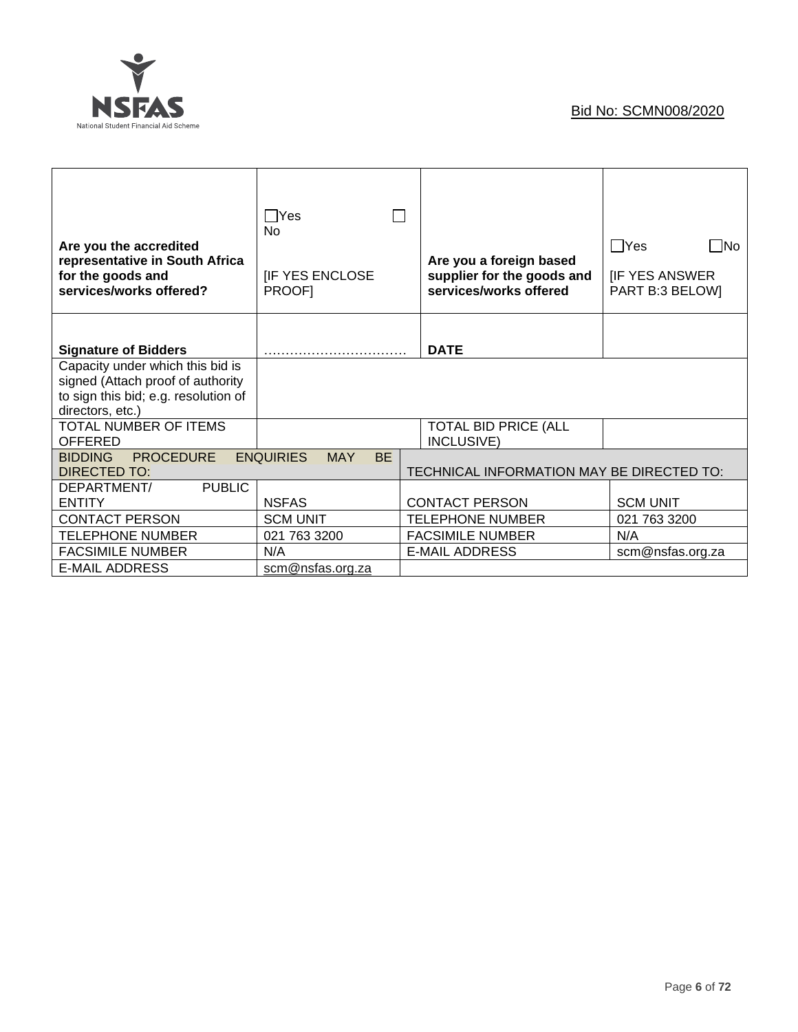Bid No: SCMN008/2020

| **Are you the accredited representative in South Africa for the goods and services/works offered?** | ☐Yes ☐ No<br><br>[IF YES ENCLOSE PROOF] | **Are you a foreign based supplier for the goods and services/works offered** | ☐Yes ☐No<br><br>[IF YES ANSWER PART B:3 BELOW] |
|---|---|---|---|
| **Signature of Bidders** | …………………………… | **DATE** | |
| Capacity under which this bid is signed (Attach proof of authority to sign this bid; e.g. resolution of directors, etc.) | | | |
| TOTAL NUMBER OF ITEMS OFFERED | | TOTAL BID PRICE (ALL INCLUSIVE) | |
| BIDDING PROCEDURE ENQUIRIES MAY BE DIRECTED TO: | | TECHNICAL INFORMATION MAY BE DIRECTED TO: | |
| DEPARTMENT/ PUBLIC ENTITY | NSFAS | CONTACT PERSON | SCM UNIT |
| CONTACT PERSON | SCM UNIT | TELEPHONE NUMBER | 021 763 3200 |
| TELEPHONE NUMBER | 021 763 3200 | FACSIMILE NUMBER | N/A |
| FACSIMILE NUMBER | N/A | E-MAIL ADDRESS | scm@nsfas.org.za |
| E-MAIL ADDRESS | scm@nsfas.org.za | | |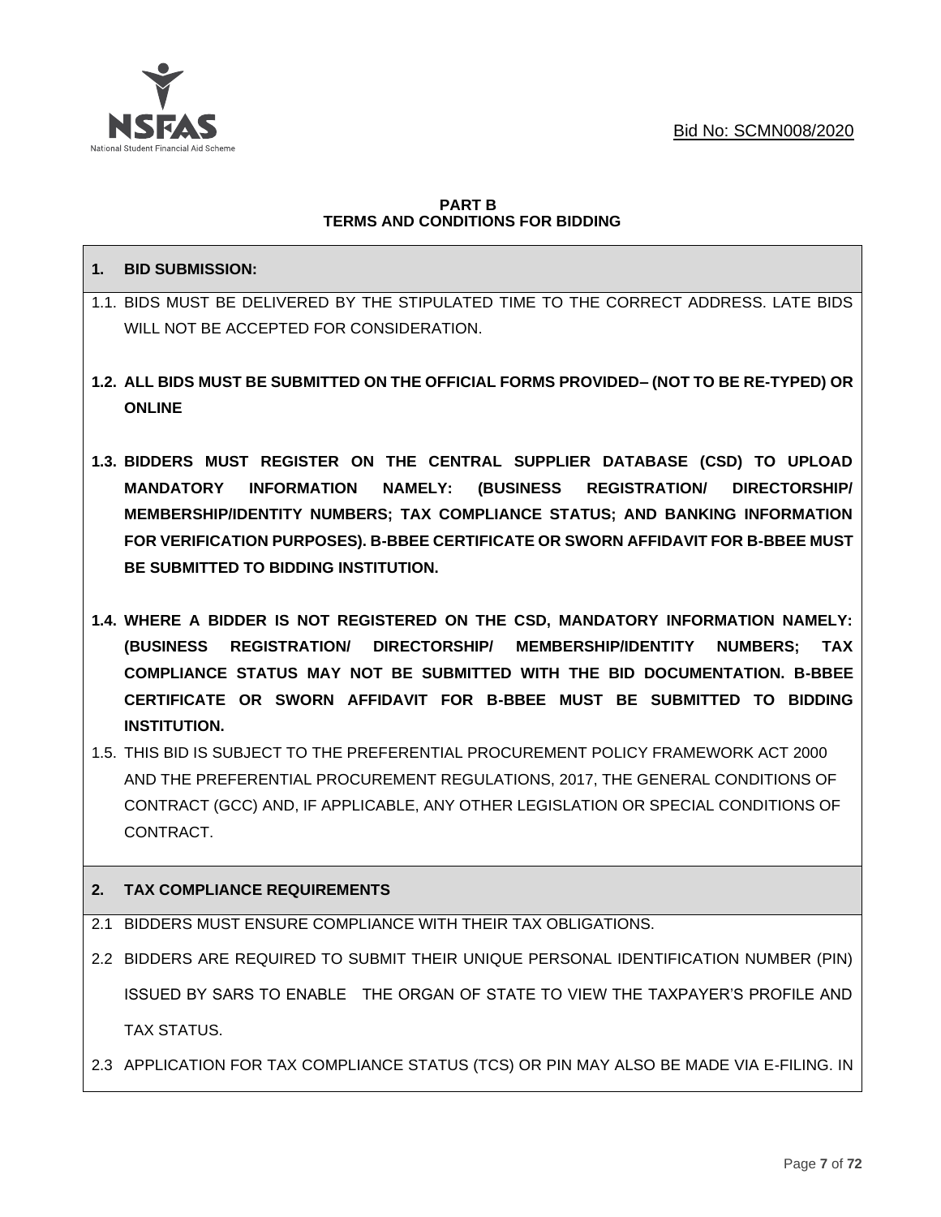**PART B**
**TERMS AND CONDITIONS FOR BIDDING**

**1. BID SUBMISSION:**

1.1. BIDS MUST BE DELIVERED BY THE STIPULATED TIME TO THE CORRECT ADDRESS. LATE BIDS WILL NOT BE ACCEPTED FOR CONSIDERATION.

**1.2. ALL BIDS MUST BE SUBMITTED ON THE OFFICIAL FORMS PROVIDED– (NOT TO BE RE-TYPED) OR ONLINE**

**1.3. BIDDERS MUST REGISTER ON THE CENTRAL SUPPLIER DATABASE (CSD) TO UPLOAD MANDATORY INFORMATION NAMELY: (BUSINESS REGISTRATION/ DIRECTORSHIP/ MEMBERSHIP/IDENTITY NUMBERS; TAX COMPLIANCE STATUS; AND BANKING INFORMATION FOR VERIFICATION PURPOSES). B-BBEE CERTIFICATE OR SWORN AFFIDAVIT FOR B-BBEE MUST BE SUBMITTED TO BIDDING INSTITUTION.**

**1.4. WHERE A BIDDER IS NOT REGISTERED ON THE CSD, MANDATORY INFORMATION NAMELY: (BUSINESS REGISTRATION/ DIRECTORSHIP/ MEMBERSHIP/IDENTITY NUMBERS; TAX COMPLIANCE STATUS MAY NOT BE SUBMITTED WITH THE BID DOCUMENTATION. B-BBEE CERTIFICATE OR SWORN AFFIDAVIT FOR B-BBEE MUST BE SUBMITTED TO BIDDING INSTITUTION.**

1.5. THIS BID IS SUBJECT TO THE PREFERENTIAL PROCUREMENT POLICY FRAMEWORK ACT 2000 AND THE PREFERENTIAL PROCUREMENT REGULATIONS, 2017, THE GENERAL CONDITIONS OF CONTRACT (GCC) AND, IF APPLICABLE, ANY OTHER LEGISLATION OR SPECIAL CONDITIONS OF CONTRACT.

**2. TAX COMPLIANCE REQUIREMENTS**

2.1 BIDDERS MUST ENSURE COMPLIANCE WITH THEIR TAX OBLIGATIONS.

2.2 BIDDERS ARE REQUIRED TO SUBMIT THEIR UNIQUE PERSONAL IDENTIFICATION NUMBER (PIN) ISSUED BY SARS TO ENABLE THE ORGAN OF STATE TO VIEW THE TAXPAYER'S PROFILE AND TAX STATUS.

2.3 APPLICATION FOR TAX COMPLIANCE STATUS (TCS) OR PIN MAY ALSO BE MADE VIA E-FILING. IN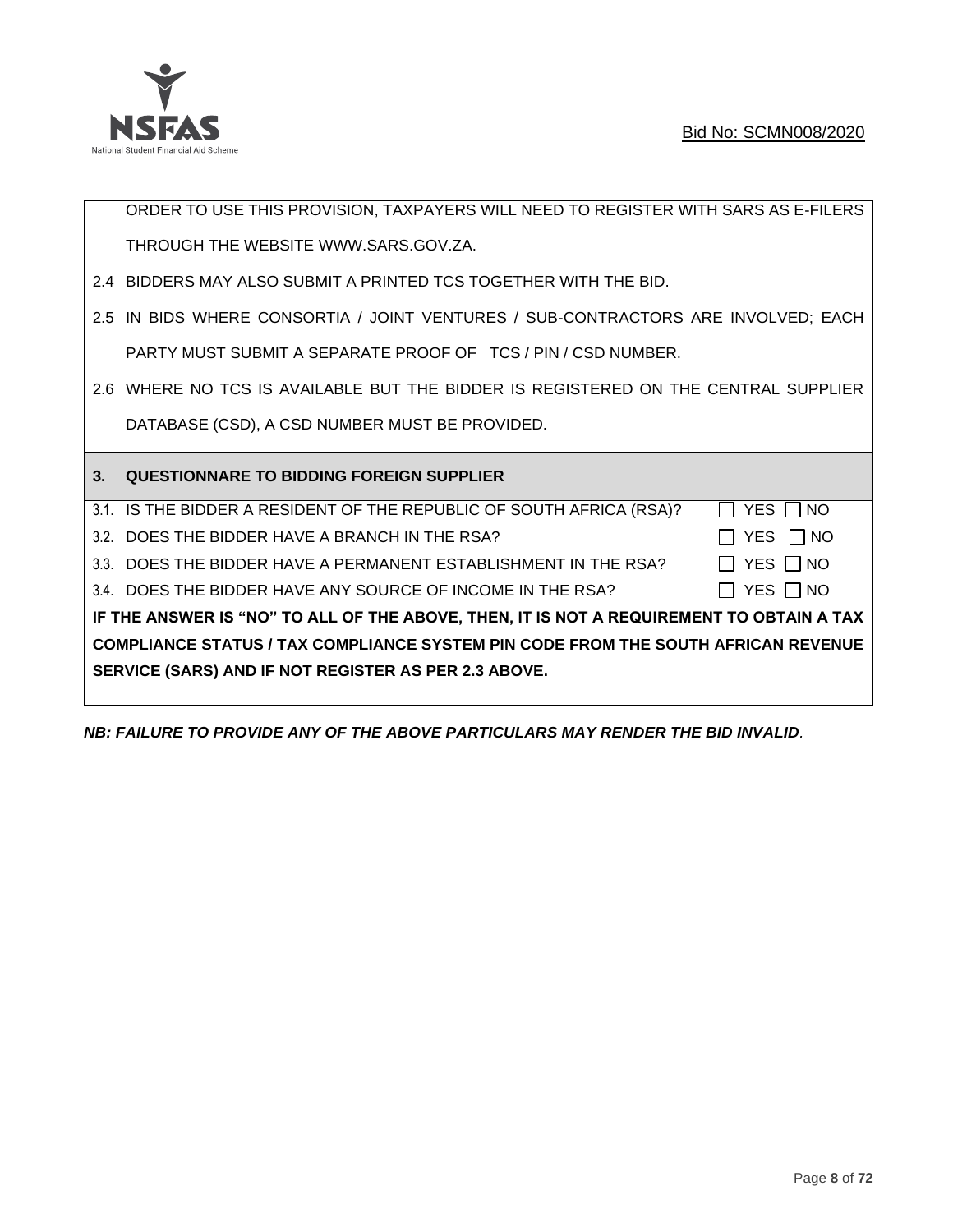ORDER TO USE THIS PROVISION, TAXPAYERS WILL NEED TO REGISTER WITH SARS AS E-FILERS THROUGH THE WEBSITE WWW.SARS.GOV.ZA.

2.4 BIDDERS MAY ALSO SUBMIT A PRINTED TCS TOGETHER WITH THE BID.

2.5 IN BIDS WHERE CONSORTIA / JOINT VENTURES / SUB-CONTRACTORS ARE INVOLVED; EACH PARTY MUST SUBMIT A SEPARATE PROOF OF TCS / PIN / CSD NUMBER.

2.6 WHERE NO TCS IS AVAILABLE BUT THE BIDDER IS REGISTERED ON THE CENTRAL SUPPLIER DATABASE (CSD), A CSD NUMBER MUST BE PROVIDED.

## 3. QUESTIONNAIRE TO BIDDING FOREIGN SUPPLIER

3.1. IS THE BIDDER A RESIDENT OF THE REPUBLIC OF SOUTH AFRICA (RSA)? ☐ YES ☐ NO

3.2. DOES THE BIDDER HAVE A BRANCH IN THE RSA? ☐ YES ☐ NO

3.3. DOES THE BIDDER HAVE A PERMANENT ESTABLISHMENT IN THE RSA? ☐ YES ☐ NO

3.4. DOES THE BIDDER HAVE ANY SOURCE OF INCOME IN THE RSA? ☐ YES ☐ NO

**IF THE ANSWER IS "NO" TO ALL OF THE ABOVE, THEN, IT IS NOT A REQUIREMENT TO OBTAIN A TAX COMPLIANCE STATUS / TAX COMPLIANCE SYSTEM PIN CODE FROM THE SOUTH AFRICAN REVENUE SERVICE (SARS) AND IF NOT REGISTER AS PER 2.3 ABOVE.**

***NB: FAILURE TO PROVIDE ANY OF THE ABOVE PARTICULARS MAY RENDER THE BID INVALID***.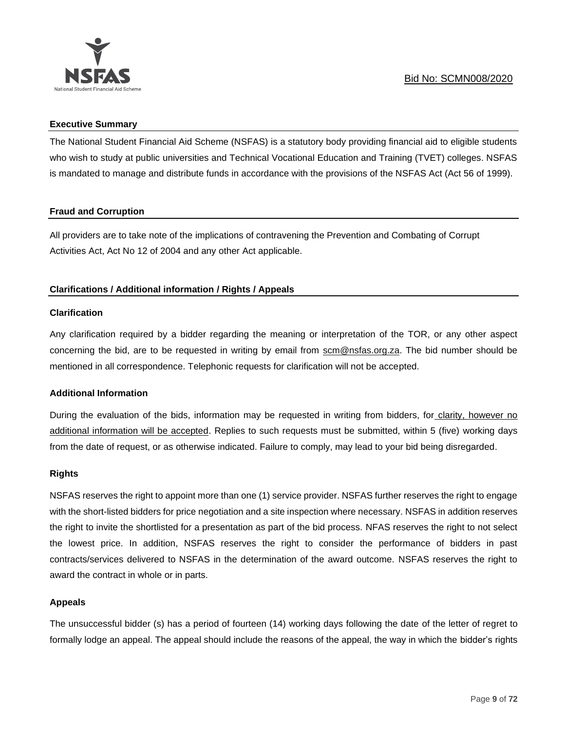**Executive Summary**

The National Student Financial Aid Scheme (NSFAS) is a statutory body providing financial aid to eligible students who wish to study at public universities and Technical Vocational Education and Training (TVET) colleges. NSFAS is mandated to manage and distribute funds in accordance with the provisions of the NSFAS Act (Act 56 of 1999).

**Fraud and Corruption**

All providers are to take note of the implications of contravening the Prevention and Combating of Corrupt Activities Act, Act No 12 of 2004 and any other Act applicable.

**Clarifications / Additional information / Rights / Appeals**

**Clarification**

Any clarification required by a bidder regarding the meaning or interpretation of the TOR, or any other aspect concerning the bid, are to be requested in writing by email from scm@nsfas.org.za. The bid number should be mentioned in all correspondence. Telephonic requests for clarification will not be accepted.

**Additional Information**

During the evaluation of the bids, information may be requested in writing from bidders, for clarity, however no additional information will be accepted. Replies to such requests must be submitted, within 5 (five) working days from the date of request, or as otherwise indicated. Failure to comply, may lead to your bid being disregarded.

**Rights**

NSFAS reserves the right to appoint more than one (1) service provider. NSFAS further reserves the right to engage with the short-listed bidders for price negotiation and a site inspection where necessary. NSFAS in addition reserves the right to invite the shortlisted for a presentation as part of the bid process. NFAS reserves the right to not select the lowest price. In addition, NSFAS reserves the right to consider the performance of bidders in past contracts/services delivered to NSFAS in the determination of the award outcome. NSFAS reserves the right to award the contract in whole or in parts.

**Appeals**

The unsuccessful bidder (s) has a period of fourteen (14) working days following the date of the letter of regret to formally lodge an appeal. The appeal should include the reasons of the appeal, the way in which the bidder's rights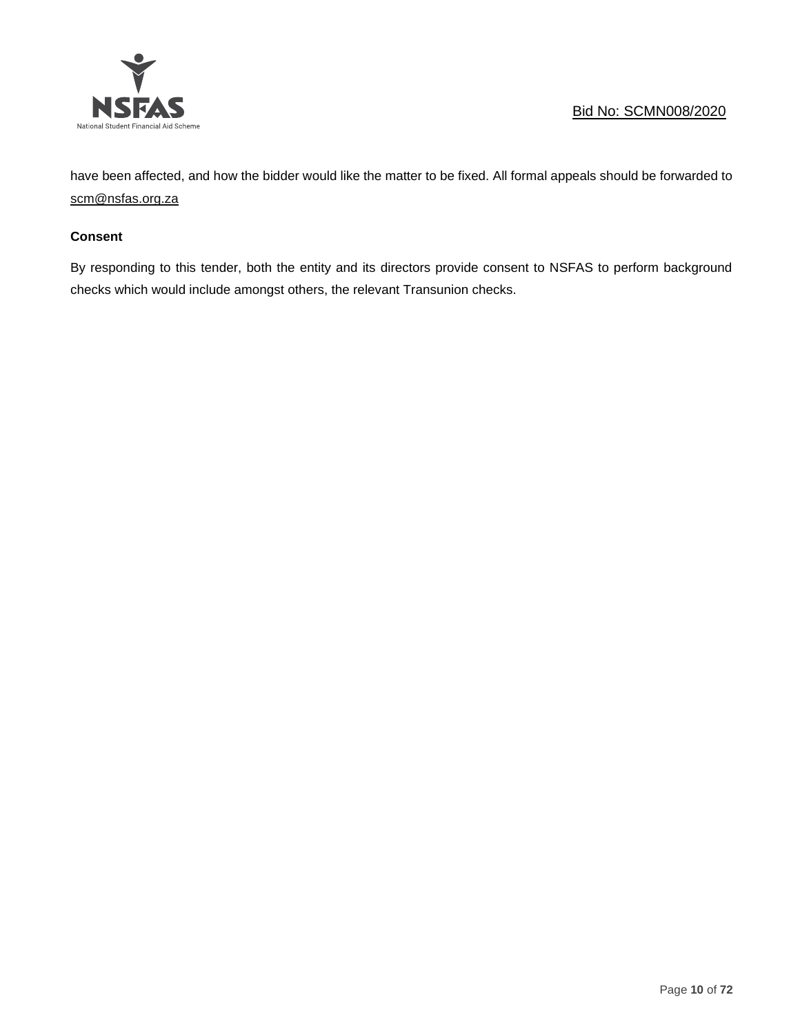have been affected, and how the bidder would like the matter to be fixed. All formal appeals should be forwarded to scm@nsfas.org.za

**Consent**

By responding to this tender, both the entity and its directors provide consent to NSFAS to perform background checks which would include amongst others, the relevant Transunion checks.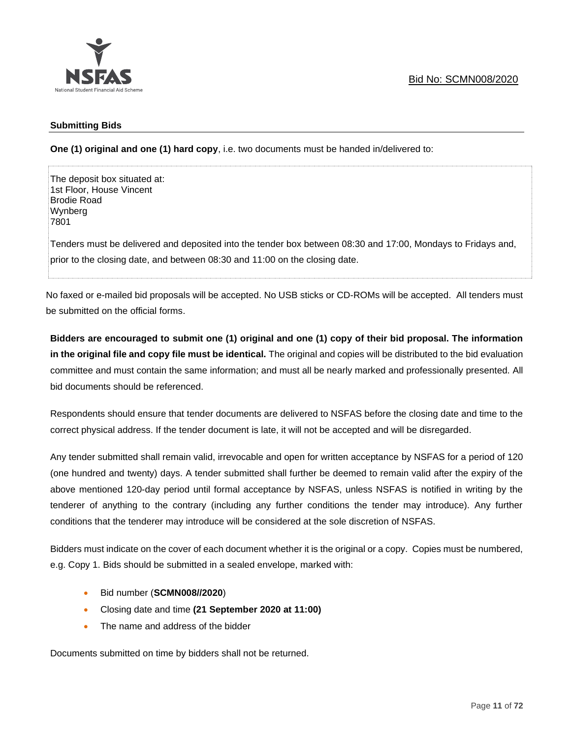### Submitting Bids

**One (1) original and one (1) hard copy**, i.e. two documents must be handed in/delivered to:

The deposit box situated at:
1st Floor, House Vincent
Brodie Road
Wynberg
7801

Tenders must be delivered and deposited into the tender box between 08:30 and 17:00, Mondays to Fridays and, prior to the closing date, and between 08:30 and 11:00 on the closing date.

No faxed or e-mailed bid proposals will be accepted. No USB sticks or CD-ROMs will be accepted. All tenders must be submitted on the official forms.

**Bidders are encouraged to submit one (1) original and one (1) copy of their bid proposal. The information in the original file and copy file must be identical.** The original and copies will be distributed to the bid evaluation committee and must contain the same information; and must all be nearly marked and professionally presented. All bid documents should be referenced.

Respondents should ensure that tender documents are delivered to NSFAS before the closing date and time to the correct physical address. If the tender document is late, it will not be accepted and will be disregarded.

Any tender submitted shall remain valid, irrevocable and open for written acceptance by NSFAS for a period of 120 (one hundred and twenty) days. A tender submitted shall further be deemed to remain valid after the expiry of the above mentioned 120-day period until formal acceptance by NSFAS, unless NSFAS is notified in writing by the tenderer of anything to the contrary (including any further conditions the tender may introduce). Any further conditions that the tenderer may introduce will be considered at the sole discretion of NSFAS.

Bidders must indicate on the cover of each document whether it is the original or a copy. Copies must be numbered, e.g. Copy 1. Bids should be submitted in a sealed envelope, marked with:

- Bid number (**SCMN008//2020**)
- Closing date and time **(21 September 2020 at 11:00)**
- The name and address of the bidder

Documents submitted on time by bidders shall not be returned.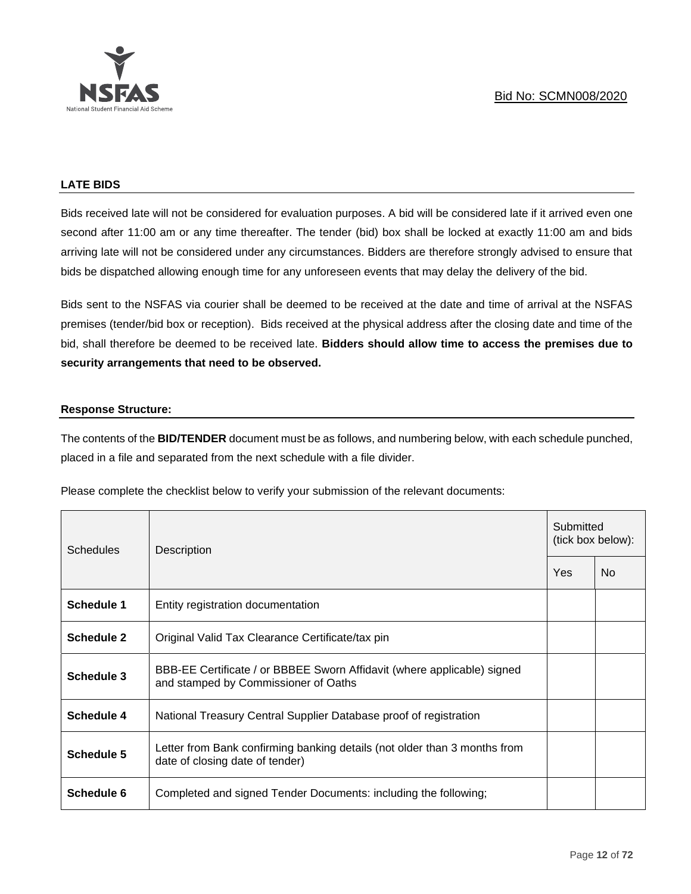### LATE BIDS

Bids received late will not be considered for evaluation purposes. A bid will be considered late if it arrived even one second after 11:00 am or any time thereafter. The tender (bid) box shall be locked at exactly 11:00 am and bids arriving late will not be considered under any circumstances. Bidders are therefore strongly advised to ensure that bids be dispatched allowing enough time for any unforeseen events that may delay the delivery of the bid.

Bids sent to the NSFAS via courier shall be deemed to be received at the date and time of arrival at the NSFAS premises (tender/bid box or reception). Bids received at the physical address after the closing date and time of the bid, shall therefore be deemed to be received late. **Bidders should allow time to access the premises due to security arrangements that need to be observed.**

### Response Structure:

The contents of the **BID/TENDER** document must be as follows, and numbering below, with each schedule punched, placed in a file and separated from the next schedule with a file divider.

Please complete the checklist below to verify your submission of the relevant documents:

| Schedules | Description | Submitted (tick box below): | |
|---|---|---|---|
| | | Yes | No |
| **Schedule 1** | Entity registration documentation | | |
| **Schedule 2** | Original Valid Tax Clearance Certificate/tax pin | | |
| **Schedule 3** | BBB-EE Certificate / or BBBEE Sworn Affidavit (where applicable) signed and stamped by Commissioner of Oaths | | |
| **Schedule 4** | National Treasury Central Supplier Database proof of registration | | |
| **Schedule 5** | Letter from Bank confirming banking details (not older than 3 months from date of closing date of tender) | | |
| **Schedule 6** | Completed and signed Tender Documents: including the following; | | |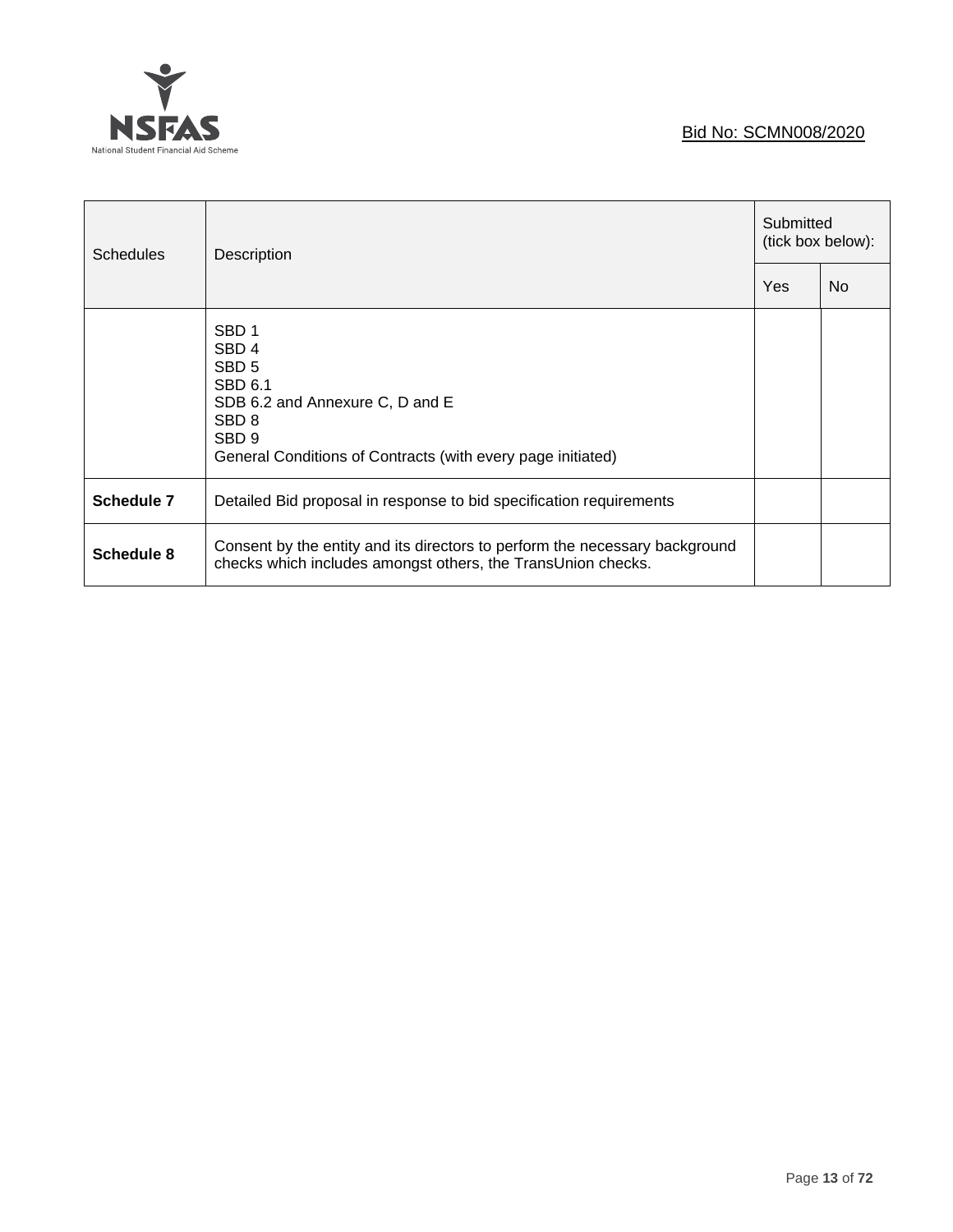| Schedules | Description | Submitted (tick box below): | |
|---|---|---|---|
| | | Yes | No |
| | SBD 1<br>SBD 4<br>SBD 5<br>SBD 6.1<br>SDB 6.2 and Annexure C, D and E<br>SBD 8<br>SBD 9<br>General Conditions of Contracts (with every page initiated) | | |
| **Schedule 7** | Detailed Bid proposal in response to bid specification requirements | | |
| **Schedule 8** | Consent by the entity and its directors to perform the necessary background checks which includes amongst others, the TransUnion checks. | | |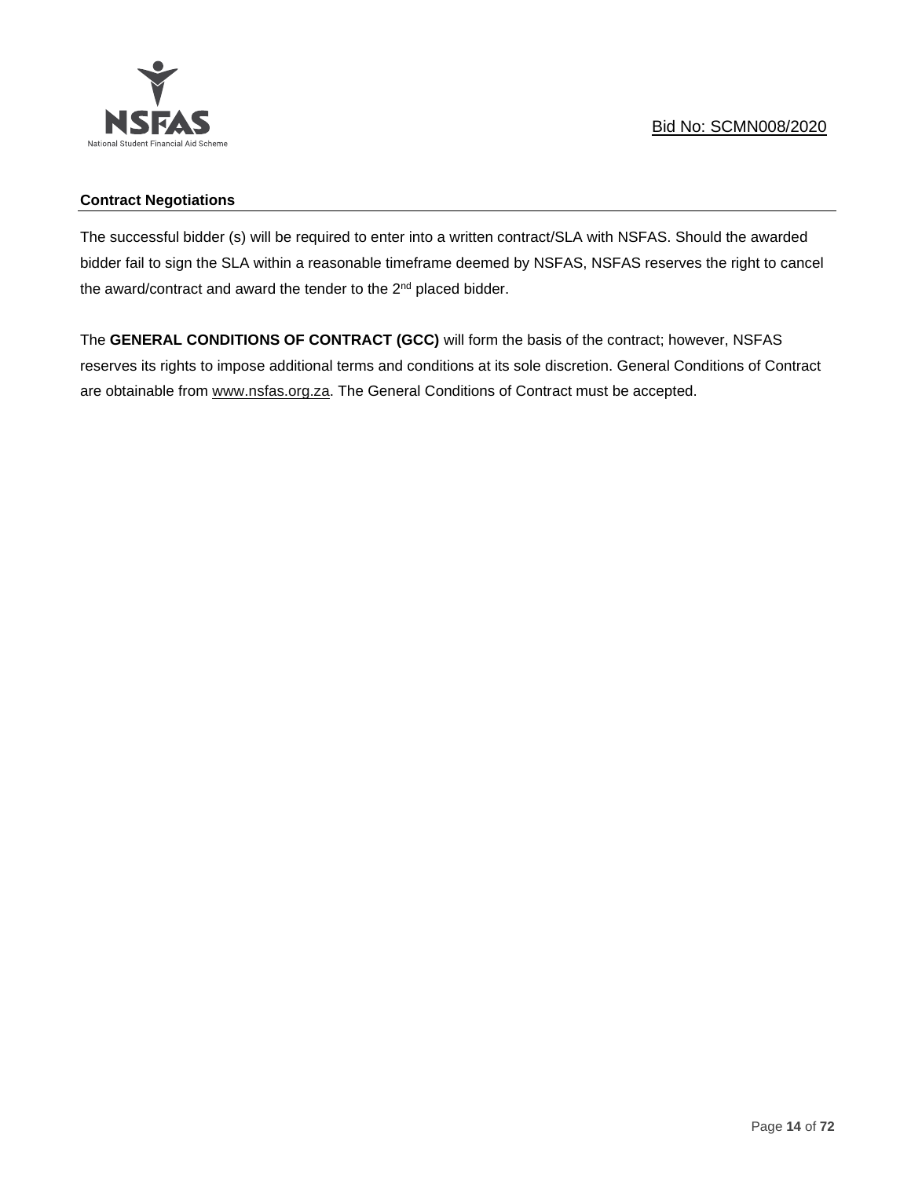## Contract Negotiations

The successful bidder (s) will be required to enter into a written contract/SLA with NSFAS. Should the awarded bidder fail to sign the SLA within a reasonable timeframe deemed by NSFAS, NSFAS reserves the right to cancel the award/contract and award the tender to the 2nd placed bidder.

The **GENERAL CONDITIONS OF CONTRACT (GCC)** will form the basis of the contract; however, NSFAS reserves its rights to impose additional terms and conditions at its sole discretion. General Conditions of Contract are obtainable from www.nsfas.org.za. The General Conditions of Contract must be accepted.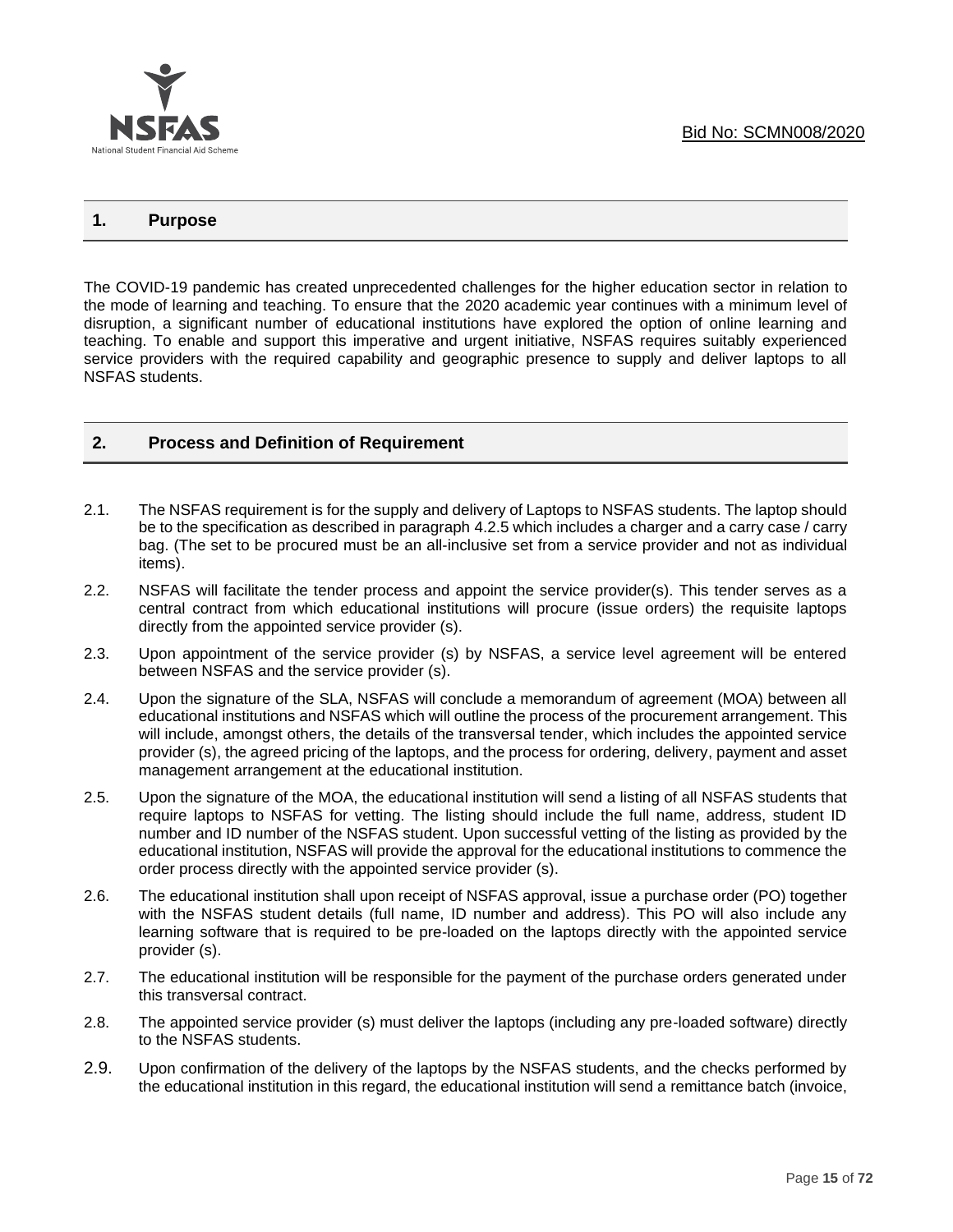## 1. Purpose

The COVID-19 pandemic has created unprecedented challenges for the higher education sector in relation to the mode of learning and teaching. To ensure that the 2020 academic year continues with a minimum level of disruption, a significant number of educational institutions have explored the option of online learning and teaching. To enable and support this imperative and urgent initiative, NSFAS requires suitably experienced service providers with the required capability and geographic presence to supply and deliver laptops to all NSFAS students.

## 2. Process and Definition of Requirement

2.1. The NSFAS requirement is for the supply and delivery of Laptops to NSFAS students. The laptop should be to the specification as described in paragraph 4.2.5 which includes a charger and a carry case / carry bag. (The set to be procured must be an all-inclusive set from a service provider and not as individual items).

2.2. NSFAS will facilitate the tender process and appoint the service provider(s). This tender serves as a central contract from which educational institutions will procure (issue orders) the requisite laptops directly from the appointed service provider (s).

2.3. Upon appointment of the service provider (s) by NSFAS, a service level agreement will be entered between NSFAS and the service provider (s).

2.4. Upon the signature of the SLA, NSFAS will conclude a memorandum of agreement (MOA) between all educational institutions and NSFAS which will outline the process of the procurement arrangement. This will include, amongst others, the details of the transversal tender, which includes the appointed service provider (s), the agreed pricing of the laptops, and the process for ordering, delivery, payment and asset management arrangement at the educational institution.

2.5. Upon the signature of the MOA, the educational institution will send a listing of all NSFAS students that require laptops to NSFAS for vetting. The listing should include the full name, address, student ID number and ID number of the NSFAS student. Upon successful vetting of the listing as provided by the educational institution, NSFAS will provide the approval for the educational institutions to commence the order process directly with the appointed service provider (s).

2.6. The educational institution shall upon receipt of NSFAS approval, issue a purchase order (PO) together with the NSFAS student details (full name, ID number and address). This PO will also include any learning software that is required to be pre-loaded on the laptops directly with the appointed service provider (s).

2.7. The educational institution will be responsible for the payment of the purchase orders generated under this transversal contract.

2.8. The appointed service provider (s) must deliver the laptops (including any pre-loaded software) directly to the NSFAS students.

2.9. Upon confirmation of the delivery of the laptops by the NSFAS students, and the checks performed by the educational institution in this regard, the educational institution will send a remittance batch (invoice,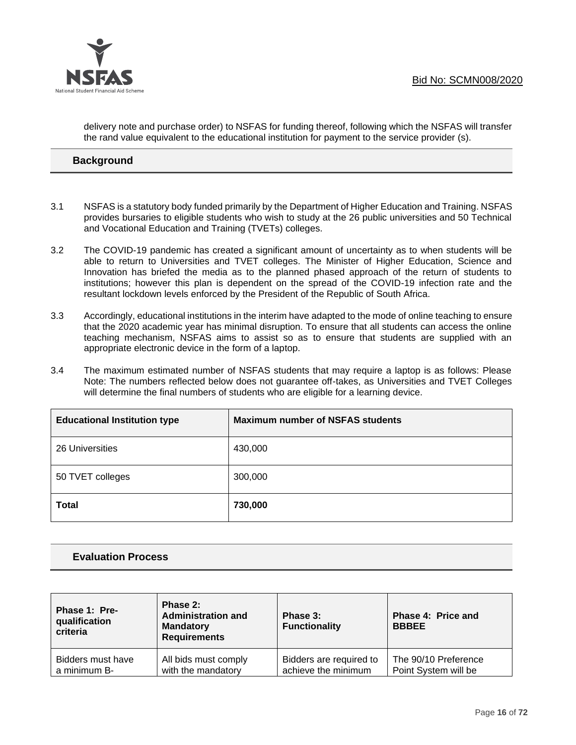delivery note and purchase order) to NSFAS for funding thereof, following which the NSFAS will transfer the rand value equivalent to the educational institution for payment to the service provider (s).

## Background

3.1 NSFAS is a statutory body funded primarily by the Department of Higher Education and Training. NSFAS provides bursaries to eligible students who wish to study at the 26 public universities and 50 Technical and Vocational Education and Training (TVETs) colleges.

3.2 The COVID-19 pandemic has created a significant amount of uncertainty as to when students will be able to return to Universities and TVET colleges. The Minister of Higher Education, Science and Innovation has briefed the media as to the planned phased approach of the return of students to institutions; however this plan is dependent on the spread of the COVID-19 infection rate and the resultant lockdown levels enforced by the President of the Republic of South Africa.

3.3 Accordingly, educational institutions in the interim have adapted to the mode of online teaching to ensure that the 2020 academic year has minimal disruption. To ensure that all students can access the online teaching mechanism, NSFAS aims to assist so as to ensure that students are supplied with an appropriate electronic device in the form of a laptop.

3.4 The maximum estimated number of NSFAS students that may require a laptop is as follows: Please Note: The numbers reflected below does not guarantee off-takes, as Universities and TVET Colleges will determine the final numbers of students who are eligible for a learning device.

| Educational Institution type | Maximum number of NSFAS students |
|---|---|
| 26 Universities | 430,000 |
| 50 TVET colleges | 300,000 |
| **Total** | **730,000** |

## Evaluation Process

| Phase 1: Pre-qualification criteria | Phase 2: Administration and Mandatory Requirements | Phase 3: Functionality | Phase 4: Price and BBBEE |
|---|---|---|---|
| Bidders must have a minimum B- | All bids must comply with the mandatory | Bidders are required to achieve the minimum | The 90/10 Preference Point System will be |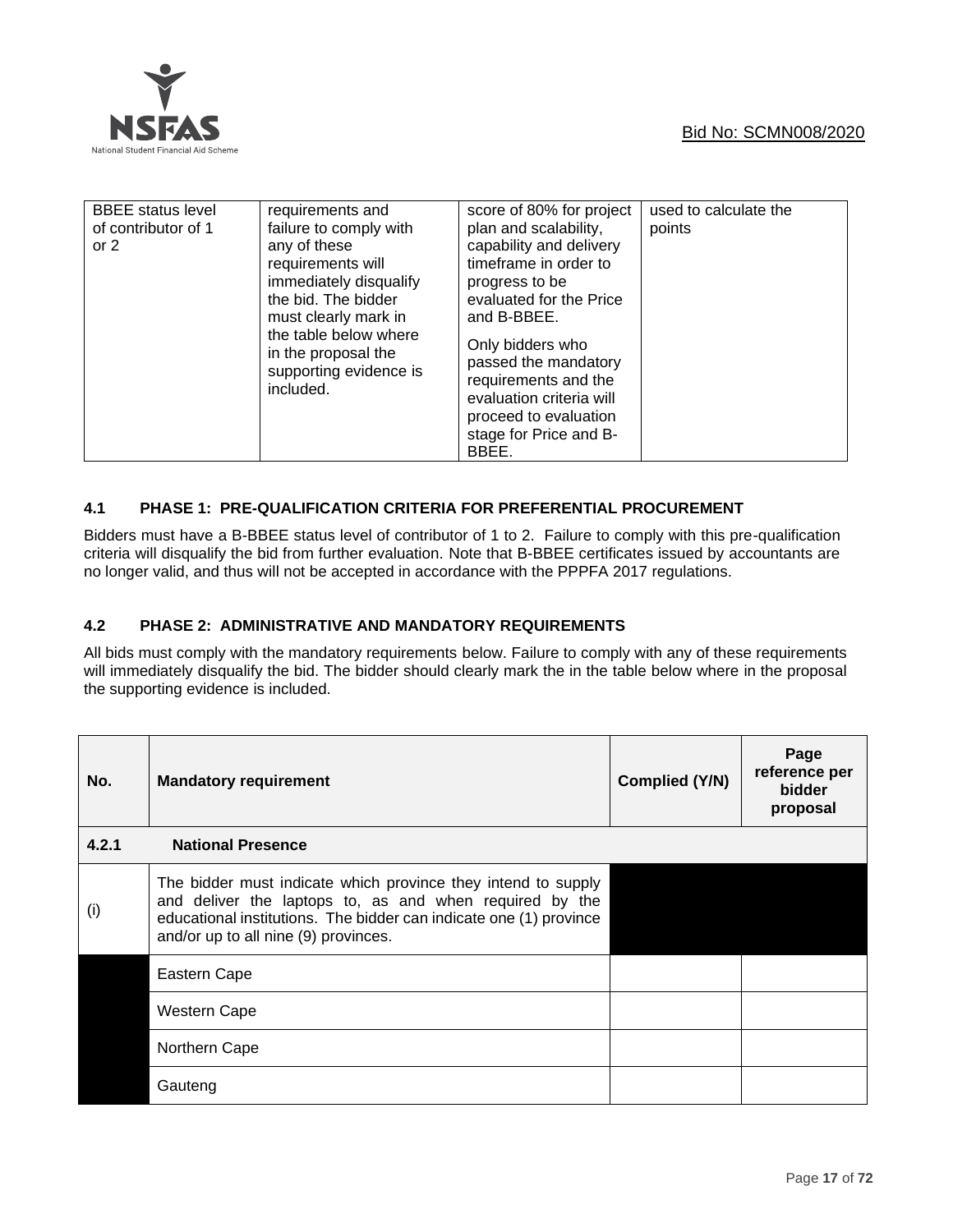| BBEE status level of contributor of 1 or 2 | requirements and failure to comply with any of these requirements will immediately disqualify the bid. The bidder must clearly mark in the table below where in the proposal the supporting evidence is included. | score of 80% for project plan and scalability, capability and delivery timeframe in order to progress to be evaluated for the Price and B-BBEE.<br><br>Only bidders who passed the mandatory requirements and the evaluation criteria will proceed to evaluation stage for Price and B-BBEE. | used to calculate the points |
|---|---|---|---|

### 4.1 PHASE 1: PRE-QUALIFICATION CRITERIA FOR PREFERENTIAL PROCUREMENT

Bidders must have a B-BBEE status level of contributor of 1 to 2. Failure to comply with this pre-qualification criteria will disqualify the bid from further evaluation. Note that B-BBEE certificates issued by accountants are no longer valid, and thus will not be accepted in accordance with the PPPFA 2017 regulations.

### 4.2 PHASE 2: ADMINISTRATIVE AND MANDATORY REQUIREMENTS

All bids must comply with the mandatory requirements below. Failure to comply with any of these requirements will immediately disqualify the bid. The bidder should clearly mark the in the table below where in the proposal the supporting evidence is included.

| No. | Mandatory requirement | Complied (Y/N) | Page reference per bidder proposal |
|---|---|---|---|
| **4.2.1** | **National Presence** | | |
| (i) | The bidder must indicate which province they intend to supply and deliver the laptops to, as and when required by the educational institutions. The bidder can indicate one (1) province and/or up to all nine (9) provinces. | | |
| | Eastern Cape | | |
| | Western Cape | | |
| | Northern Cape | | |
| | Gauteng | | |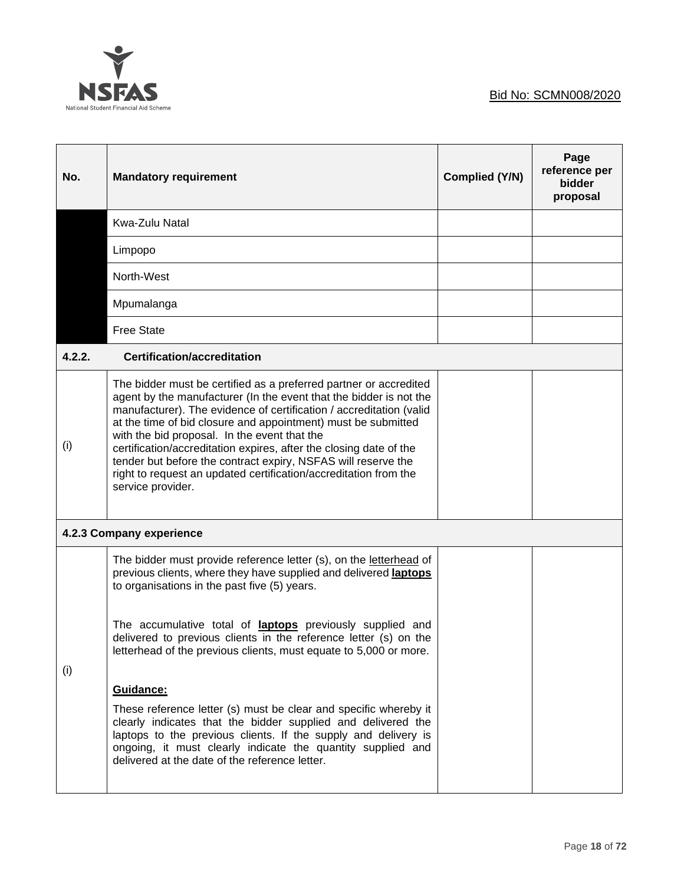| No. | Mandatory requirement | Complied (Y/N) | Page reference per bidder proposal |
|---|---|---|---|
| | Kwa-Zulu Natal | | |
| | Limpopo | | |
| | North-West | | |
| | Mpumalanga | | |
| | Free State | | |
| **4.2.2.** | **Certification/accreditation** | | |
| (i) | The bidder must be certified as a preferred partner or accredited agent by the manufacturer (In the event that the bidder is not the manufacturer). The evidence of certification / accreditation (valid at the time of bid closure and appointment) must be submitted with the bid proposal. In the event that the certification/accreditation expires, after the closing date of the tender but before the contract expiry, NSFAS will reserve the right to request an updated certification/accreditation from the service provider. | | |
| **4.2.3 Company experience** | | | |
| (i) | The bidder must provide reference letter (s), on the letterhead of previous clients, where they have supplied and delivered **laptops** to organisations in the past five (5) years.<br><br>The accumulative total of **laptops** previously supplied and delivered to previous clients in the reference letter (s) on the letterhead of the previous clients, must equate to 5,000 or more.<br><br>**Guidance:**<br><br>These reference letter (s) must be clear and specific whereby it clearly indicates that the bidder supplied and delivered the laptops to the previous clients. If the supply and delivery is ongoing, it must clearly indicate the quantity supplied and delivered at the date of the reference letter. | | |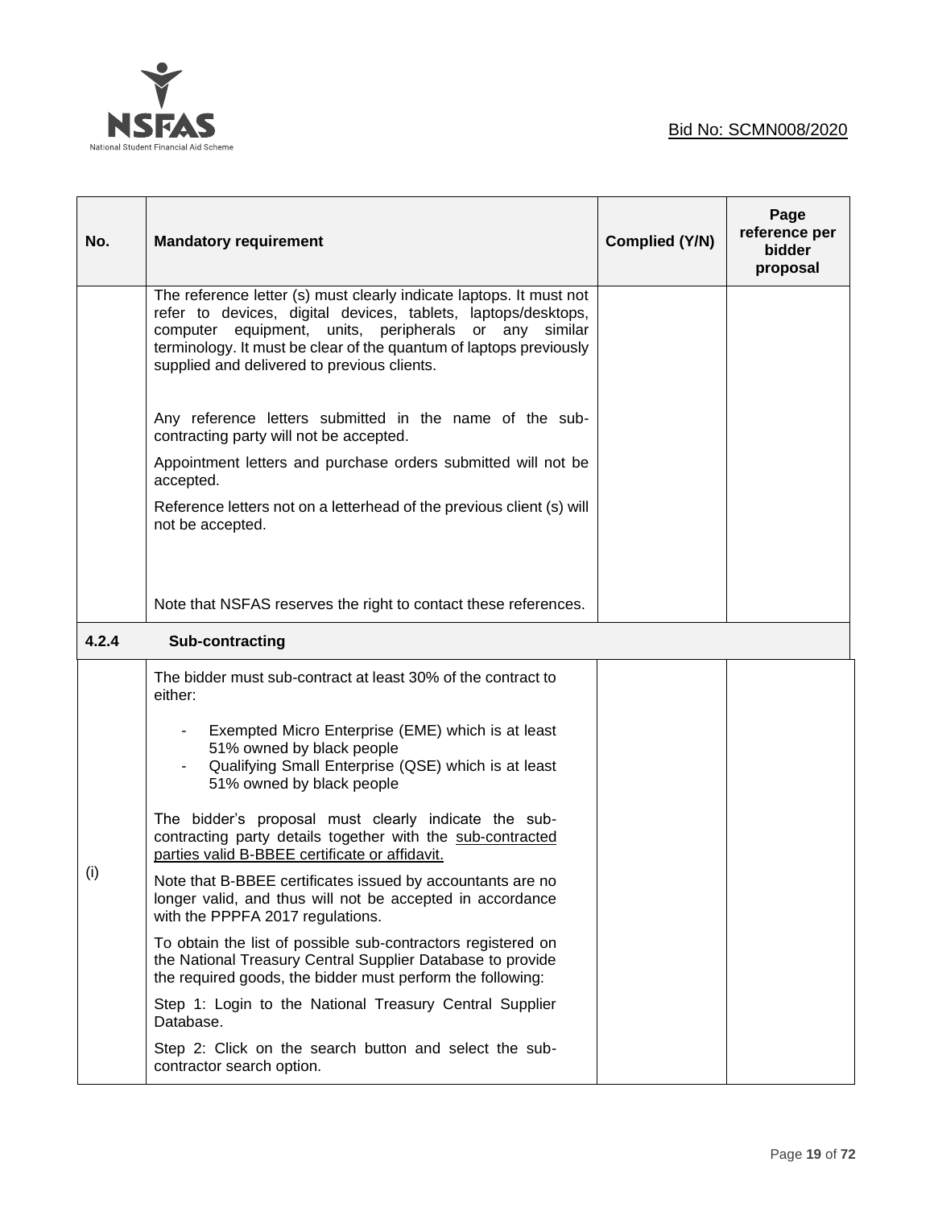| No. | Mandatory requirement | Complied (Y/N) | Page reference per bidder proposal |
|---|---|---|---|
| | The reference letter (s) must clearly indicate laptops. It must not refer to devices, digital devices, tablets, laptops/desktops, computer equipment, units, peripherals or any similar terminology. It must be clear of the quantum of laptops previously supplied and delivered to previous clients.<br><br>Any reference letters submitted in the name of the sub-contracting party will not be accepted.<br><br>Appointment letters and purchase orders submitted will not be accepted.<br><br>Reference letters not on a letterhead of the previous client (s) will not be accepted.<br><br>Note that NSFAS reserves the right to contact these references. | | |
| **4.2.4** | **Sub-contracting** | | |
| (i) | The bidder must sub-contract at least 30% of the contract to either:<br><br>- Exempted Micro Enterprise (EME) which is at least 51% owned by black people<br>- Qualifying Small Enterprise (QSE) which is at least 51% owned by black people<br><br>The bidder's proposal must clearly indicate the sub-contracting party details together with the <u>sub-contracted parties valid B-BBEE certificate or affidavit.</u><br><br>Note that B-BBEE certificates issued by accountants are no longer valid, and thus will not be accepted in accordance with the PPPFA 2017 regulations.<br><br>To obtain the list of possible sub-contractors registered on the National Treasury Central Supplier Database to provide the required goods, the bidder must perform the following:<br><br>Step 1: Login to the National Treasury Central Supplier Database.<br><br>Step 2: Click on the search button and select the sub-contractor search option. | | |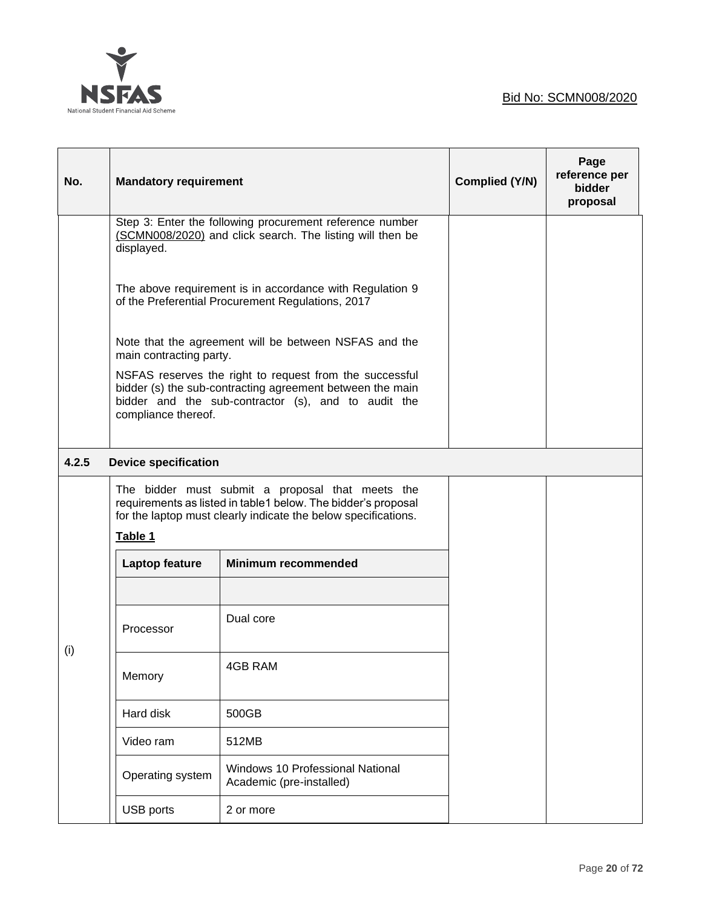| No. | Mandatory requirement | Complied (Y/N) | Page reference per bidder proposal |
|---|---|---|---|
| | Step 3: Enter the following procurement reference number (SCMN008/2020) and click search. The listing will then be displayed.<br><br>The above requirement is in accordance with Regulation 9 of the Preferential Procurement Regulations, 2017<br><br>Note that the agreement will be between NSFAS and the main contracting party.<br><br>NSFAS reserves the right to request from the successful bidder (s) the sub-contracting agreement between the main bidder and the sub-contractor (s), and to audit the compliance thereof. | | |
| **4.2.5** | **Device specification** | | |
| (i) | The bidder must submit a proposal that meets the requirements as listed in table1 below. The bidder's proposal for the laptop must clearly indicate the below specifications. | | |

**Table 1**

| Laptop feature | Minimum recommended |
|---|---|
| | |
| Processor | Dual core |
| Memory | 4GB RAM |
| Hard disk | 500GB |
| Video ram | 512MB |
| Operating system | Windows 10 Professional National Academic (pre-installed) |
| USB ports | 2 or more |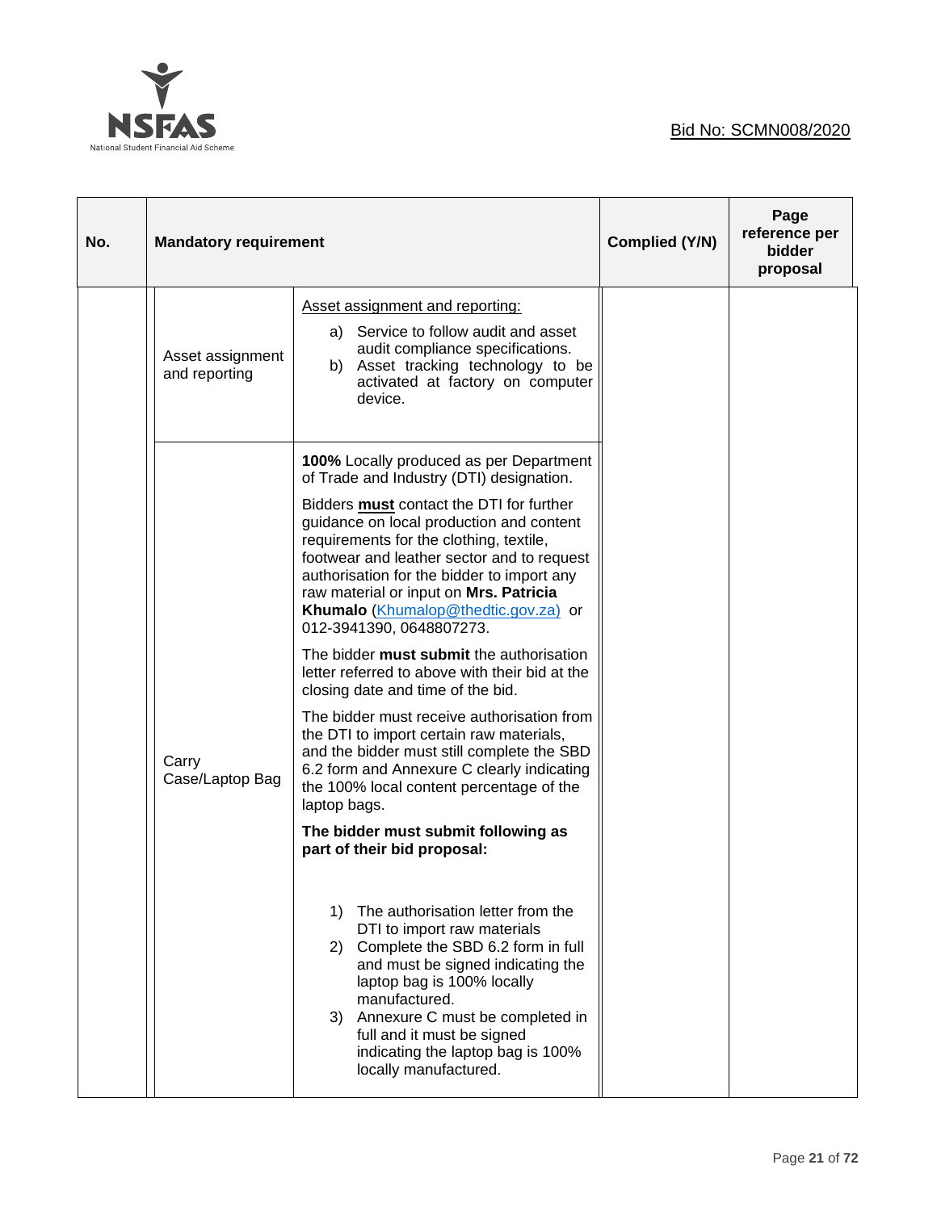| No. | Mandatory requirement | | Complied (Y/N) | Page reference per bidder proposal |
|---|---|---|---|---|
| | Asset assignment and reporting | Asset assignment and reporting:<br><br>a) Service to follow audit and asset audit compliance specifications.<br>b) Asset tracking technology to be activated at factory on computer device. | | |
| | Carry Case/Laptop Bag | **100%** Locally produced as per Department of Trade and Industry (DTI) designation.<br><br>Bidders **must** contact the DTI for further guidance on local production and content requirements for the clothing, textile, footwear and leather sector and to request authorisation for the bidder to import any raw material or input on **Mrs. Patricia Khumalo** (Khumalop@thedtic.gov.za) or 012-3941390, 0648807273.<br><br>The bidder **must submit** the authorisation letter referred to above with their bid at the closing date and time of the bid.<br><br>The bidder must receive authorisation from the DTI to import certain raw materials, and the bidder must still complete the SBD 6.2 form and Annexure C clearly indicating the 100% local content percentage of the laptop bags.<br><br>**The bidder must submit following as part of their bid proposal:**<br><br>1) The authorisation letter from the DTI to import raw materials<br>2) Complete the SBD 6.2 form in full and must be signed indicating the laptop bag is 100% locally manufactured.<br>3) Annexure C must be completed in full and it must be signed indicating the laptop bag is 100% locally manufactured. | | |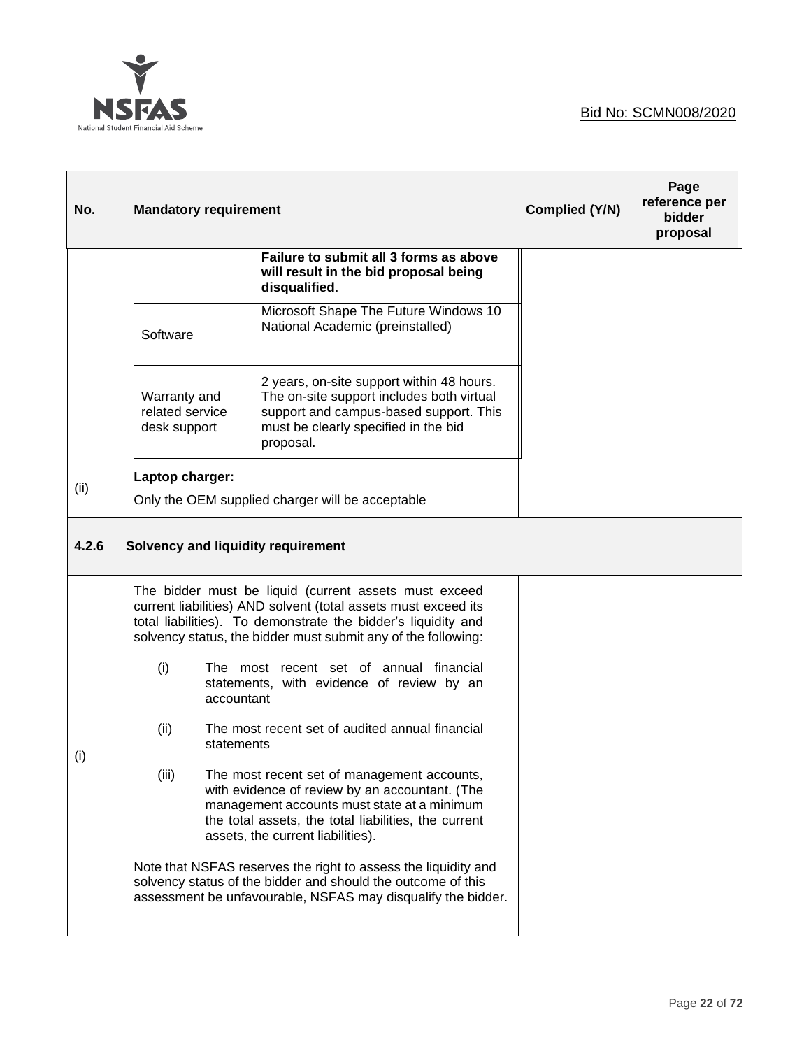| No. | Mandatory requirement | | Complied (Y/N) | Page reference per bidder proposal |
|---|---|---|---|---|
| | | **Failure to submit all 3 forms as above will result in the bid proposal being disqualified.** | | |
| | Software | Microsoft Shape The Future Windows 10 National Academic (preinstalled) | | |
| | Warranty and related service desk support | 2 years, on-site support within 48 hours. The on-site support includes both virtual support and campus-based support. This must be clearly specified in the bid proposal. | | |
| (ii) | **Laptop charger:** Only the OEM supplied charger will be acceptable | | | |
| **4.2.6** | **Solvency and liquidity requirement** | | | |
| (i) | The bidder must be liquid (current assets must exceed current liabilities) AND solvent (total assets must exceed its total liabilities). To demonstrate the bidder's liquidity and solvency status, the bidder must submit any of the following:<br><br>(i) The most recent set of annual financial statements, with evidence of review by an accountant<br><br>(ii) The most recent set of audited annual financial statements<br><br>(iii) The most recent set of management accounts, with evidence of review by an accountant. (The management accounts must state at a minimum the total assets, the total liabilities, the current assets, the current liabilities).<br><br>Note that NSFAS reserves the right to assess the liquidity and solvency status of the bidder and should the outcome of this assessment be unfavourable, NSFAS may disqualify the bidder. | | | |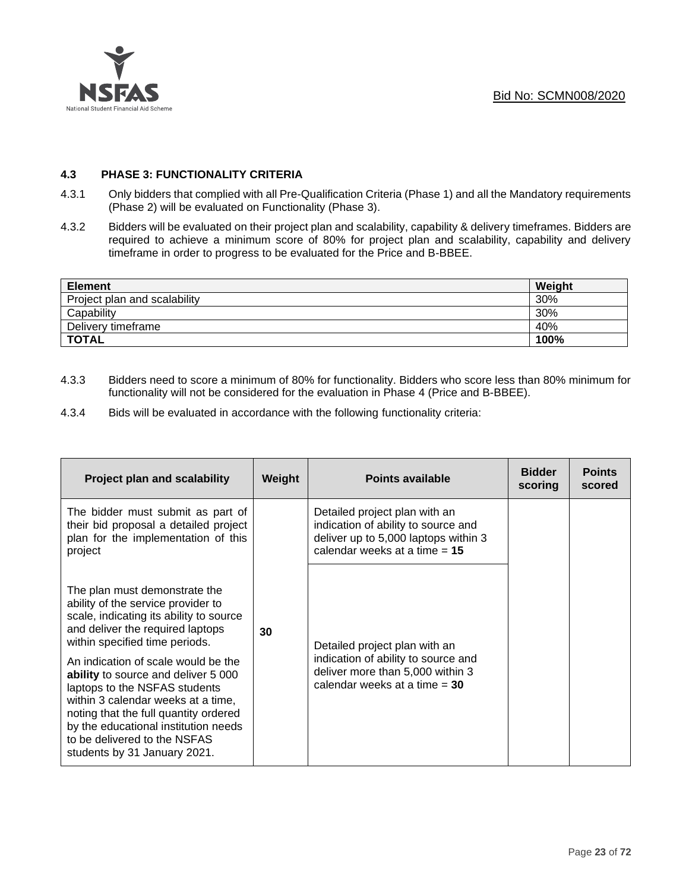### 4.3 PHASE 3: FUNCTIONALITY CRITERIA

4.3.1 Only bidders that complied with all Pre-Qualification Criteria (Phase 1) and all the Mandatory requirements (Phase 2) will be evaluated on Functionality (Phase 3).

4.3.2 Bidders will be evaluated on their project plan and scalability, capability & delivery timeframes. Bidders are required to achieve a minimum score of 80% for project plan and scalability, capability and delivery timeframe in order to progress to be evaluated for the Price and B-BBEE.

| Element | Weight |
|---|---|
| Project plan and scalability | 30% |
| Capability | 30% |
| Delivery timeframe | 40% |
| **TOTAL** | **100%** |

4.3.3 Bidders need to score a minimum of 80% for functionality. Bidders who score less than 80% minimum for functionality will not be considered for the evaluation in Phase 4 (Price and B-BBEE).

4.3.4 Bids will be evaluated in accordance with the following functionality criteria:

| Project plan and scalability | Weight | Points available | Bidder scoring | Points scored |
|---|---|---|---|---|
| The bidder must submit as part of their bid proposal a detailed project plan for the implementation of this project | 30 | Detailed project plan with an indication of ability to source and deliver up to 5,000 laptops within 3 calendar weeks at a time = **15** | | |
| The plan must demonstrate the ability of the service provider to scale, indicating its ability to source and deliver the required laptops within specified time periods.<br><br>An indication of scale would be the **ability** to source and deliver 5 000 laptops to the NSFAS students within 3 calendar weeks at a time, noting that the full quantity ordered by the educational institution needs to be delivered to the NSFAS students by 31 January 2021. | | Detailed project plan with an indication of ability to source and deliver more than 5,000 within 3 calendar weeks at a time = **30** | | |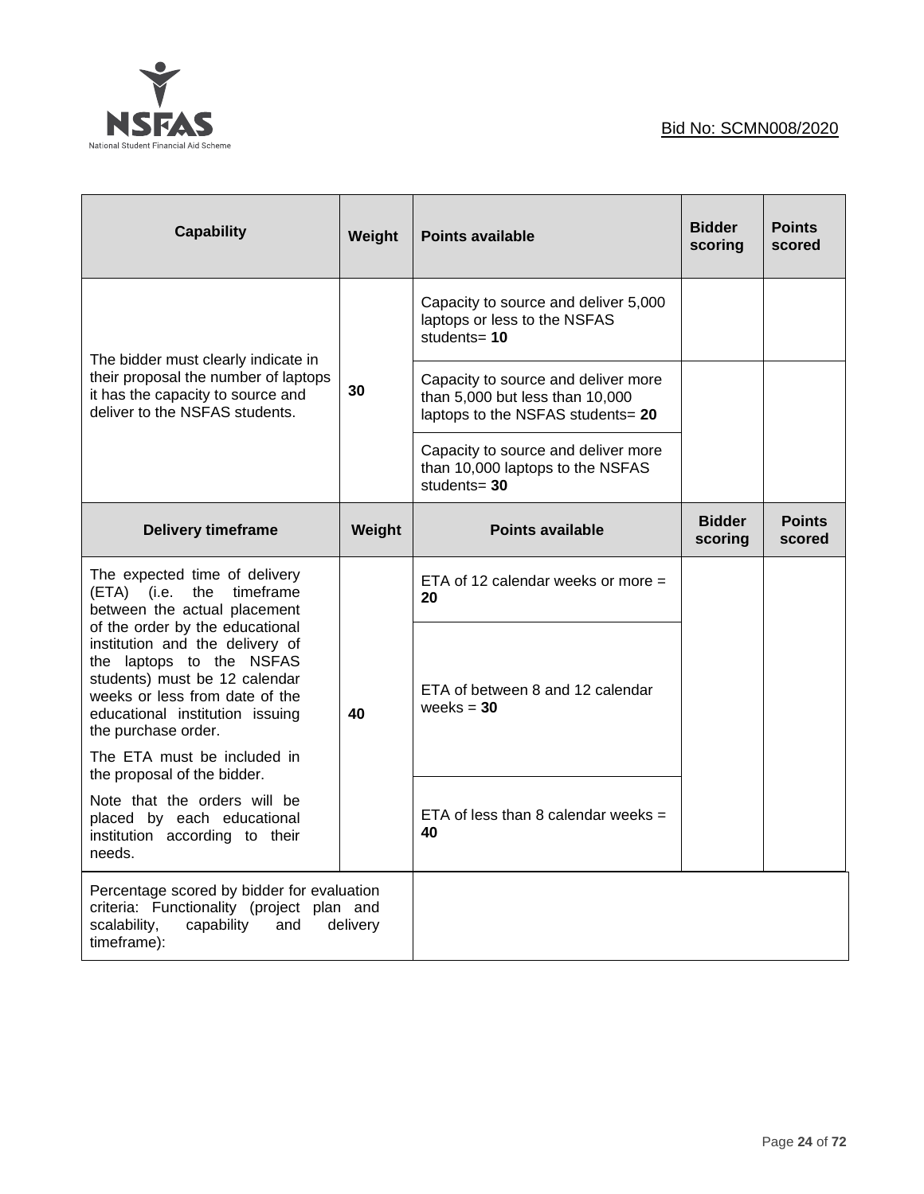| Capability | Weight | Points available | Bidder scoring | Points scored |
|---|---|---|---|---|
| The bidder must clearly indicate in their proposal the number of laptops it has the capacity to source and deliver to the NSFAS students. | **30** | Capacity to source and deliver 5,000 laptops or less to the NSFAS students= **10** | | |
| | | Capacity to source and deliver more than 5,000 but less than 10,000 laptops to the NSFAS students= **20** | | |
| | | Capacity to source and deliver more than 10,000 laptops to the NSFAS students= **30** | | |
| **Delivery timeframe** | **Weight** | **Points available** | **Bidder scoring** | **Points scored** |
| The expected time of delivery (ETA) (i.e. the timeframe between the actual placement of the order by the educational institution and the delivery of the laptops to the NSFAS students) must be 12 calendar weeks or less from date of the educational institution issuing the purchase order. The ETA must be included in the proposal of the bidder. Note that the orders will be placed by each educational institution according to their needs. | **40** | ETA of 12 calendar weeks or more = **20** | | |
| | | ETA of between 8 and 12 calendar weeks = **30** | | |
| | | ETA of less than 8 calendar weeks = **40** | | |
| Percentage scored by bidder for evaluation criteria: Functionality (project plan and scalability, capability and delivery timeframe): | | | | |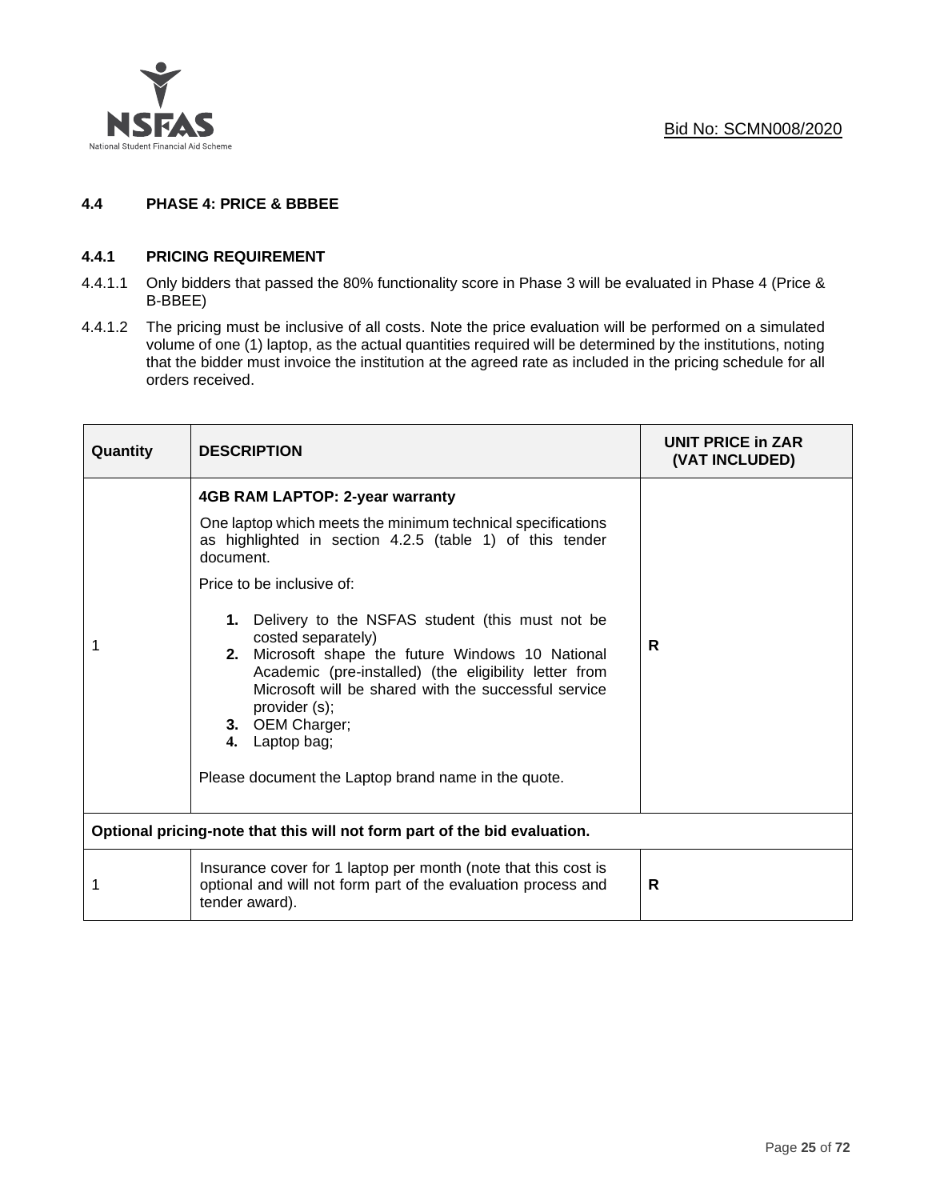### 4.4 PHASE 4: PRICE & BBBEE

#### 4.4.1 PRICING REQUIREMENT

4.4.1.1 Only bidders that passed the 80% functionality score in Phase 3 will be evaluated in Phase 4 (Price & B-BBEE)

4.4.1.2 The pricing must be inclusive of all costs. Note the price evaluation will be performed on a simulated volume of one (1) laptop, as the actual quantities required will be determined by the institutions, noting that the bidder must invoice the institution at the agreed rate as included in the pricing schedule for all orders received.

| Quantity | DESCRIPTION | UNIT PRICE in ZAR (VAT INCLUDED) |
|---|---|---|
| 1 | **4GB RAM LAPTOP: 2-year warranty**<br><br>One laptop which meets the minimum technical specifications as highlighted in section 4.2.5 (table 1) of this tender document.<br><br>Price to be inclusive of:<br><br>**1.** Delivery to the NSFAS student (this must not be costed separately)<br>**2.** Microsoft shape the future Windows 10 National Academic (pre-installed) (the eligibility letter from Microsoft will be shared with the successful service provider (s);<br>**3.** OEM Charger;<br>**4.** Laptop bag;<br><br>Please document the Laptop brand name in the quote. | **R** |
| **Optional pricing-note that this will not form part of the bid evaluation.** | | |
| 1 | Insurance cover for 1 laptop per month (note that this cost is optional and will not form part of the evaluation process and tender award). | **R** |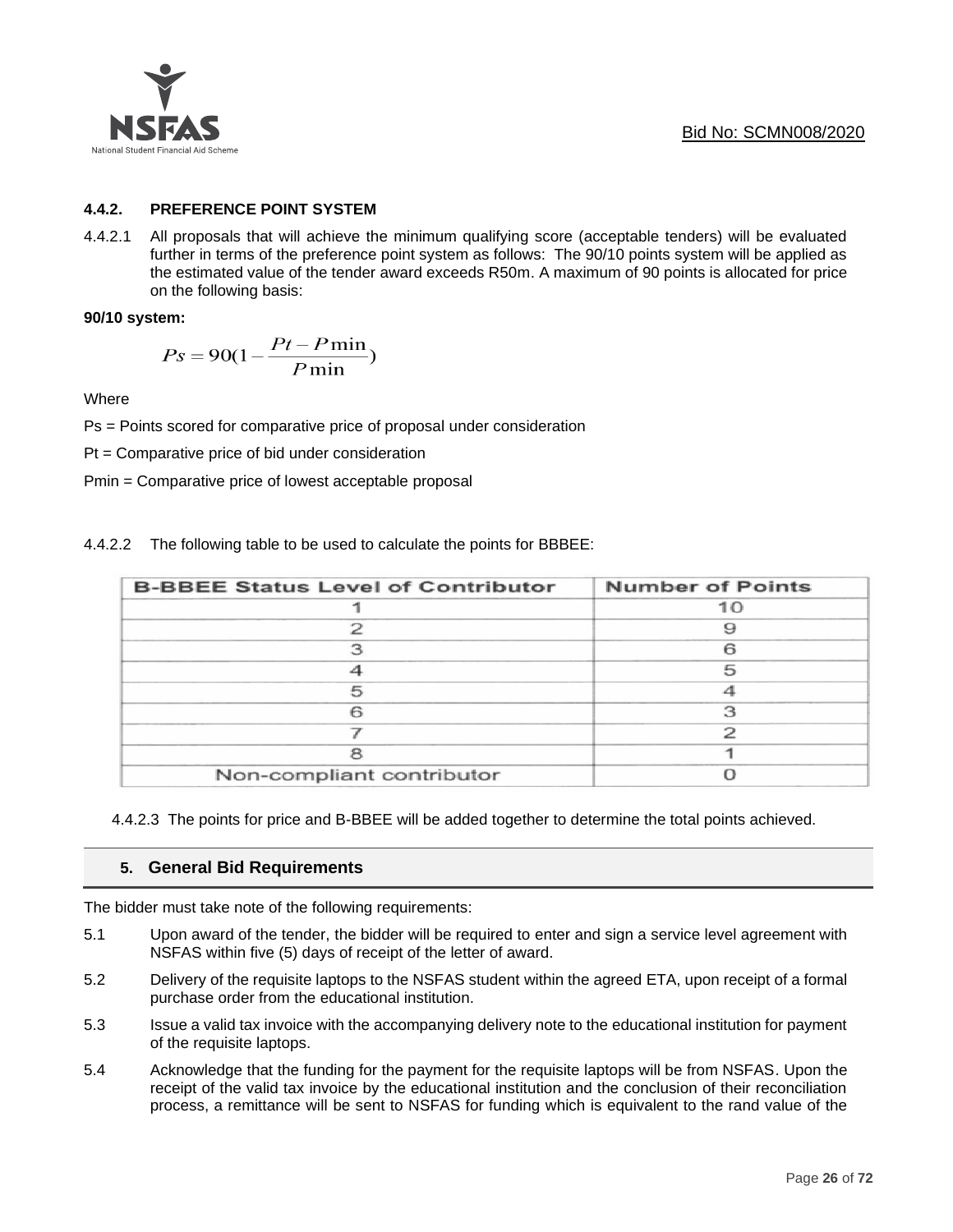### 4.4.2. PREFERENCE POINT SYSTEM

4.4.2.1 All proposals that will achieve the minimum qualifying score (acceptable tenders) will be evaluated further in terms of the preference point system as follows: The 90/10 points system will be applied as the estimated value of the tender award exceeds R50m. A maximum of 90 points is allocated for price on the following basis:

**90/10 system:**

$$Ps = 90(1 - \frac{Pt - P\min}{P\min})$$

Where

Ps = Points scored for comparative price of proposal under consideration

Pt = Comparative price of bid under consideration

Pmin = Comparative price of lowest acceptable proposal

4.4.2.2 The following table to be used to calculate the points for BBBEE:

| B-BBEE Status Level of Contributor | Number of Points |
|---|---|
| 1 | 10 |
| 2 | 9 |
| 3 | 6 |
| 4 | 5 |
| 5 | 4 |
| 6 | 3 |
| 7 | 2 |
| 8 | 1 |
| Non-compliant contributor | 0 |

4.4.2.3 The points for price and B-BBEE will be added together to determine the total points achieved.

## 5. General Bid Requirements

The bidder must take note of the following requirements:

5.1 Upon award of the tender, the bidder will be required to enter and sign a service level agreement with NSFAS within five (5) days of receipt of the letter of award.

5.2 Delivery of the requisite laptops to the NSFAS student within the agreed ETA, upon receipt of a formal purchase order from the educational institution.

5.3 Issue a valid tax invoice with the accompanying delivery note to the educational institution for payment of the requisite laptops.

5.4 Acknowledge that the funding for the payment for the requisite laptops will be from NSFAS. Upon the receipt of the valid tax invoice by the educational institution and the conclusion of their reconciliation process, a remittance will be sent to NSFAS for funding which is equivalent to the rand value of the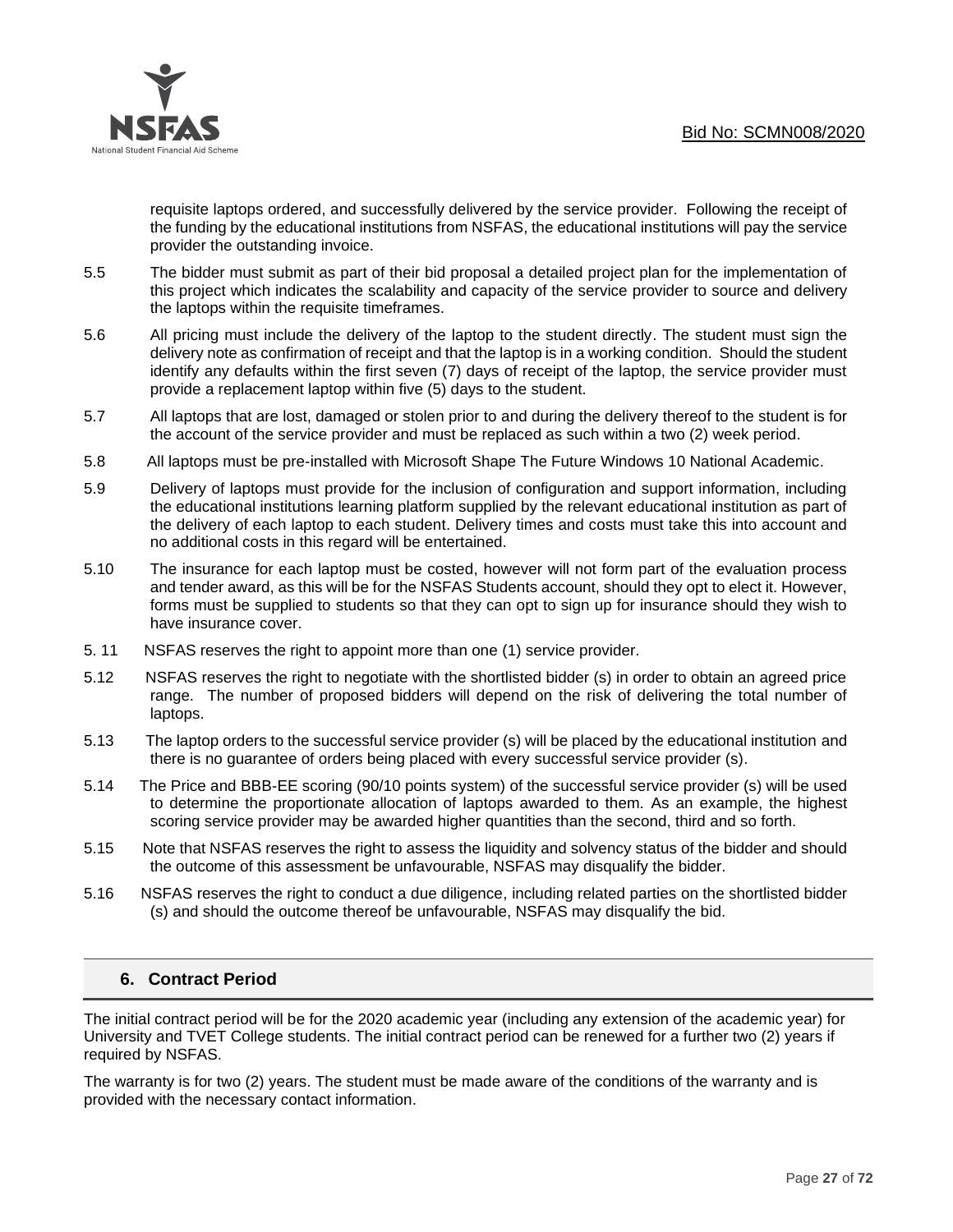requisite laptops ordered, and successfully delivered by the service provider. Following the receipt of the funding by the educational institutions from NSFAS, the educational institutions will pay the service provider the outstanding invoice.

5.5 The bidder must submit as part of their bid proposal a detailed project plan for the implementation of this project which indicates the scalability and capacity of the service provider to source and delivery the laptops within the requisite timeframes.

5.6 All pricing must include the delivery of the laptop to the student directly. The student must sign the delivery note as confirmation of receipt and that the laptop is in a working condition. Should the student identify any defaults within the first seven (7) days of receipt of the laptop, the service provider must provide a replacement laptop within five (5) days to the student.

5.7 All laptops that are lost, damaged or stolen prior to and during the delivery thereof to the student is for the account of the service provider and must be replaced as such within a two (2) week period.

5.8 All laptops must be pre-installed with Microsoft Shape The Future Windows 10 National Academic.

5.9 Delivery of laptops must provide for the inclusion of configuration and support information, including the educational institutions learning platform supplied by the relevant educational institution as part of the delivery of each laptop to each student. Delivery times and costs must take this into account and no additional costs in this regard will be entertained.

5.10 The insurance for each laptop must be costed, however will not form part of the evaluation process and tender award, as this will be for the NSFAS Students account, should they opt to elect it. However, forms must be supplied to students so that they can opt to sign up for insurance should they wish to have insurance cover.

5. 11 NSFAS reserves the right to appoint more than one (1) service provider.

5.12 NSFAS reserves the right to negotiate with the shortlisted bidder (s) in order to obtain an agreed price range. The number of proposed bidders will depend on the risk of delivering the total number of laptops.

5.13 The laptop orders to the successful service provider (s) will be placed by the educational institution and there is no guarantee of orders being placed with every successful service provider (s).

5.14 The Price and BBB-EE scoring (90/10 points system) of the successful service provider (s) will be used to determine the proportionate allocation of laptops awarded to them. As an example, the highest scoring service provider may be awarded higher quantities than the second, third and so forth.

5.15 Note that NSFAS reserves the right to assess the liquidity and solvency status of the bidder and should the outcome of this assessment be unfavourable, NSFAS may disqualify the bidder.

5.16 NSFAS reserves the right to conduct a due diligence, including related parties on the shortlisted bidder (s) and should the outcome thereof be unfavourable, NSFAS may disqualify the bid.

## 6. Contract Period

The initial contract period will be for the 2020 academic year (including any extension of the academic year) for University and TVET College students. The initial contract period can be renewed for a further two (2) years if required by NSFAS.

The warranty is for two (2) years. The student must be made aware of the conditions of the warranty and is provided with the necessary contact information.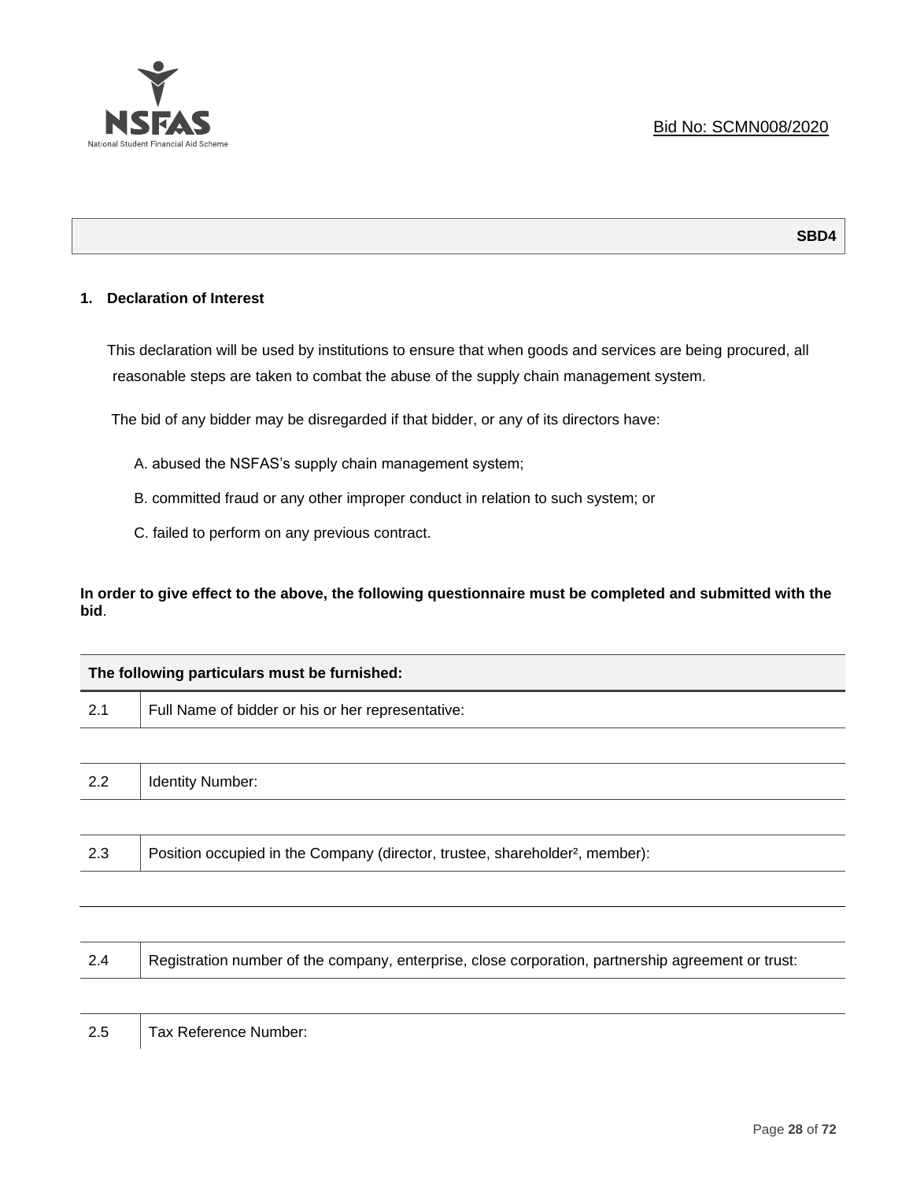Bid No: SCMN008/2020

**SBD4**

## 1. Declaration of Interest

This declaration will be used by institutions to ensure that when goods and services are being procured, all reasonable steps are taken to combat the abuse of the supply chain management system.

The bid of any bidder may be disregarded if that bidder, or any of its directors have:

A. abused the NSFAS's supply chain management system;

B. committed fraud or any other improper conduct in relation to such system; or

C. failed to perform on any previous contract.

**In order to give effect to the above, the following questionnaire must be completed and submitted with the bid**.

| The following particulars must be furnished: | |
|---|---|
| 2.1 | Full Name of bidder or his or her representative: |
| | |
| 2.2 | Identity Number: |
| | |
| 2.3 | Position occupied in the Company (director, trustee, shareholder[2], member): |
| | |
| | |
| 2.4 | Registration number of the company, enterprise, close corporation, partnership agreement or trust: |
| | |
| 2.5 | Tax Reference Number: |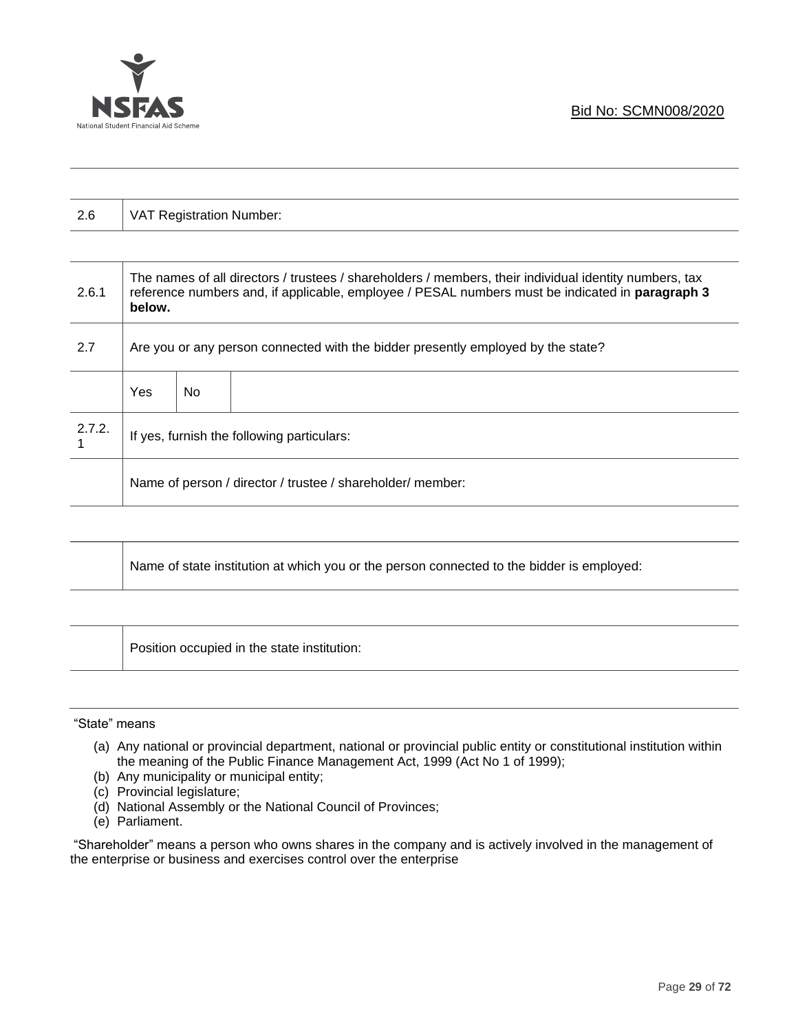| | |
|---|---|
| 2.6 | VAT Registration Number: |

| | | | |
|---|---|---|---|
| 2.6.1 | The names of all directors / trustees / shareholders / members, their individual identity numbers, tax reference numbers and, if applicable, employee / PESAL numbers must be indicated in **paragraph 3 below.** | | |
| 2.7 | Are you or any person connected with the bidder presently employed by the state? | | |
| | Yes | No | |
| 2.7.2.1 | If yes, furnish the following particulars: | | |
| | Name of person / director / trustee / shareholder/ member: | | |

| | |
|---|---|
| | Name of state institution at which you or the person connected to the bidder is employed: |

| | |
|---|---|
| | Position occupied in the state institution: |

"State" means

(a) Any national or provincial department, national or provincial public entity or constitutional institution within the meaning of the Public Finance Management Act, 1999 (Act No 1 of 1999);
(b) Any municipality or municipal entity;
(c) Provincial legislature;
(d) National Assembly or the National Council of Provinces;
(e) Parliament.

"Shareholder" means a person who owns shares in the company and is actively involved in the management of the enterprise or business and exercises control over the enterprise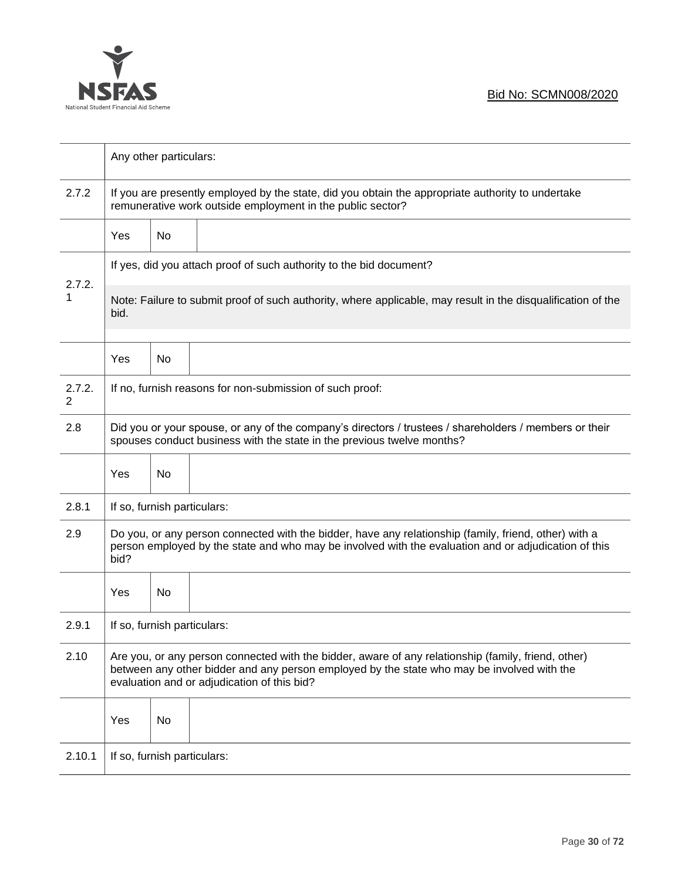| | | | |
|---|---|---|---|
| | Any other particulars: | | |
| 2.7.2 | If you are presently employed by the state, did you obtain the appropriate authority to undertake remunerative work outside employment in the public sector? | | |
| | Yes | No | |
| 2.7.2.1 | If yes, did you attach proof of such authority to the bid document?<br><br>Note: Failure to submit proof of such authority, where applicable, may result in the disqualification of the bid. | | |
| | Yes | No | |
| 2.7.2.2 | If no, furnish reasons for non-submission of such proof: | | |
| 2.8 | Did you or your spouse, or any of the company's directors / trustees / shareholders / members or their spouses conduct business with the state in the previous twelve months? | | |
| | Yes | No | |
| 2.8.1 | If so, furnish particulars: | | |
| 2.9 | Do you, or any person connected with the bidder, have any relationship (family, friend, other) with a person employed by the state and who may be involved with the evaluation and or adjudication of this bid? | | |
| | Yes | No | |
| 2.9.1 | If so, furnish particulars: | | |
| 2.10 | Are you, or any person connected with the bidder, aware of any relationship (family, friend, other) between any other bidder and any person employed by the state who may be involved with the evaluation and or adjudication of this bid? | | |
| | Yes | No | |
| 2.10.1 | If so, furnish particulars: | | |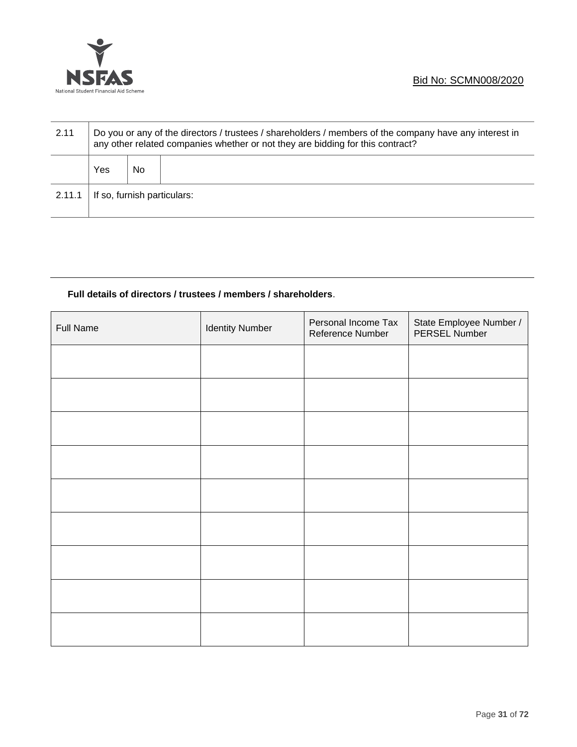| 2.11 | Do you or any of the directors / trustees / shareholders / members of the company have any interest in any other related companies whether or not they are bidding for this contract? | | |
|---|---|---|---|
| | Yes | No | |
| 2.11.1 | If so, furnish particulars: | | |

**Full details of directors / trustees / members / shareholders**.

| Full Name | Identity Number | Personal Income Tax Reference Number | State Employee Number / PERSEL Number |
|---|---|---|---|
| | | | |
| | | | |
| | | | |
| | | | |
| | | | |
| | | | |
| | | | |
| | | | |
| | | | |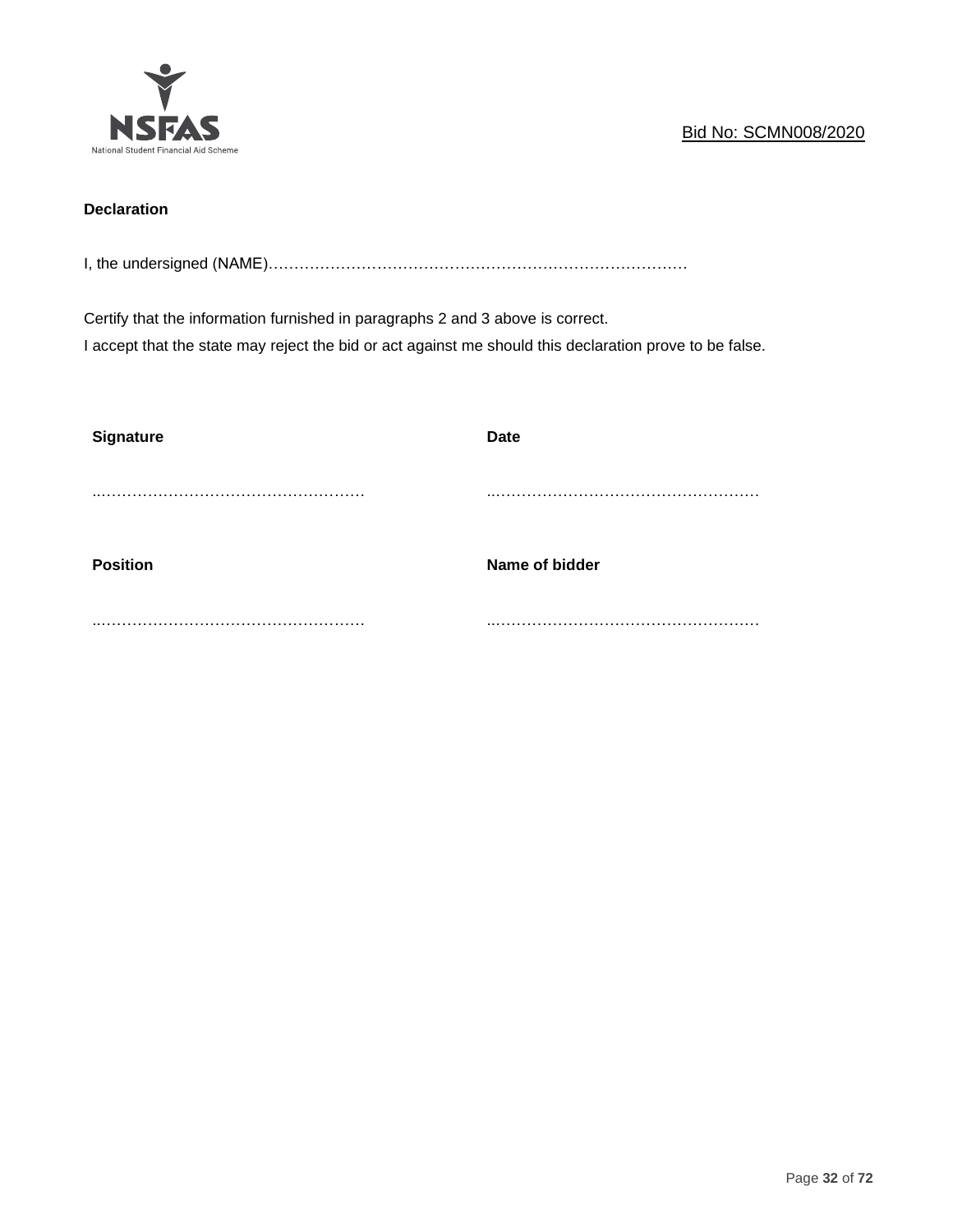**Declaration**

I, the undersigned (NAME)……………………………………………………………………….

Certify that the information furnished in paragraphs 2 and 3 above is correct.
I accept that the state may reject the bid or act against me should this declaration prove to be false.

| **Signature** | **Date** |
|---|---|
| ..…………………………………………… | ..…………………………………………… |
| **Position** | **Name of bidder** |
| ..…………………………………………… | ..…………………………………………… |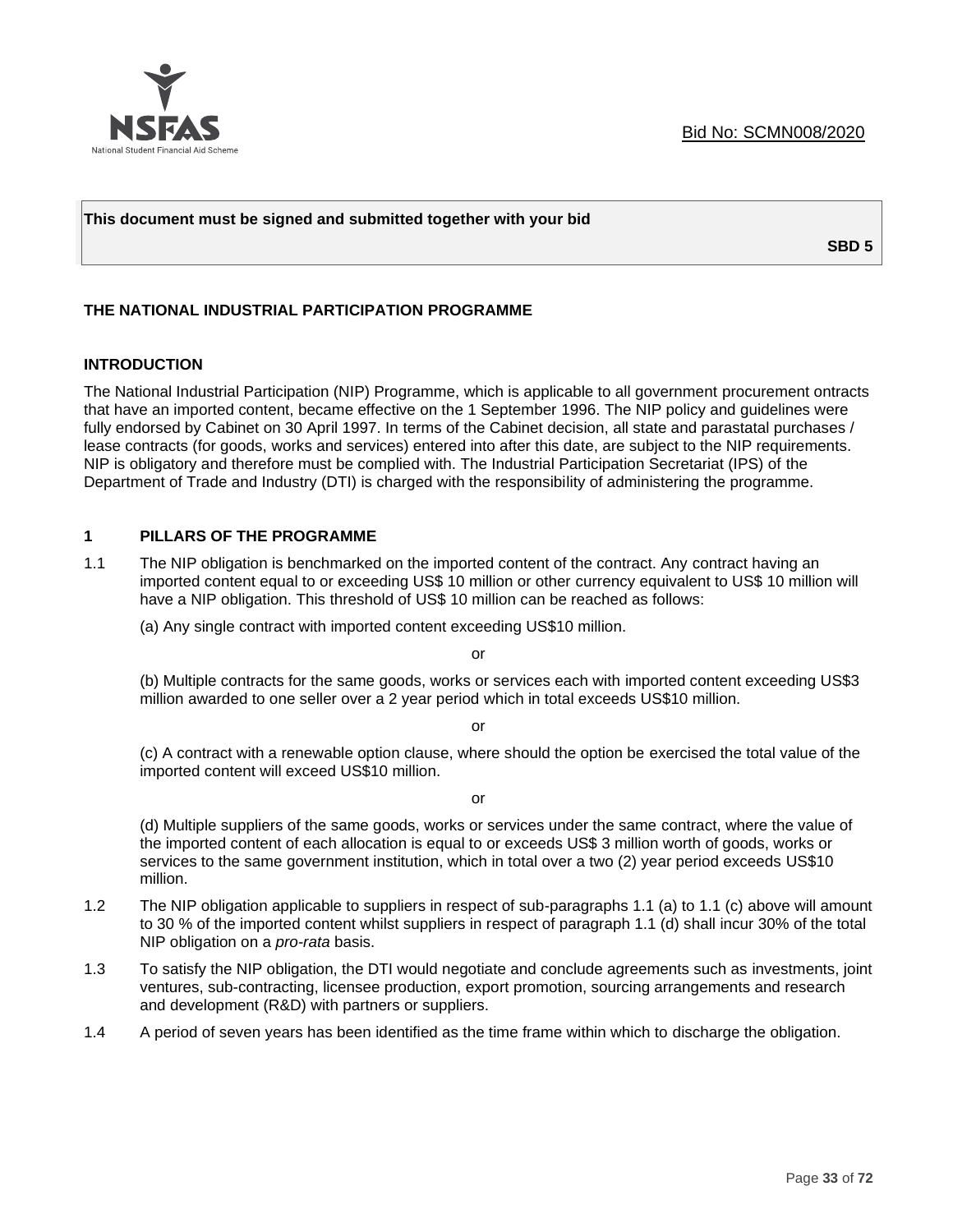Bid No: SCMN008/2020

**This document must be signed and submitted together with your bid**

**SBD 5**

## THE NATIONAL INDUSTRIAL PARTICIPATION PROGRAMME

### INTRODUCTION

The National Industrial Participation (NIP) Programme, which is applicable to all government procurement ontracts that have an imported content, became effective on the 1 September 1996. The NIP policy and guidelines were fully endorsed by Cabinet on 30 April 1997. In terms of the Cabinet decision, all state and parastatal purchases / lease contracts (for goods, works and services) entered into after this date, are subject to the NIP requirements. NIP is obligatory and therefore must be complied with. The Industrial Participation Secretariat (IPS) of the Department of Trade and Industry (DTI) is charged with the responsibility of administering the programme.

### 1 PILLARS OF THE PROGRAMME

1.1 The NIP obligation is benchmarked on the imported content of the contract. Any contract having an imported content equal to or exceeding US$ 10 million or other currency equivalent to US$ 10 million will have a NIP obligation. This threshold of US$ 10 million can be reached as follows:

(a) Any single contract with imported content exceeding US$10 million.

or

(b) Multiple contracts for the same goods, works or services each with imported content exceeding US$3 million awarded to one seller over a 2 year period which in total exceeds US$10 million.

or

(c) A contract with a renewable option clause, where should the option be exercised the total value of the imported content will exceed US$10 million.

or

(d) Multiple suppliers of the same goods, works or services under the same contract, where the value of the imported content of each allocation is equal to or exceeds US$ 3 million worth of goods, works or services to the same government institution, which in total over a two (2) year period exceeds US$10 million.

1.2 The NIP obligation applicable to suppliers in respect of sub-paragraphs 1.1 (a) to 1.1 (c) above will amount to 30 % of the imported content whilst suppliers in respect of paragraph 1.1 (d) shall incur 30% of the total NIP obligation on a *pro-rata* basis.

1.3 To satisfy the NIP obligation, the DTI would negotiate and conclude agreements such as investments, joint ventures, sub-contracting, licensee production, export promotion, sourcing arrangements and research and development (R&D) with partners or suppliers.

1.4 A period of seven years has been identified as the time frame within which to discharge the obligation.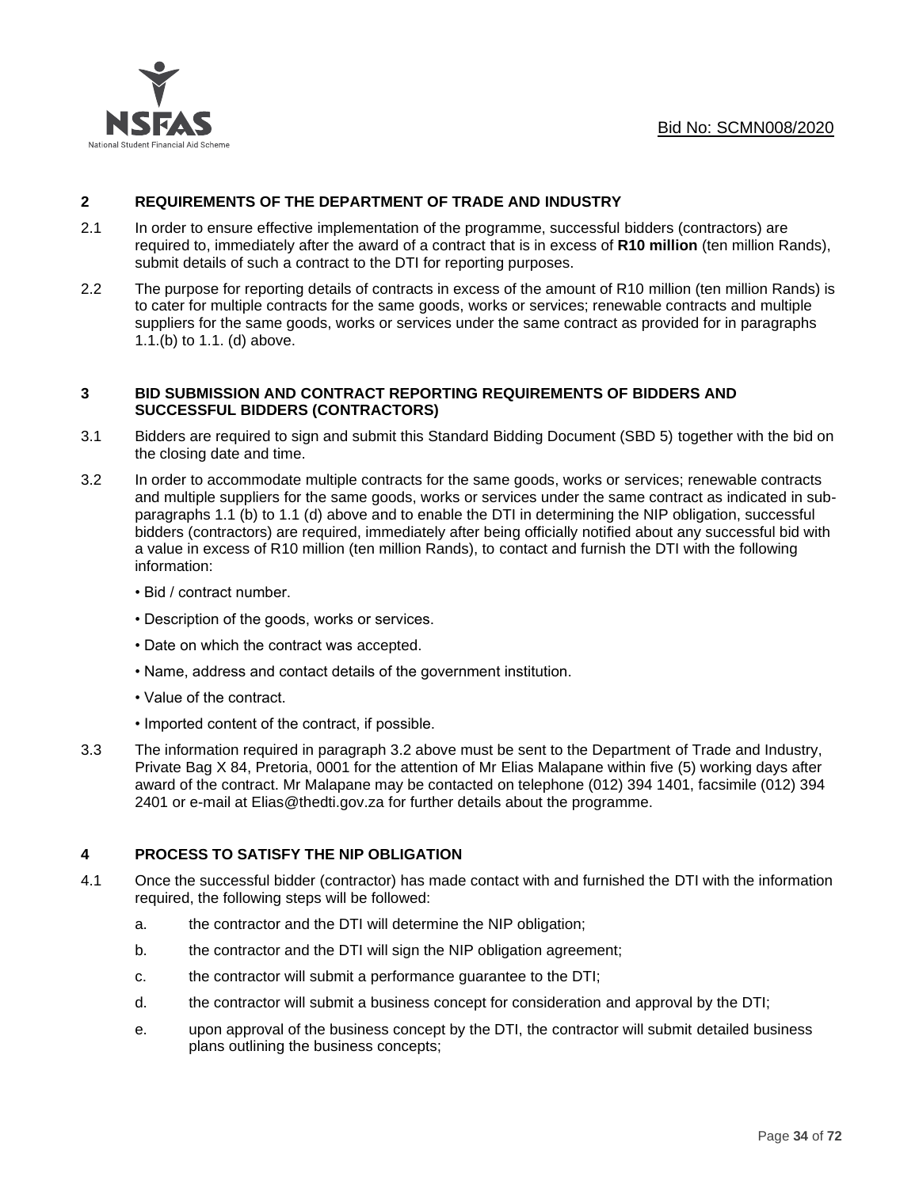## 2 REQUIREMENTS OF THE DEPARTMENT OF TRADE AND INDUSTRY

2.1 In order to ensure effective implementation of the programme, successful bidders (contractors) are required to, immediately after the award of a contract that is in excess of **R10 million** (ten million Rands), submit details of such a contract to the DTI for reporting purposes.

2.2 The purpose for reporting details of contracts in excess of the amount of R10 million (ten million Rands) is to cater for multiple contracts for the same goods, works or services; renewable contracts and multiple suppliers for the same goods, works or services under the same contract as provided for in paragraphs 1.1.(b) to 1.1. (d) above.

## 3 BID SUBMISSION AND CONTRACT REPORTING REQUIREMENTS OF BIDDERS AND SUCCESSFUL BIDDERS (CONTRACTORS)

3.1 Bidders are required to sign and submit this Standard Bidding Document (SBD 5) together with the bid on the closing date and time.

3.2 In order to accommodate multiple contracts for the same goods, works or services; renewable contracts and multiple suppliers for the same goods, works or services under the same contract as indicated in sub-paragraphs 1.1 (b) to 1.1 (d) above and to enable the DTI in determining the NIP obligation, successful bidders (contractors) are required, immediately after being officially notified about any successful bid with a value in excess of R10 million (ten million Rands), to contact and furnish the DTI with the following information:

- Bid / contract number.
- Description of the goods, works or services.
- Date on which the contract was accepted.
- Name, address and contact details of the government institution.
- Value of the contract.
- Imported content of the contract, if possible.

3.3 The information required in paragraph 3.2 above must be sent to the Department of Trade and Industry, Private Bag X 84, Pretoria, 0001 for the attention of Mr Elias Malapane within five (5) working days after award of the contract. Mr Malapane may be contacted on telephone (012) 394 1401, facsimile (012) 394 2401 or e-mail at Elias@thedti.gov.za for further details about the programme.

## 4 PROCESS TO SATISFY THE NIP OBLIGATION

4.1 Once the successful bidder (contractor) has made contact with and furnished the DTI with the information required, the following steps will be followed:

a. the contractor and the DTI will determine the NIP obligation;

b. the contractor and the DTI will sign the NIP obligation agreement;

c. the contractor will submit a performance guarantee to the DTI;

d. the contractor will submit a business concept for consideration and approval by the DTI;

e. upon approval of the business concept by the DTI, the contractor will submit detailed business plans outlining the business concepts;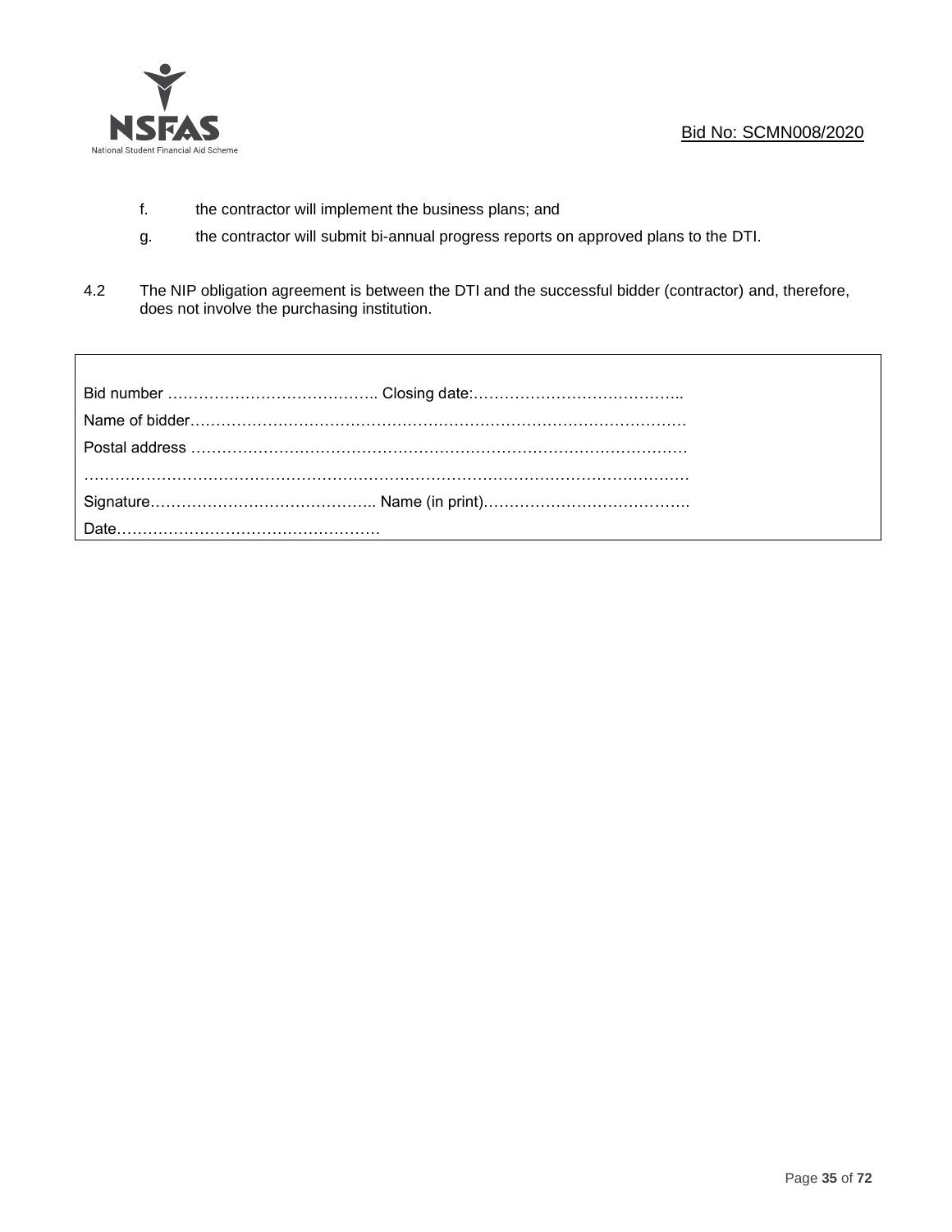f. the contractor will implement the business plans; and

g. the contractor will submit bi-annual progress reports on approved plans to the DTI.

4.2 The NIP obligation agreement is between the DTI and the successful bidder (contractor) and, therefore, does not involve the purchasing institution.

Bid number ………………………………….. Closing date:…………………………………..

Name of bidder………………………………………………………………………………

Postal address ………………………………………………………………………………

…………………………………………………………………………………………………

Signature…………………………………….. Name (in print)………………………………….

Date……………………………………………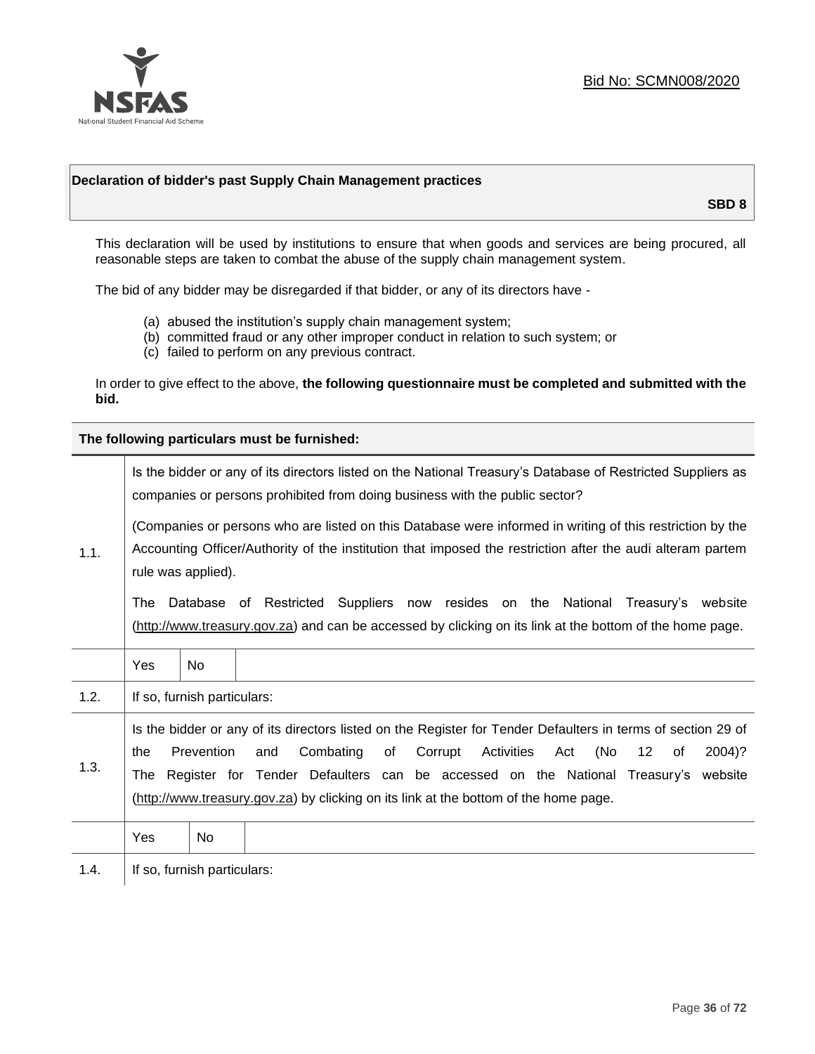Bid No: SCMN008/2020

## Declaration of bidder's past Supply Chain Management practices

**SBD 8**

This declaration will be used by institutions to ensure that when goods and services are being procured, all reasonable steps are taken to combat the abuse of the supply chain management system.

The bid of any bidder may be disregarded if that bidder, or any of its directors have -

(a) abused the institution's supply chain management system;
(b) committed fraud or any other improper conduct in relation to such system; or
(c) failed to perform on any previous contract.

In order to give effect to the above, **the following questionnaire must be completed and submitted with the bid.**

**The following particulars must be furnished:**

| | | | |
|---|---|---|---|
| 1.1. | Is the bidder or any of its directors listed on the National Treasury's Database of Restricted Suppliers as companies or persons prohibited from doing business with the public sector?<br><br>(Companies or persons who are listed on this Database were informed in writing of this restriction by the Accounting Officer/Authority of the institution that imposed the restriction after the audi alteram partem rule was applied).<br><br>The Database of Restricted Suppliers now resides on the National Treasury's website (http://www.treasury.gov.za) and can be accessed by clicking on its link at the bottom of the home page. | | |
| | Yes | No | |
| 1.2. | If so, furnish particulars: | | |
| 1.3. | Is the bidder or any of its directors listed on the Register for Tender Defaulters in terms of section 29 of the Prevention and Combating of Corrupt Activities Act (No 12 of 2004)? The Register for Tender Defaulters can be accessed on the National Treasury's website (http://www.treasury.gov.za) by clicking on its link at the bottom of the home page. | | |
| | Yes | No | |
| 1.4. | If so, furnish particulars: | | |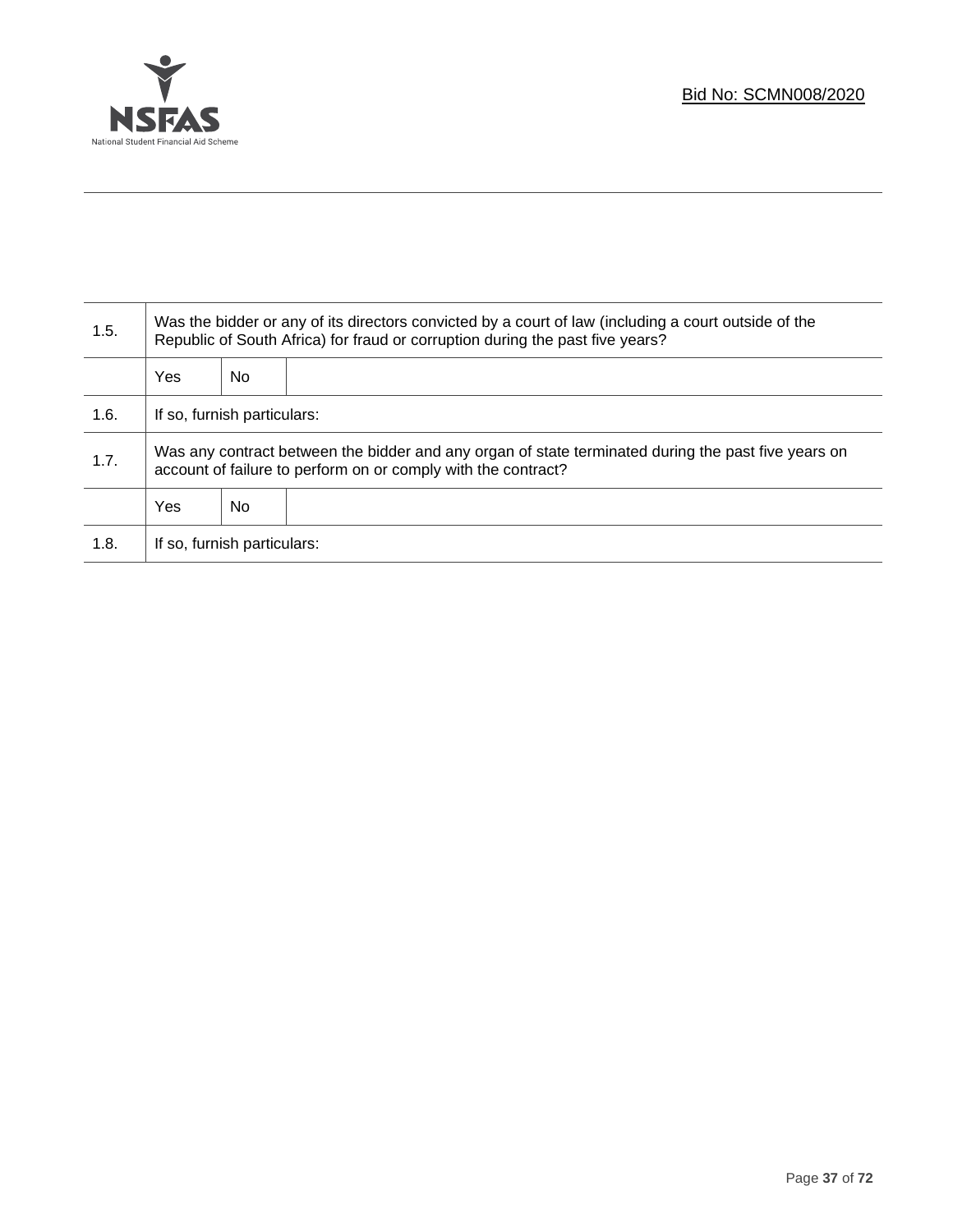| 1.5. | Was the bidder or any of its directors convicted by a court of law (including a court outside of the Republic of South Africa) for fraud or corruption during the past five years? | | |
|---|---|---|---|
| | Yes | No | |
| 1.6. | If so, furnish particulars: | | |
| 1.7. | Was any contract between the bidder and any organ of state terminated during the past five years on account of failure to perform on or comply with the contract? | | |
| | Yes | No | |
| 1.8. | If so, furnish particulars: | | |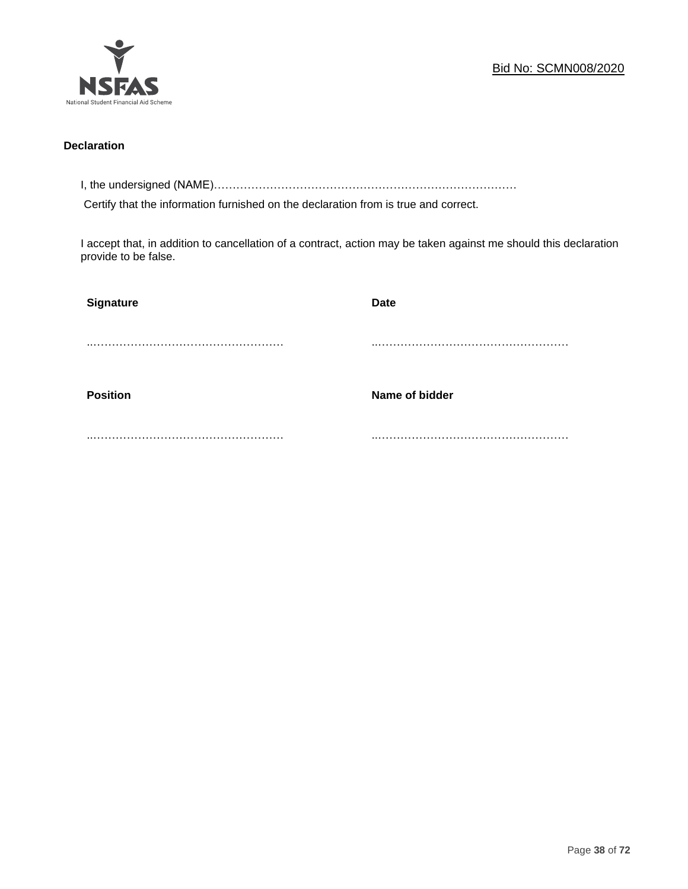**Declaration**

I, the undersigned (NAME)…………………………………………………………………………

Certify that the information furnished on the declaration from is true and correct.

I accept that, in addition to cancellation of a contract, action may be taken against me should this declaration provide to be false.

| **Signature** | **Date** |
|---|---|
| ……………………………………………… | ……………………………………………… |
| **Position** | **Name of bidder** |
| ……………………………………………… | ……………………………………………… |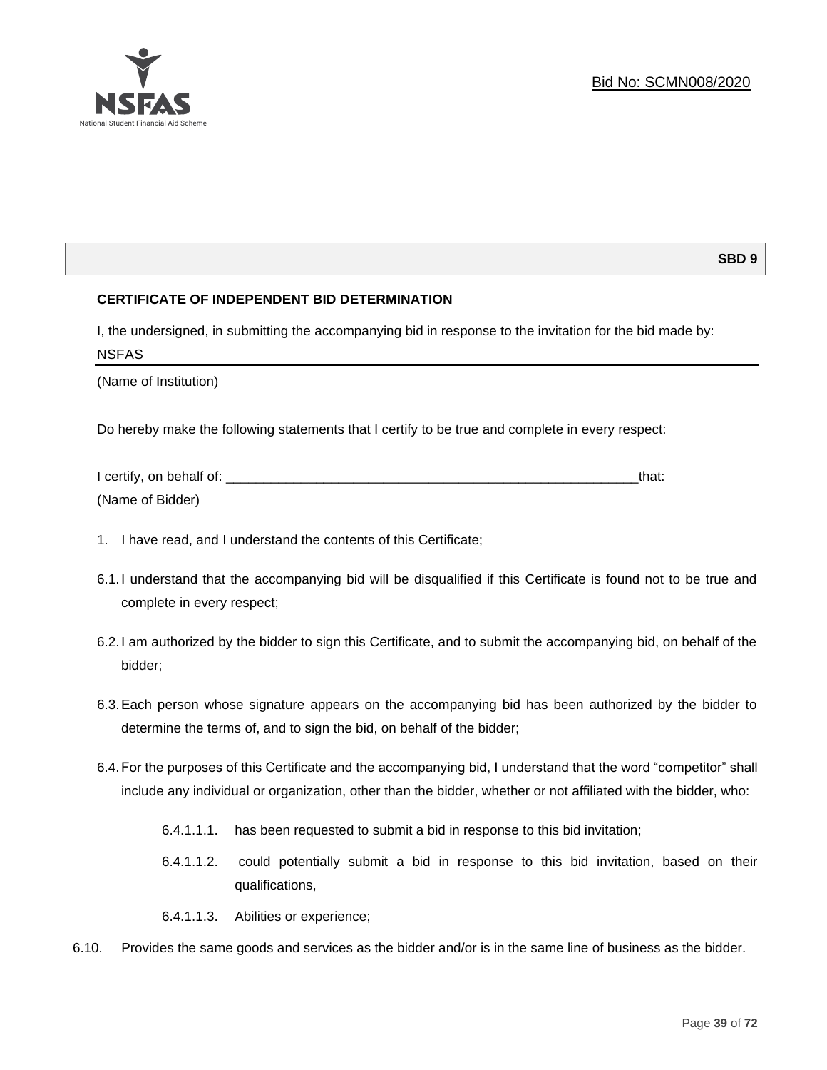Bid No: SCMN008/2020

**SBD 9**

**CERTIFICATE OF INDEPENDENT BID DETERMINATION**

I, the undersigned, in submitting the accompanying bid in response to the invitation for the bid made by:

NSFAS

(Name of Institution)

Do hereby make the following statements that I certify to be true and complete in every respect:

I certify, on behalf of: ___________________________________________________________that:

(Name of Bidder)

1. I have read, and I understand the contents of this Certificate;

6.1. I understand that the accompanying bid will be disqualified if this Certificate is found not to be true and complete in every respect;

6.2. I am authorized by the bidder to sign this Certificate, and to submit the accompanying bid, on behalf of the bidder;

6.3. Each person whose signature appears on the accompanying bid has been authorized by the bidder to determine the terms of, and to sign the bid, on behalf of the bidder;

6.4. For the purposes of this Certificate and the accompanying bid, I understand that the word "competitor" shall include any individual or organization, other than the bidder, whether or not affiliated with the bidder, who:

   6.4.1.1.1. has been requested to submit a bid in response to this bid invitation;

   6.4.1.1.2. could potentially submit a bid in response to this bid invitation, based on their qualifications,

   6.4.1.1.3. Abilities or experience;

6.10. Provides the same goods and services as the bidder and/or is in the same line of business as the bidder.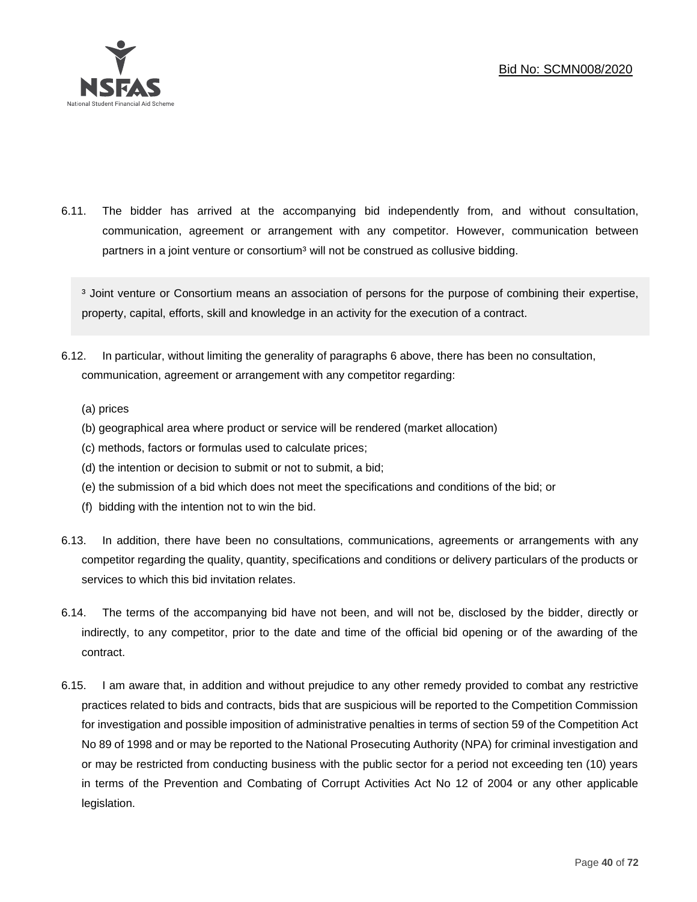6.11. The bidder has arrived at the accompanying bid independently from, and without consultation, communication, agreement or arrangement with any competitor. However, communication between partners in a joint venture or consortium[3] will not be construed as collusive bidding.

> [3] Joint venture or Consortium means an association of persons for the purpose of combining their expertise, property, capital, efforts, skill and knowledge in an activity for the execution of a contract.

6.12. In particular, without limiting the generality of paragraphs 6 above, there has been no consultation, communication, agreement or arrangement with any competitor regarding:

(a) prices
(b) geographical area where product or service will be rendered (market allocation)
(c) methods, factors or formulas used to calculate prices;
(d) the intention or decision to submit or not to submit, a bid;
(e) the submission of a bid which does not meet the specifications and conditions of the bid; or
(f) bidding with the intention not to win the bid.

6.13. In addition, there have been no consultations, communications, agreements or arrangements with any competitor regarding the quality, quantity, specifications and conditions or delivery particulars of the products or services to which this bid invitation relates.

6.14. The terms of the accompanying bid have not been, and will not be, disclosed by the bidder, directly or indirectly, to any competitor, prior to the date and time of the official bid opening or of the awarding of the contract.

6.15. I am aware that, in addition and without prejudice to any other remedy provided to combat any restrictive practices related to bids and contracts, bids that are suspicious will be reported to the Competition Commission for investigation and possible imposition of administrative penalties in terms of section 59 of the Competition Act No 89 of 1998 and or may be reported to the National Prosecuting Authority (NPA) for criminal investigation and or may be restricted from conducting business with the public sector for a period not exceeding ten (10) years in terms of the Prevention and Combating of Corrupt Activities Act No 12 of 2004 or any other applicable legislation.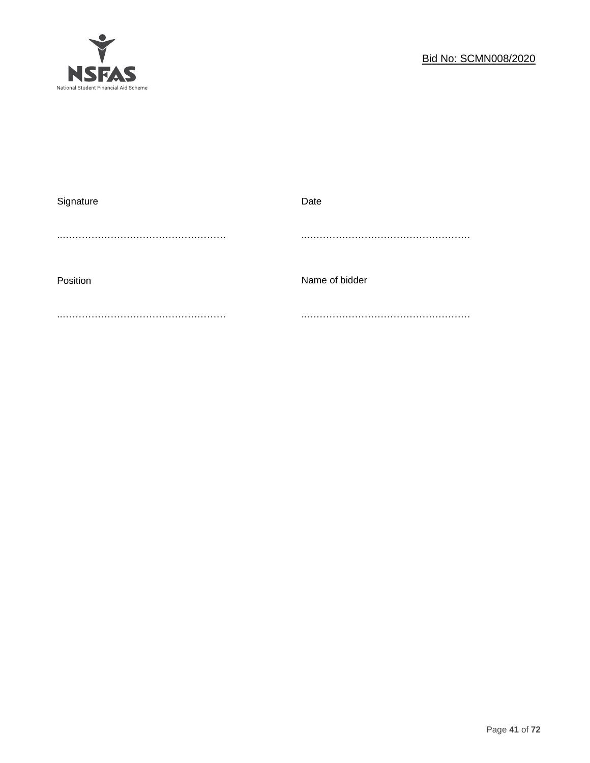| Signature | Date |
| --- | --- |
| ………………………………………………… | ………………………………………………… |
| Position | Name of bidder |
| ………………………………………………… | ………………………………………………… |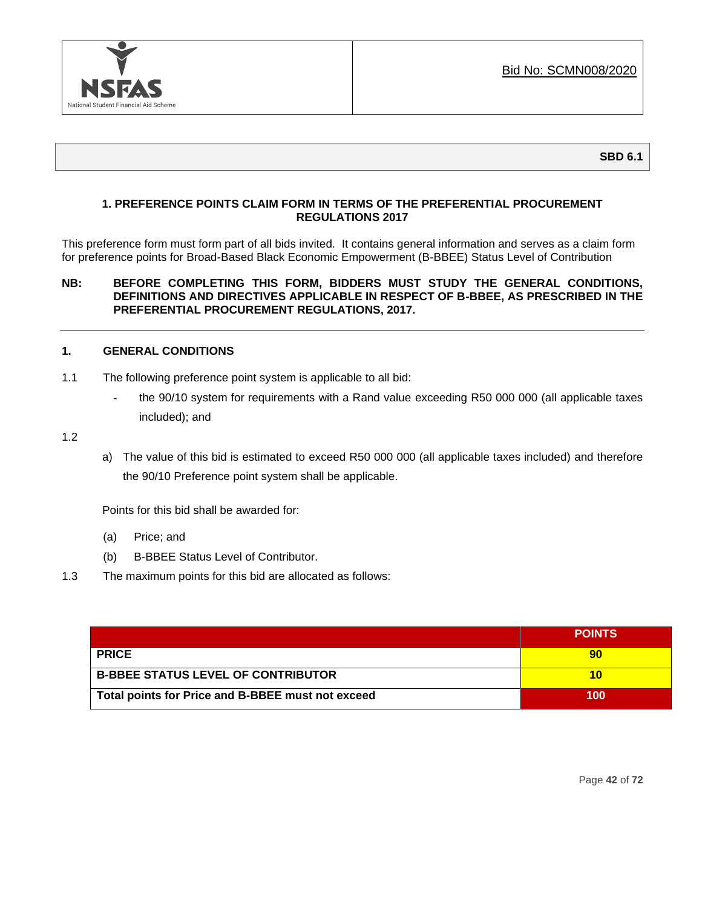Bid No: SCMN008/2020

**SBD 6.1**

### 1. PREFERENCE POINTS CLAIM FORM IN TERMS OF THE PREFERENTIAL PROCUREMENT REGULATIONS 2017

This preference form must form part of all bids invited. It contains general information and serves as a claim form for preference points for Broad-Based Black Economic Empowerment (B-BBEE) Status Level of Contribution

**NB: BEFORE COMPLETING THIS FORM, BIDDERS MUST STUDY THE GENERAL CONDITIONS, DEFINITIONS AND DIRECTIVES APPLICABLE IN RESPECT OF B-BBEE, AS PRESCRIBED IN THE PREFERENTIAL PROCUREMENT REGULATIONS, 2017.**

---

**1. GENERAL CONDITIONS**

1.1 The following preference point system is applicable to all bid:

- the 90/10 system for requirements with a Rand value exceeding R50 000 000 (all applicable taxes included); and

1.2

a) The value of this bid is estimated to exceed R50 000 000 (all applicable taxes included) and therefore the 90/10 Preference point system shall be applicable.

Points for this bid shall be awarded for:

(a) Price; and

(b) B-BBEE Status Level of Contributor.

1.3 The maximum points for this bid are allocated as follows:

| | POINTS |
|---|---|
| **PRICE** | **90** |
| **B-BBEE STATUS LEVEL OF CONTRIBUTOR** | **10** |
| **Total points for Price and B-BBEE must not exceed** | **100** |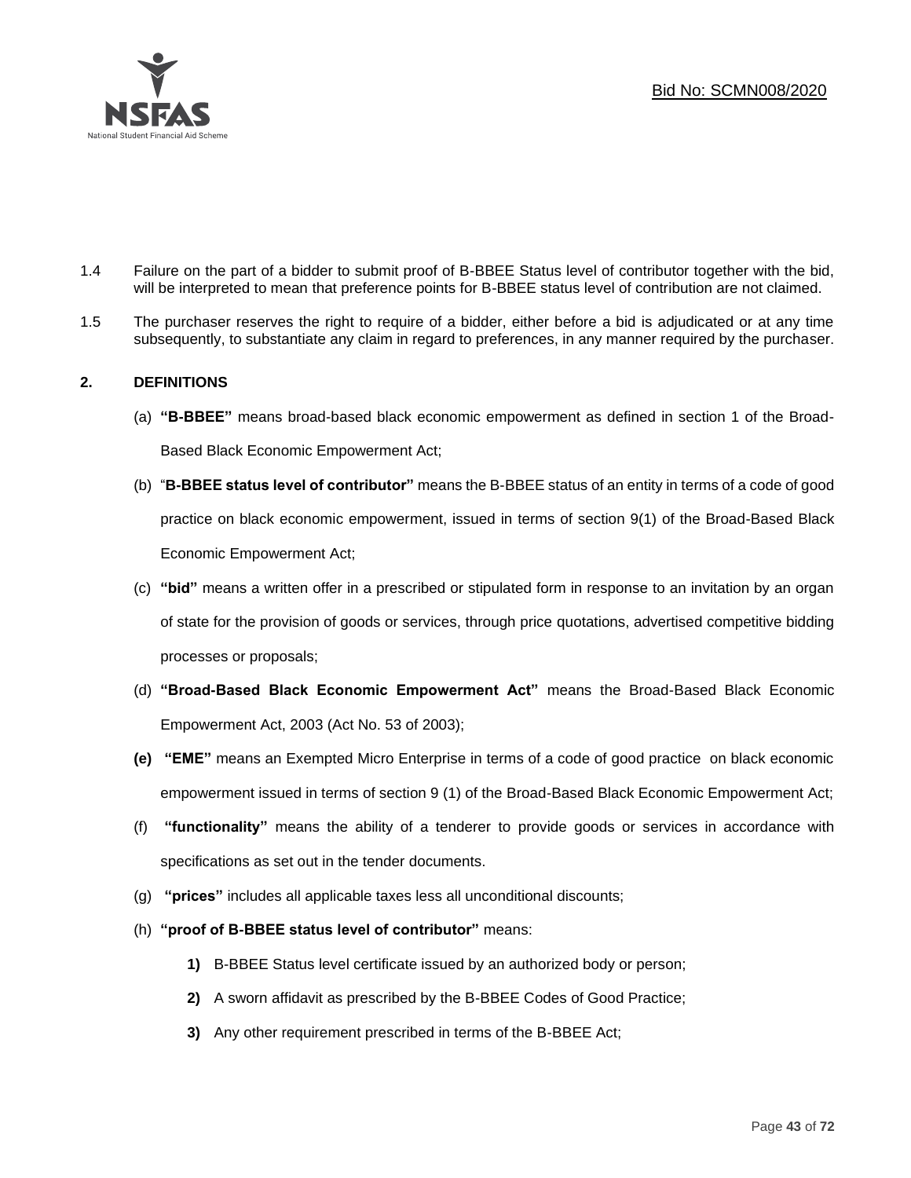1.4 Failure on the part of a bidder to submit proof of B-BBEE Status level of contributor together with the bid, will be interpreted to mean that preference points for B-BBEE status level of contribution are not claimed.

1.5 The purchaser reserves the right to require of a bidder, either before a bid is adjudicated or at any time subsequently, to substantiate any claim in regard to preferences, in any manner required by the purchaser.

## 2. DEFINITIONS

(a) **"B-BBEE"** means broad-based black economic empowerment as defined in section 1 of the Broad-Based Black Economic Empowerment Act;

(b) "**B-BBEE status level of contributor"** means the B-BBEE status of an entity in terms of a code of good practice on black economic empowerment, issued in terms of section 9(1) of the Broad-Based Black Economic Empowerment Act;

(c) **"bid"** means a written offer in a prescribed or stipulated form in response to an invitation by an organ of state for the provision of goods or services, through price quotations, advertised competitive bidding processes or proposals;

(d) **"Broad-Based Black Economic Empowerment Act"** means the Broad-Based Black Economic Empowerment Act, 2003 (Act No. 53 of 2003);

**(e)** **"EME"** means an Exempted Micro Enterprise in terms of a code of good practice on black economic empowerment issued in terms of section 9 (1) of the Broad-Based Black Economic Empowerment Act;

(f) **"functionality"** means the ability of a tenderer to provide goods or services in accordance with specifications as set out in the tender documents.

(g) **"prices"** includes all applicable taxes less all unconditional discounts;

(h) **"proof of B-BBEE status level of contributor"** means:

**1)** B-BBEE Status level certificate issued by an authorized body or person;

**2)** A sworn affidavit as prescribed by the B-BBEE Codes of Good Practice;

**3)** Any other requirement prescribed in terms of the B-BBEE Act;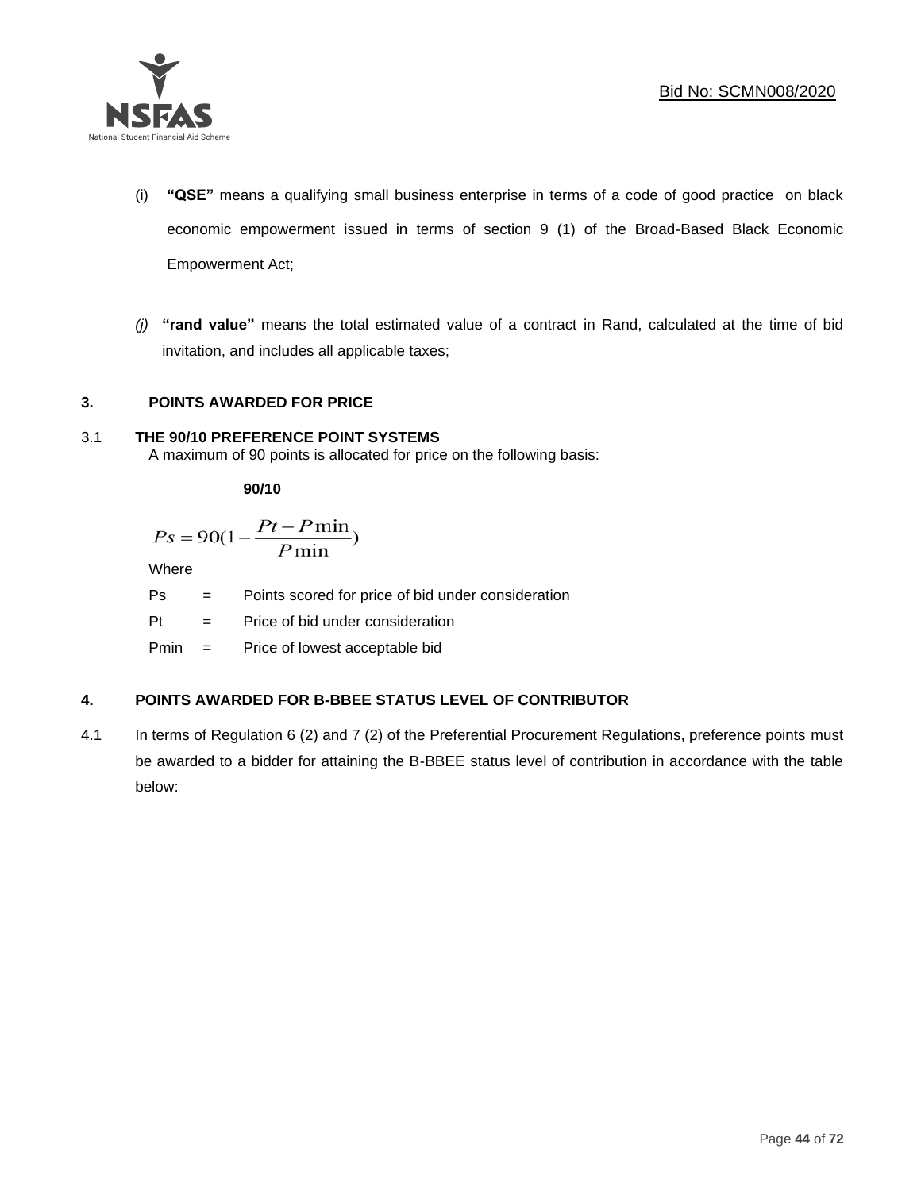(i) **"QSE"** means a qualifying small business enterprise in terms of a code of good practice on black economic empowerment issued in terms of section 9 (1) of the Broad-Based Black Economic Empowerment Act;

*(j)* **"rand value"** means the total estimated value of a contract in Rand, calculated at the time of bid invitation, and includes all applicable taxes;

## 3. POINTS AWARDED FOR PRICE

### 3.1 THE 90/10 PREFERENCE POINT SYSTEMS

A maximum of 90 points is allocated for price on the following basis:

**90/10**

$$Ps = 90\left(1 - \frac{Pt - P\min}{P\min}\right)$$

Where

Ps = Points scored for price of bid under consideration

Pt = Price of bid under consideration

Pmin = Price of lowest acceptable bid

## 4. POINTS AWARDED FOR B-BBEE STATUS LEVEL OF CONTRIBUTOR

4.1 In terms of Regulation 6 (2) and 7 (2) of the Preferential Procurement Regulations, preference points must be awarded to a bidder for attaining the B-BBEE status level of contribution in accordance with the table below: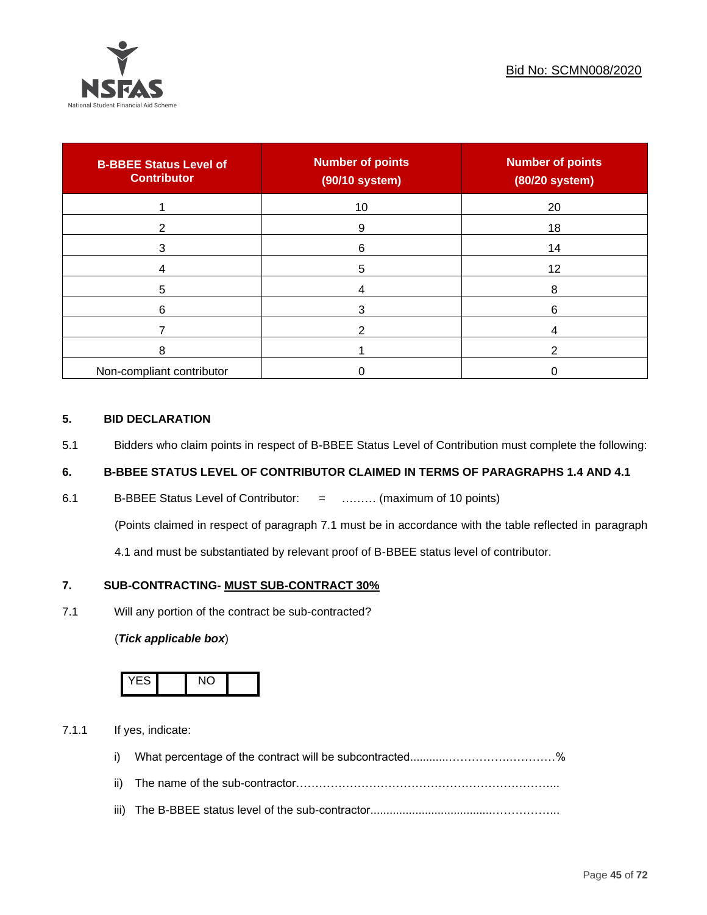| B-BBEE Status Level of Contributor | Number of points (90/10 system) | Number of points (80/20 system) |
| --- | --- | --- |
| 1 | 10 | 20 |
| 2 | 9 | 18 |
| 3 | 6 | 14 |
| 4 | 5 | 12 |
| 5 | 4 | 8 |
| 6 | 3 | 6 |
| 7 | 2 | 4 |
| 8 | 1 | 2 |
| Non-compliant contributor | 0 | 0 |

## 5. BID DECLARATION

5.1 Bidders who claim points in respect of B-BBEE Status Level of Contribution must complete the following:

## 6. B-BBEE STATUS LEVEL OF CONTRIBUTOR CLAIMED IN TERMS OF PARAGRAPHS 1.4 AND 4.1

6.1 B-BBEE Status Level of Contributor: = ……… (maximum of 10 points)

(Points claimed in respect of paragraph 7.1 must be in accordance with the table reflected in paragraph 4.1 and must be substantiated by relevant proof of B-BBEE status level of contributor.

## 7. SUB-CONTRACTING- MUST SUB-CONTRACT 30%

7.1 Will any portion of the contract be sub-contracted?

(***Tick applicable box***)

| YES | | NO | |
| --- | --- | --- | --- |

7.1.1 If yes, indicate:

i) What percentage of the contract will be subcontracted............…………….…………%

ii) The name of the sub-contractor…………………………………………………………..

iii) The B-BBEE status level of the sub-contractor......................................……………..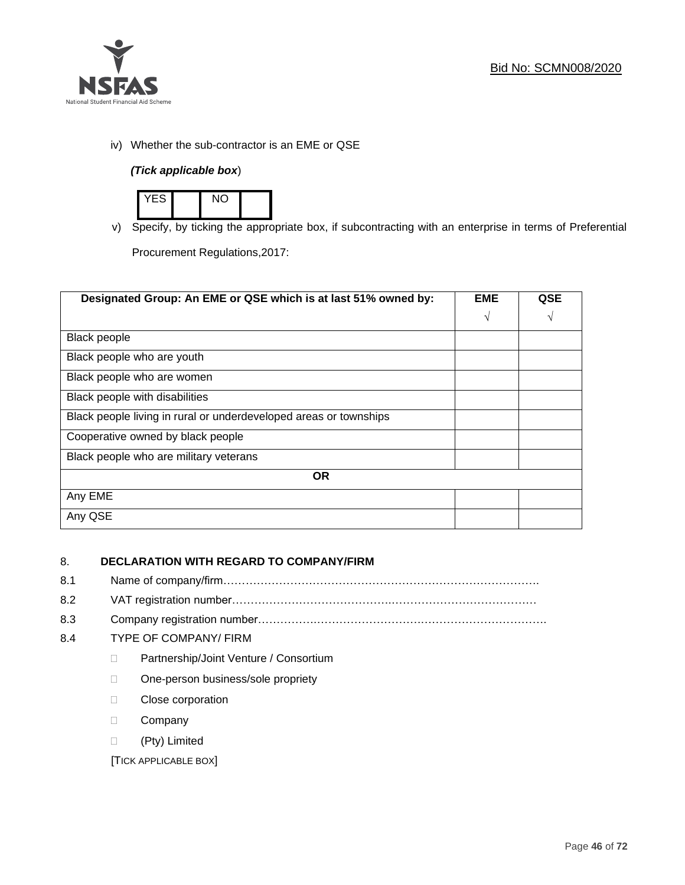iv) Whether the sub-contractor is an EME or QSE

***(Tick applicable box)***

| YES | | NO | |
|---|---|---|---|

v) Specify, by ticking the appropriate box, if subcontracting with an enterprise in terms of Preferential Procurement Regulations,2017:

| Designated Group: An EME or QSE which is at last 51% owned by: | EME √ | QSE √ |
|---|---|---|
| Black people | | |
| Black people who are youth | | |
| Black people who are women | | |
| Black people with disabilities | | |
| Black people living in rural or underdeveloped areas or townships | | |
| Cooperative owned by black people | | |
| Black people who are military veterans | | |
| **OR** | | |
| Any EME | | |
| Any QSE | | |

8. **DECLARATION WITH REGARD TO COMPANY/FIRM**

8.1 Name of company/firm…………………………………………………………………………….

8.2 VAT registration number……………………………………..…………………………………

8.3 Company registration number…………….……………………….…………………………….

8.4 TYPE OF COMPANY/ FIRM

- ☐ Partnership/Joint Venture / Consortium
- ☐ One-person business/sole propriety
- ☐ Close corporation
- ☐ Company
- ☐ (Pty) Limited

[TICK APPLICABLE BOX]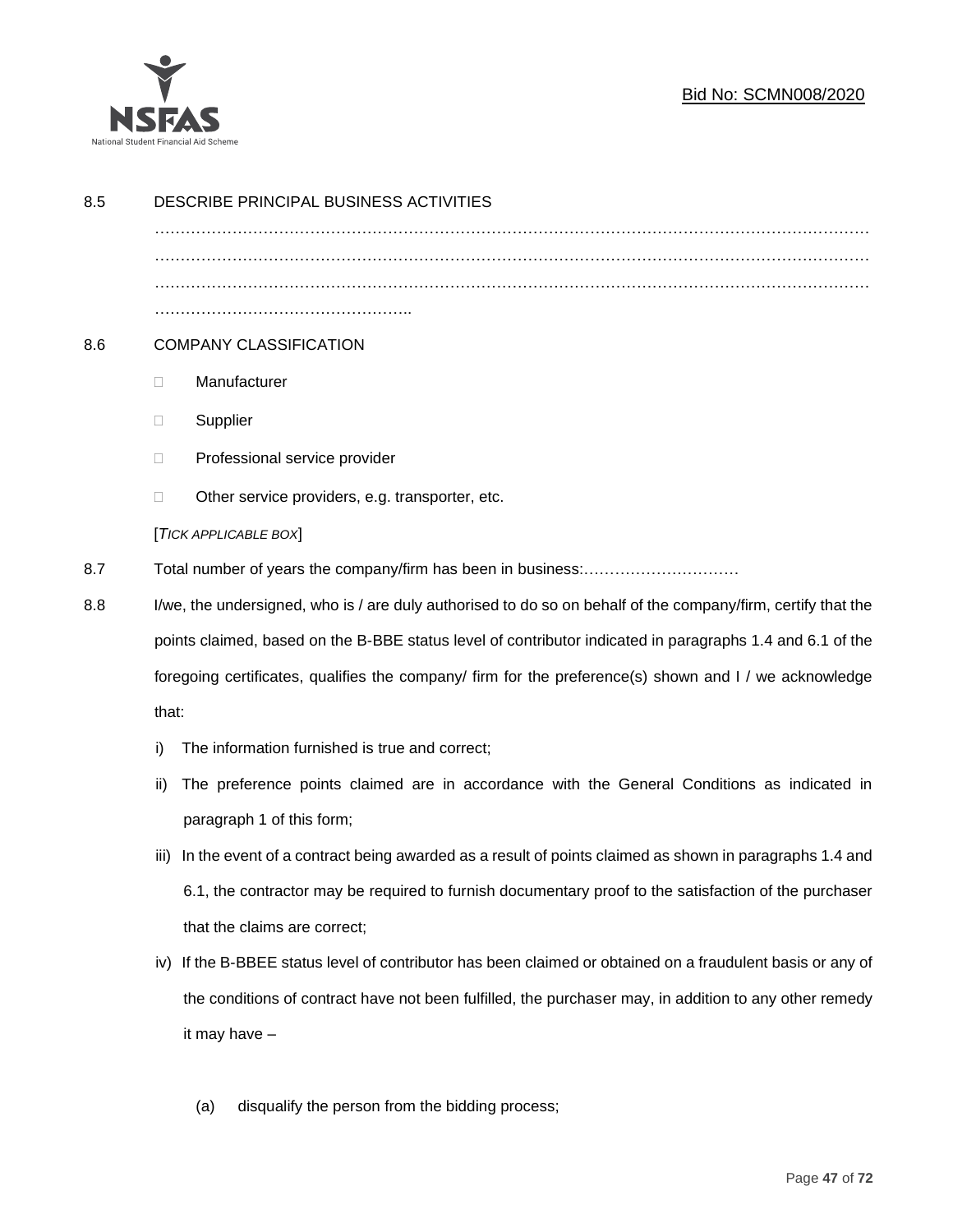8.5 DESCRIBE PRINCIPAL BUSINESS ACTIVITIES

……………………………………………………………………………………………………………………
……………………………………………………………………………………………………………………
……………………………………………………………………………………………………………………
…………………………………………..

8.6 COMPANY CLASSIFICATION

- Manufacturer
- Supplier
- Professional service provider
- Other service providers, e.g. transporter, etc.

[*TICK APPLICABLE BOX*]

8.7 Total number of years the company/firm has been in business:…………………………

8.8 I/we, the undersigned, who is / are duly authorised to do so on behalf of the company/firm, certify that the points claimed, based on the B-BBE status level of contributor indicated in paragraphs 1.4 and 6.1 of the foregoing certificates, qualifies the company/ firm for the preference(s) shown and I / we acknowledge that:

i) The information furnished is true and correct;

ii) The preference points claimed are in accordance with the General Conditions as indicated in paragraph 1 of this form;

iii) In the event of a contract being awarded as a result of points claimed as shown in paragraphs 1.4 and 6.1, the contractor may be required to furnish documentary proof to the satisfaction of the purchaser that the claims are correct;

iv) If the B-BBEE status level of contributor has been claimed or obtained on a fraudulent basis or any of the conditions of contract have not been fulfilled, the purchaser may, in addition to any other remedy it may have –

(a) disqualify the person from the bidding process;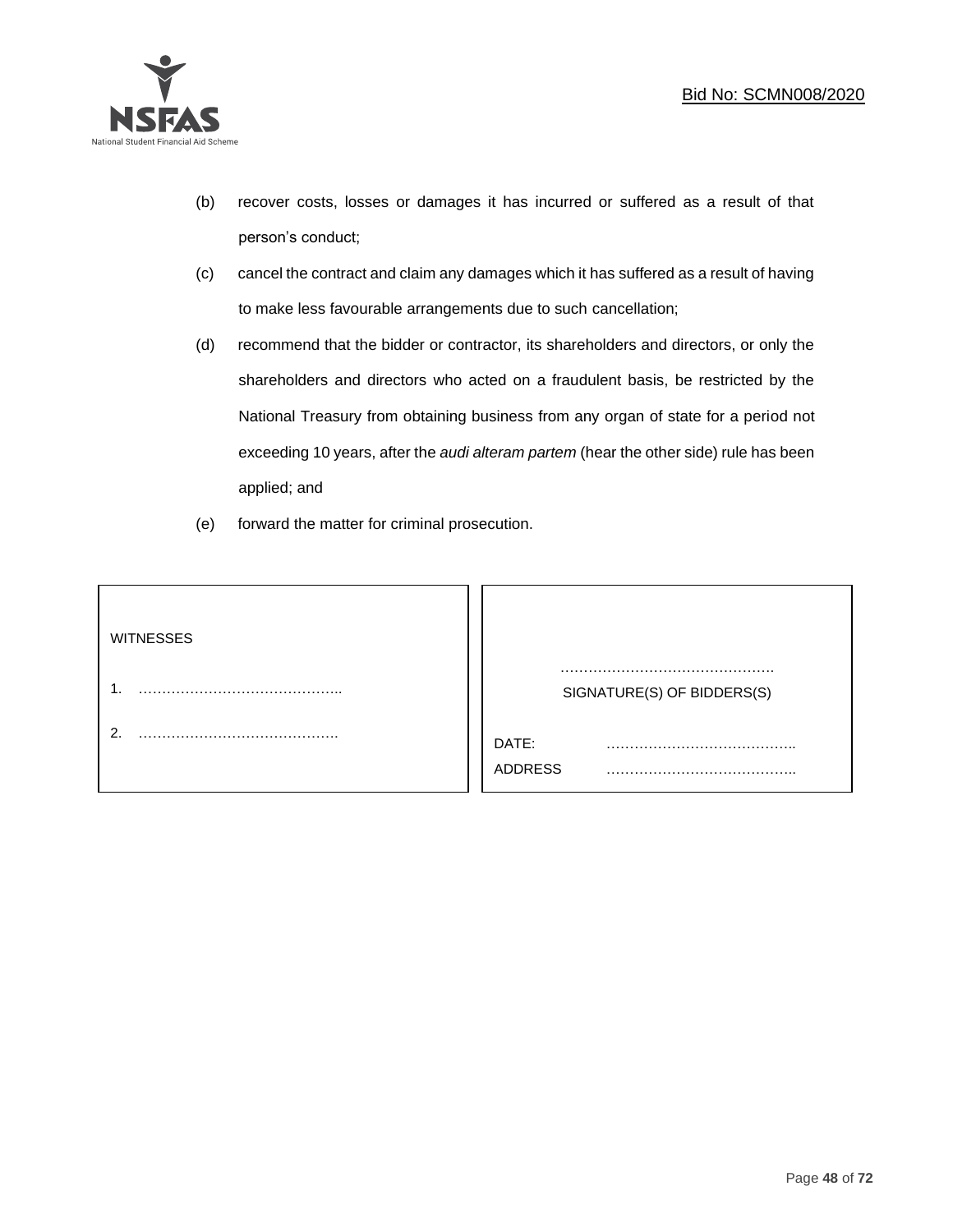(b) recover costs, losses or damages it has incurred or suffered as a result of that person's conduct;

(c) cancel the contract and claim any damages which it has suffered as a result of having to make less favourable arrangements due to such cancellation;

(d) recommend that the bidder or contractor, its shareholders and directors, or only the shareholders and directors who acted on a fraudulent basis, be restricted by the National Treasury from obtaining business from any organ of state for a period not exceeding 10 years, after the *audi alteram partem* (hear the other side) rule has been applied; and

(e) forward the matter for criminal prosecution.

| WITNESSES | |
|---|---|
| 1. …………………………………….. | ………………………………………. SIGNATURE(S) OF BIDDERS(S) |
| 2. ……………………………………. | DATE: ………………………………….. |
| | ADDRESS ………………………………….. |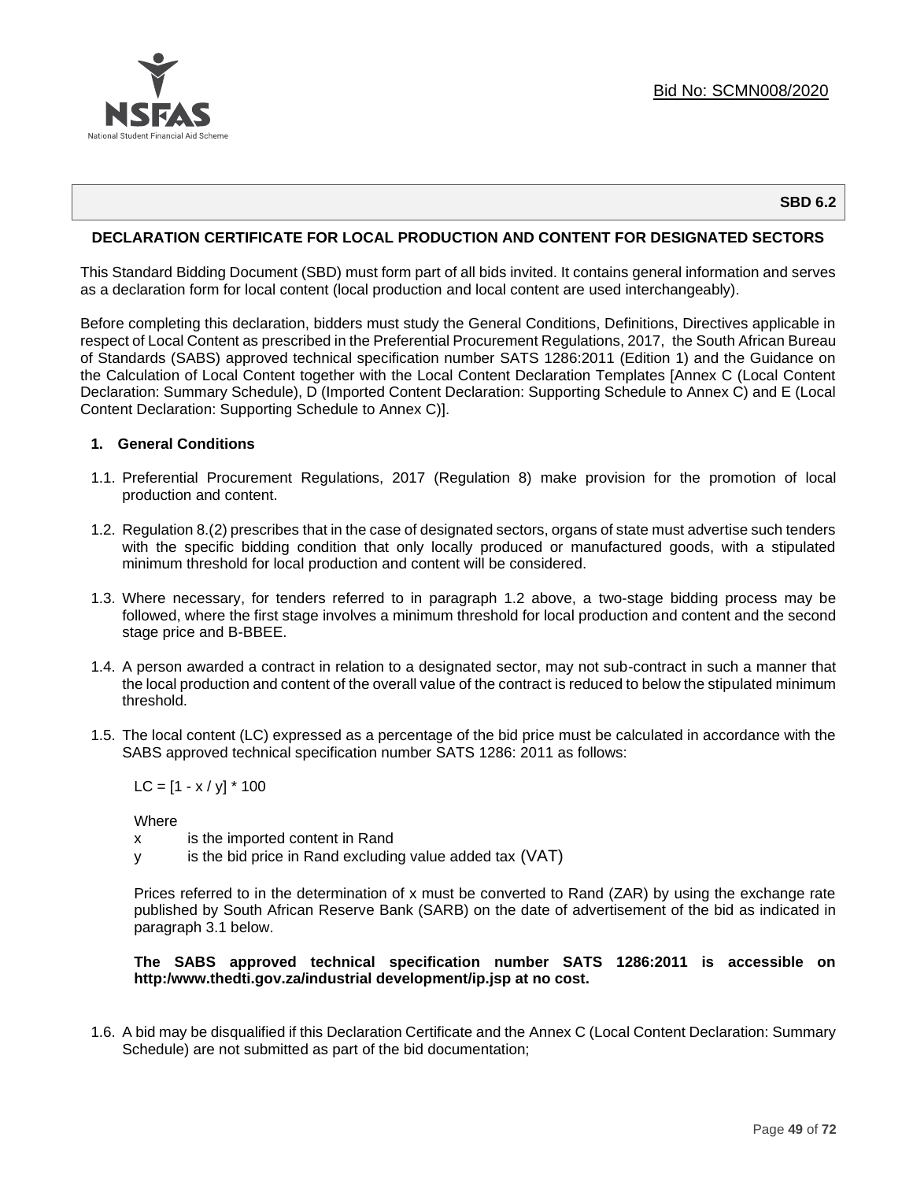**SBD 6.2**

**DECLARATION CERTIFICATE FOR LOCAL PRODUCTION AND CONTENT FOR DESIGNATED SECTORS**

This Standard Bidding Document (SBD) must form part of all bids invited. It contains general information and serves as a declaration form for local content (local production and local content are used interchangeably).

Before completing this declaration, bidders must study the General Conditions, Definitions, Directives applicable in respect of Local Content as prescribed in the Preferential Procurement Regulations, 2017, the South African Bureau of Standards (SABS) approved technical specification number SATS 1286:2011 (Edition 1) and the Guidance on the Calculation of Local Content together with the Local Content Declaration Templates [Annex C (Local Content Declaration: Summary Schedule), D (Imported Content Declaration: Supporting Schedule to Annex C) and E (Local Content Declaration: Supporting Schedule to Annex C)].

**1. General Conditions**

1.1. Preferential Procurement Regulations, 2017 (Regulation 8) make provision for the promotion of local production and content.

1.2. Regulation 8.(2) prescribes that in the case of designated sectors, organs of state must advertise such tenders with the specific bidding condition that only locally produced or manufactured goods, with a stipulated minimum threshold for local production and content will be considered.

1.3. Where necessary, for tenders referred to in paragraph 1.2 above, a two-stage bidding process may be followed, where the first stage involves a minimum threshold for local production and content and the second stage price and B-BBEE.

1.4. A person awarded a contract in relation to a designated sector, may not sub-contract in such a manner that the local production and content of the overall value of the contract is reduced to below the stipulated minimum threshold.

1.5. The local content (LC) expressed as a percentage of the bid price must be calculated in accordance with the SABS approved technical specification number SATS 1286: 2011 as follows:

$LC = [1 - x / y] * 100$

Where

$x$ is the imported content in Rand

$y$ is the bid price in Rand excluding value added tax (VAT)

Prices referred to in the determination of x must be converted to Rand (ZAR) by using the exchange rate published by South African Reserve Bank (SARB) on the date of advertisement of the bid as indicated in paragraph 3.1 below.

**The SABS approved technical specification number SATS 1286:2011 is accessible on http:/www.thedti.gov.za/industrial development/ip.jsp at no cost.**

1.6. A bid may be disqualified if this Declaration Certificate and the Annex C (Local Content Declaration: Summary Schedule) are not submitted as part of the bid documentation;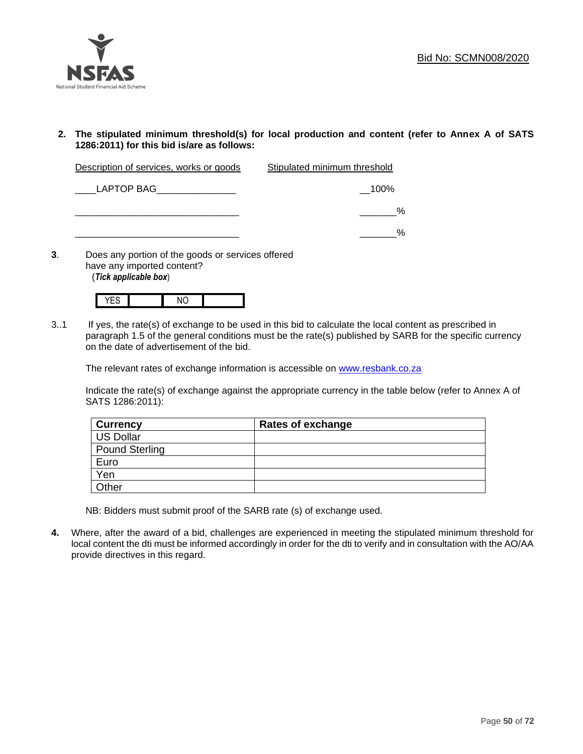Bid No: SCMN008/2020

**2. The stipulated minimum threshold(s) for local production and content (refer to Annex A of SATS 1286:2011) for this bid is/are as follows:**

| Description of services, works or goods | Stipulated minimum threshold |
|---|---|
| ____LAPTOP BAG_______________ | __100% |
| ________________________________ | _______% |
| ________________________________ | _______% |

**3.** Does any portion of the goods or services offered have any imported content?
(***Tick applicable box***)

| YES | | NO | |
|---|---|---|---|

3..1 If yes, the rate(s) of exchange to be used in this bid to calculate the local content as prescribed in paragraph 1.5 of the general conditions must be the rate(s) published by SARB for the specific currency on the date of advertisement of the bid.

The relevant rates of exchange information is accessible on www.resbank.co.za

Indicate the rate(s) of exchange against the appropriate currency in the table below (refer to Annex A of SATS 1286:2011):

| **Currency** | **Rates of exchange** |
|---|---|
| US Dollar | |
| Pound Sterling | |
| Euro | |
| Yen | |
| Other | |

NB: Bidders must submit proof of the SARB rate (s) of exchange used.

**4.** Where, after the award of a bid, challenges are experienced in meeting the stipulated minimum threshold for local content the dti must be informed accordingly in order for the dti to verify and in consultation with the AO/AA provide directives in this regard.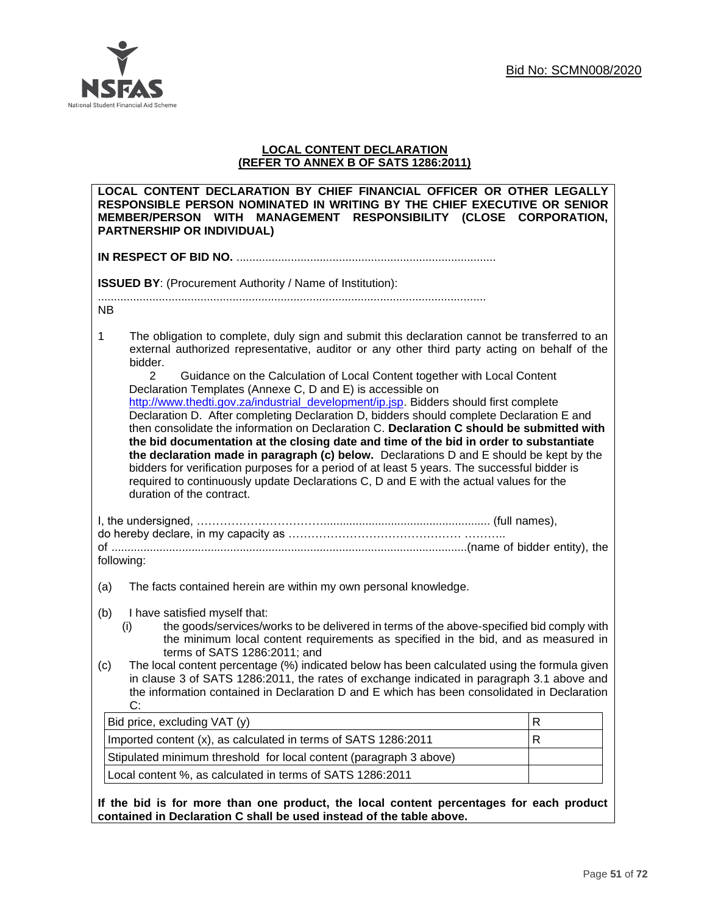Bid No: SCMN008/2020

**LOCAL CONTENT DECLARATION**
**(REFER TO ANNEX B OF SATS 1286:2011)**

**LOCAL CONTENT DECLARATION BY CHIEF FINANCIAL OFFICER OR OTHER LEGALLY RESPONSIBLE PERSON NOMINATED IN WRITING BY THE CHIEF EXECUTIVE OR SENIOR MEMBER/PERSON WITH MANAGEMENT RESPONSIBILITY (CLOSE CORPORATION, PARTNERSHIP OR INDIVIDUAL)**

**IN RESPECT OF BID NO.** .................................................................................

**ISSUED BY**: (Procurement Authority / Name of Institution):

.........................................................................................................................

NB

1. The obligation to complete, duly sign and submit this declaration cannot be transferred to an external authorized representative, auditor or any other third party acting on behalf of the bidder.
2. Guidance on the Calculation of Local Content together with Local Content Declaration Templates (Annexe C, D and E) is accessible on http://www.thedti.gov.za/industrial_development/ip.jsp. Bidders should first complete Declaration D. After completing Declaration D, bidders should complete Declaration E and then consolidate the information on Declaration C. **Declaration C should be submitted with the bid documentation at the closing date and time of the bid in order to substantiate the declaration made in paragraph (c) below.** Declarations D and E should be kept by the bidders for verification purposes for a period of at least 5 years. The successful bidder is required to continuously update Declarations C, D and E with the actual values for the duration of the contract.

I, the undersigned, ………………………….................................................... (full names),
do hereby declare, in my capacity as ……………………………………… ………..
of ..............................................................................................................(name of bidder entity), the following:

(a) The facts contained herein are within my own personal knowledge.

(b) I have satisfied myself that:
   (i) the goods/services/works to be delivered in terms of the above-specified bid comply with the minimum local content requirements as specified in the bid, and as measured in terms of SATS 1286:2011; and

(c) The local content percentage (%) indicated below has been calculated using the formula given in clause 3 of SATS 1286:2011, the rates of exchange indicated in paragraph 3.1 above and the information contained in Declaration D and E which has been consolidated in Declaration C:

| | |
|---|---|
| Bid price, excluding VAT (y) | R |
| Imported content (x), as calculated in terms of SATS 1286:2011 | R |
| Stipulated minimum threshold for local content (paragraph 3 above) | |
| Local content %, as calculated in terms of SATS 1286:2011 | |

**If the bid is for more than one product, the local content percentages for each product contained in Declaration C shall be used instead of the table above.**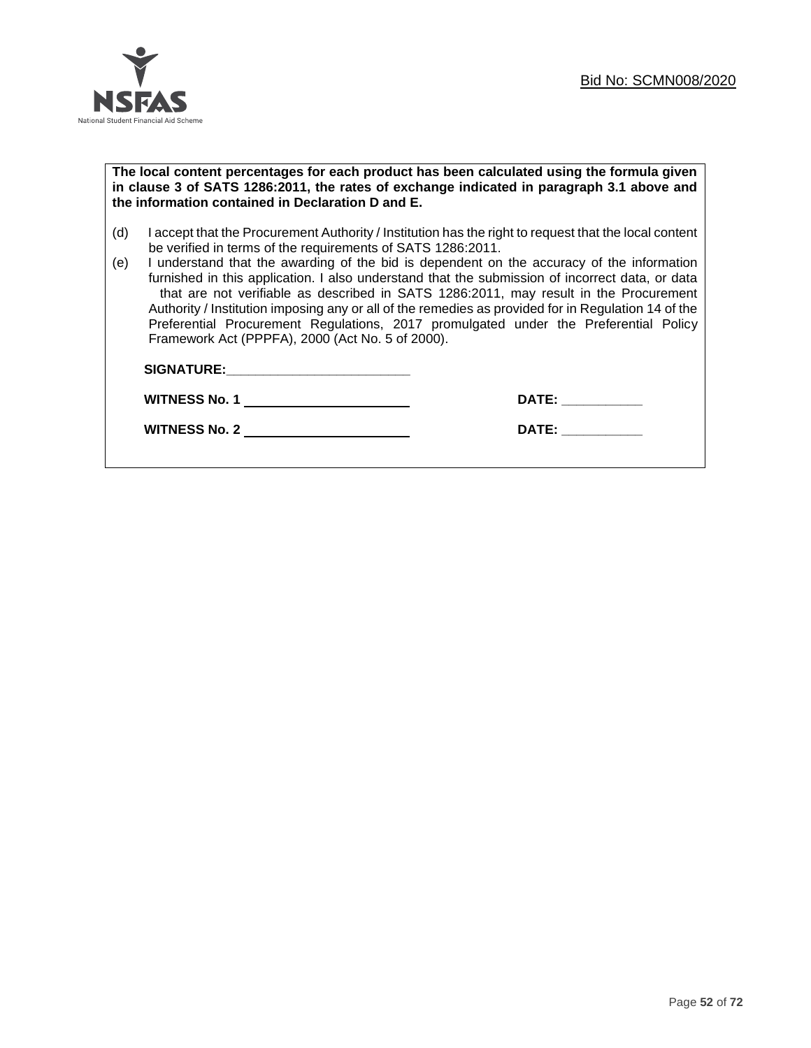**The local content percentages for each product has been calculated using the formula given in clause 3 of SATS 1286:2011, the rates of exchange indicated in paragraph 3.1 above and the information contained in Declaration D and E.**

(d) I accept that the Procurement Authority / Institution has the right to request that the local content be verified in terms of the requirements of SATS 1286:2011.

(e) I understand that the awarding of the bid is dependent on the accuracy of the information furnished in this application. I also understand that the submission of incorrect data, or data that are not verifiable as described in SATS 1286:2011, may result in the Procurement Authority / Institution imposing any or all of the remedies as provided for in Regulation 14 of the Preferential Procurement Regulations, 2017 promulgated under the Preferential Policy Framework Act (PPPFA), 2000 (Act No. 5 of 2000).

**SIGNATURE:**___________________________

**WITNESS No. 1** ___________________________ **DATE:** ___________

**WITNESS No. 2** ___________________________ **DATE:** ___________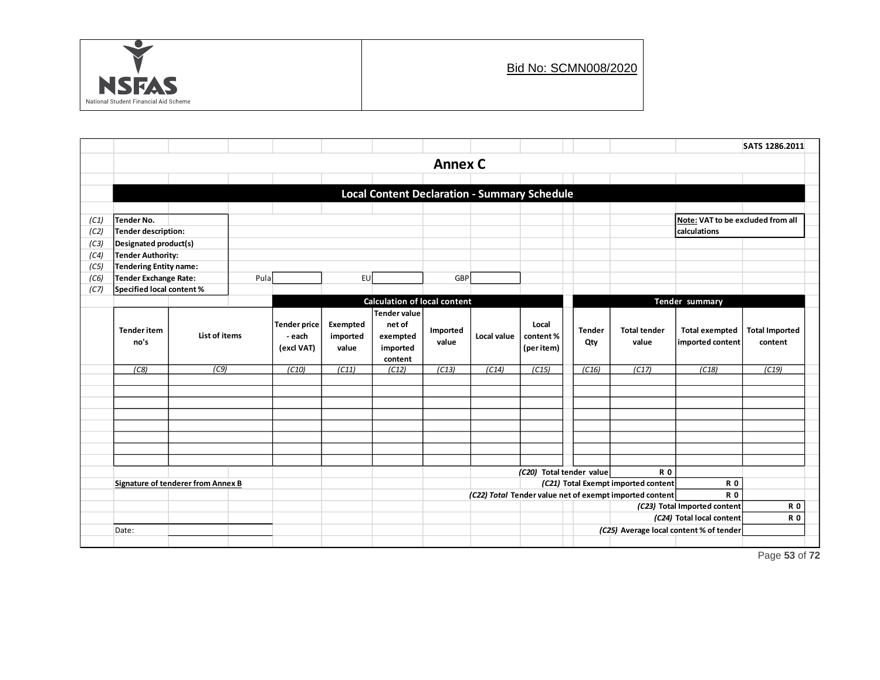NSFAS

National Student Financial Aid Scheme

Bid No: SCMN008/2020

SATS 1286.2011

# Annex C

## Local Content Declaration - Summary Schedule

| | | |
|---|---|---|
| (C1) | **Tender No.** | |
| (C2) | **Tender description:** | |
| (C3) | **Designated product(s)** | |
| (C4) | **Tender Authority:** | |
| (C5) | **Tendering Entity name:** | |
| (C6) | **Tender Exchange Rate:** | Pula ____ EU ____ GBP ____ |
| (C7) | **Specified local content %** | |

**Note:** VAT to be excluded from all calculations

| | | Calculation of local content | | | | | | Tender summary | | | |
|---|---|---|---|---|---|---|---|---|---|---|---|
| **Tender item no's** | **List of items** | **Tender price - each (excl VAT)** | **Exempted imported value** | **Tender value net of exempted imported content** | **Imported value** | **Local value** | **Local content % (per item)** | **Tender Qty** | **Total tender value** | **Total exempted imported content** | **Total Imported content** |
| *(C8)* | *(C9)* | *(C10)* | *(C11)* | *(C12)* | *(C13)* | *(C14)* | *(C15)* | *(C16)* | *(C17)* | *(C18)* | *(C19)* |
| | | | | | | | | | | | |
| | | | | | | | | | | | |
| | | | | | | | | | | | |
| | | | | | | | | | | | |
| | | | | | | | | | | | |
| | | | | | | | | | | | |
| | | | | | | | | | | | |
| | | | | | | | | | | | |

| | |
|---|---|
| *(C20)* Total tender value | R 0 |
| *(C21)* Total Exempt imported content | R 0 |
| *(C22) Total* Tender value net of exempt imported content | R 0 |
| *(C23)* Total Imported content | R 0 |
| *(C24)* Total local content | R 0 |
| *(C25)* Average local content % of tender | |

**Signature of tenderer from Annex B**

Date: ____________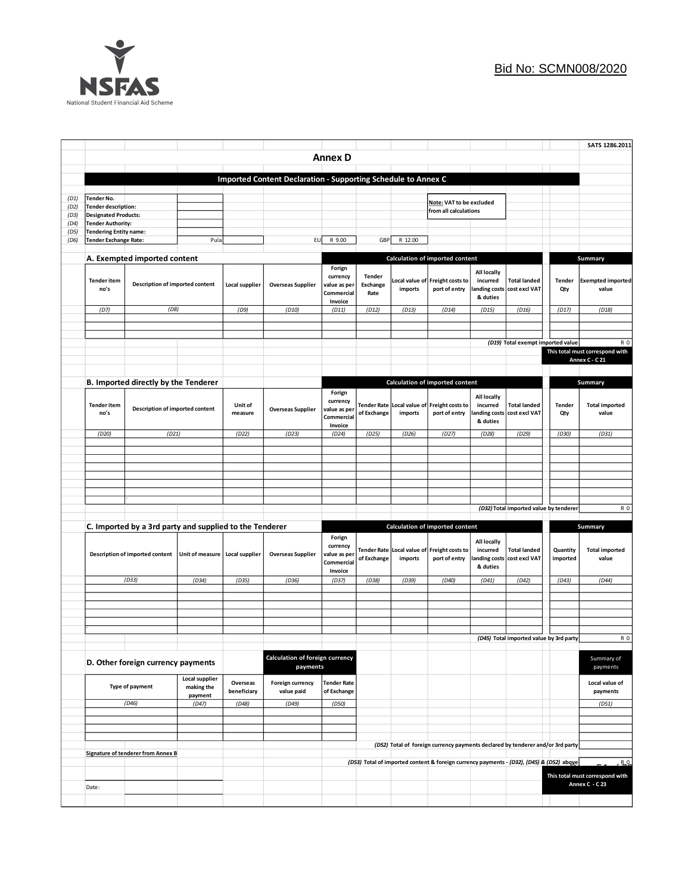Bid No: SCMN008/2020

SATS 1286.2011

# Annex D

## Imported Content Declaration - Supporting Schedule to Annex C

| | | |
|---|---|---|
| (D1) | **Tender No.** | |
| (D2) | **Tender description:** | |
| (D3) | **Designated Products:** | |
| (D4) | **Tender Authority:** | |
| (D5) | **Tendering Entity name:** | |
| (D6) | **Tender Exchange Rate:** | Pula |

EU R 9.00 GBP R 12.00

**Note: VAT to be excluded from all calculations**

### A. Exempted imported content

| | | | | Calculation of imported content | | | | | | Summary | |
|---|---|---|---|---|---|---|---|---|---|---|---|
| Tender item no's | Description of imported content | Local supplier | Overseas Supplier | Forign currency value as per Commercial Invoice | Tender Exchange Rate | Local value of imports | Freight costs to port of entry | All locally incurred landing costs & duties | Total landed cost excl VAT | Tender Qty | Exempted imported value |
| (D7) | (D8) | (D9) | (D10) | (D11) | (D12) | (D13) | (D14) | (D15) | (D16) | (D17) | (D18) |
| | | | | | | | | | | | |
| | | | | | | | | | | | |
| | | | | | | | | | | | |

**(D19) Total exempt imported value** R 0

This total must correspond with Annex C - C 21

### B. Imported directly by the Tenderer

| | | | | Calculation of imported content | | | | | | Summary | |
|---|---|---|---|---|---|---|---|---|---|---|---|
| Tender item no's | Description of imported content | Unit of measure | Overseas Supplier | Forign currency value as per Commercial Invoice | Tender Rate of Exchange | Local value of imports | Freight costs to port of entry | All locally incurred landing costs & duties | Total landed cost excl VAT | Tender Qty | Total imported value |
| (D20) | (D21) | (D22) | (D23) | (D24) | (D25) | (D26) | (D27) | (D28) | (D29) | (D30) | (D31) |
| | | | | | | | | | | | |
| | | | | | | | | | | | |
| | | | | | | | | | | | |
| | | | | | | | | | | | |
| | | | | | | | | | | | |
| | | | | | | | | | | | |
| | | | | | | | | | | | |
| | | | | | | | | | | | |

**(D32) Total imported value by tenderer** R 0

### C. Imported by a 3rd party and supplied to the Tenderer

| | | | | Calculation of imported content | | | | | | Summary | |
|---|---|---|---|---|---|---|---|---|---|---|---|
| Description of imported content | Unit of measure | Local supplier | Overseas Supplier | Forign currency value as per Commercial Invoice | Tender Rate of Exchange | Local value of imports | Freight costs to port of entry | All locally incurred landing costs & duties | Total landed cost excl VAT | Quantity imported | Total imported value |
| (D33) | (D34) | (D35) | (D36) | (D37) | (D38) | (D39) | (D40) | (D41) | (D42) | (D43) | (D44) |
| | | | | | | | | | | | |
| | | | | | | | | | | | |
| | | | | | | | | | | | |
| | | | | | | | | | | | |
| | | | | | | | | | | | |
| | | | | | | | | | | | |

**(D45) Total imported value by 3rd party** R 0

### D. Other foreign currency payments

| | | | Calculation of foreign currency payments | | Summary of payments |
|---|---|---|---|---|---|
| Type of payment | Local supplier making the payment | Overseas beneficiary | Foreign currency value paid | Tender Rate of Exchange | Local value of payments |
| (D46) | (D47) | (D48) | (D49) | (D50) | (D51) |
| | | | | | |
| | | | | | |
| | | | | | |
| | | | | | |

**(D52) Total of foreign currency payments declared by tenderer and/or 3rd party**

**(D53) Total of imported content & foreign currency payments - (D32), (D45) & (D52) above** R 0

This total must correspond with Annex C - C 23

**Signature of tenderer from Annex B**

Date: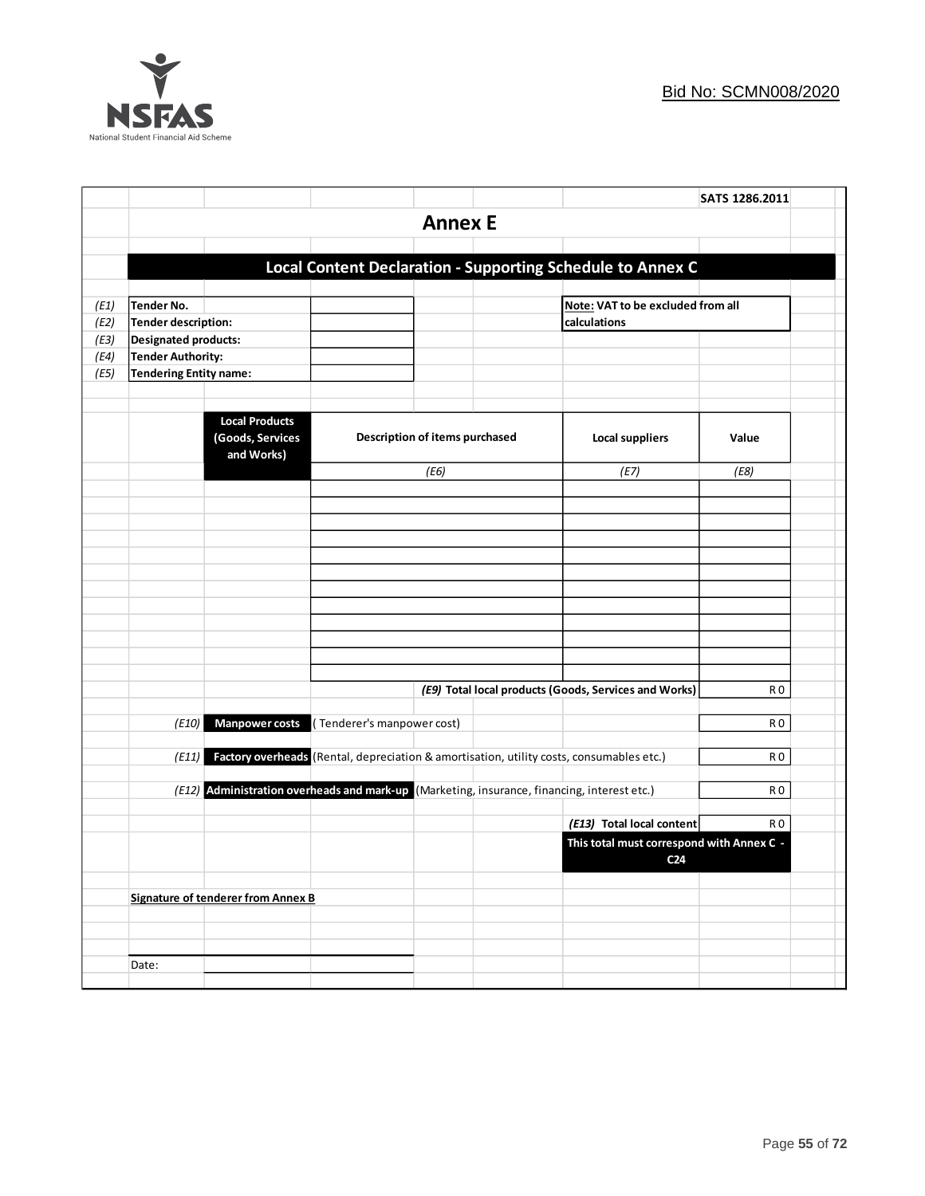SATS 1286.2011

# Annex E

## Local Content Declaration - Supporting Schedule to Annex C

| | | |
|---|---|---|
| *(E1)* | **Tender No.** | |
| *(E2)* | **Tender description:** | |
| *(E3)* | **Designated products:** | |
| *(E4)* | **Tender Authority:** | |
| *(E5)* | **Tendering Entity name:** | |

**Note: VAT to be excluded from all calculations**

| Local Products (Goods, Services and Works) | Description of items purchased | Local suppliers | Value |
|---|---|---|---|
| | *(E6)* | *(E7)* | *(E8)* |
| | | | |
| | | | |
| | | | |
| | | | |
| | | | |
| | | | |
| | | | |
| | | | |
| | | | |
| | | | |
| | | | |
| | | | |
| | | *(E9)* **Total local products (Goods, Services and Works)** | R 0 |

| | | | |
|---|---|---|---|
| *(E10)* | **Manpower costs** | ( Tenderer's manpower cost) | R 0 |
| *(E11)* | **Factory overheads** | (Rental, depreciation & amortisation, utility costs, consumables etc.) | R 0 |
| *(E12)* | **Administration overheads and mark-up** | (Marketing, insurance, financing, interest etc.) | R 0 |
| | | *(E13)* **Total local content** | R 0 |

**This total must correspond with Annex C - C24**

**Signature of tenderer from Annex B**

Date: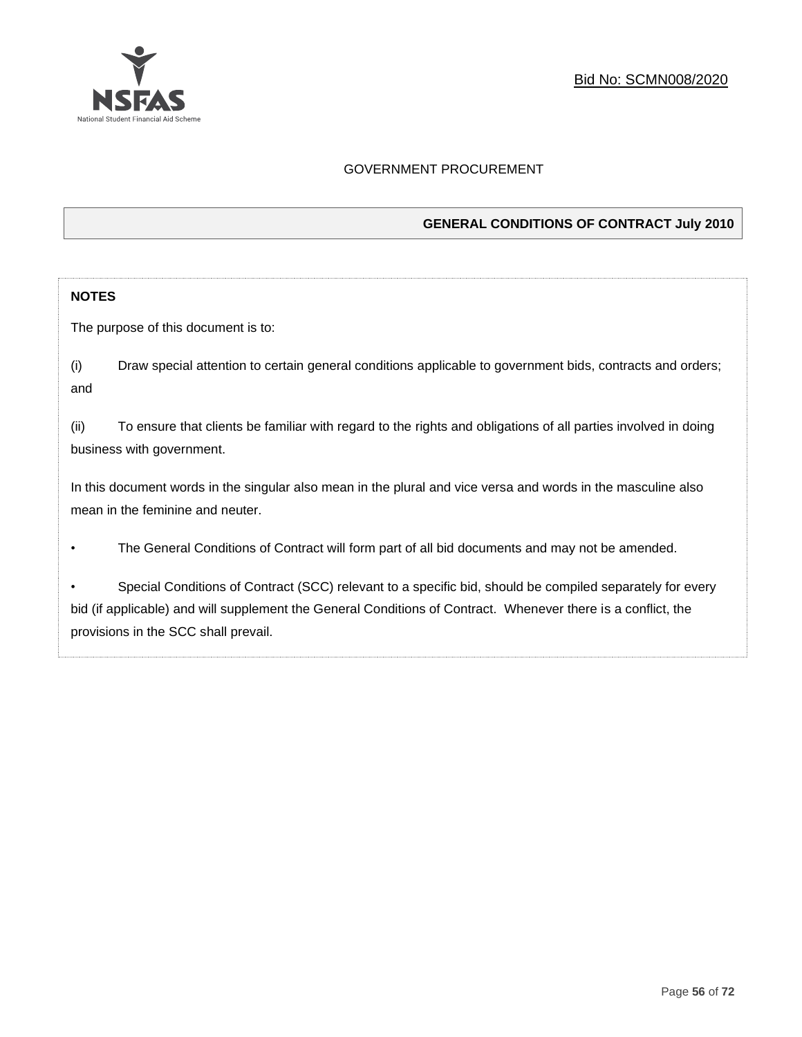GOVERNMENT PROCUREMENT

## GENERAL CONDITIONS OF CONTRACT July 2010

**NOTES**

The purpose of this document is to:

(i) Draw special attention to certain general conditions applicable to government bids, contracts and orders; and

(ii) To ensure that clients be familiar with regard to the rights and obligations of all parties involved in doing business with government.

In this document words in the singular also mean in the plural and vice versa and words in the masculine also mean in the feminine and neuter.

- The General Conditions of Contract will form part of all bid documents and may not be amended.

- Special Conditions of Contract (SCC) relevant to a specific bid, should be compiled separately for every bid (if applicable) and will supplement the General Conditions of Contract. Whenever there is a conflict, the provisions in the SCC shall prevail.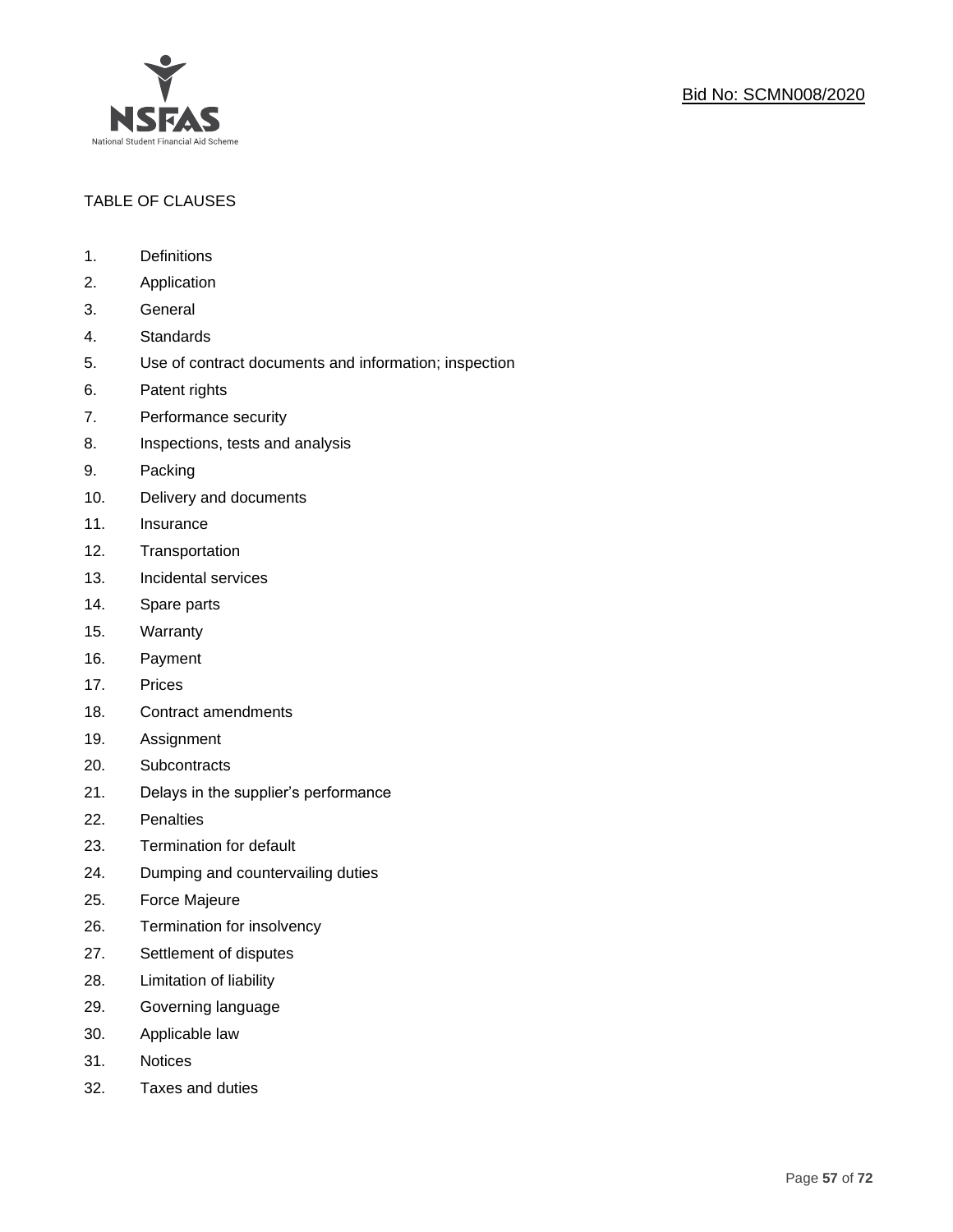TABLE OF CLAUSES

1. Definitions
2. Application
3. General
4. Standards
5. Use of contract documents and information; inspection
6. Patent rights
7. Performance security
8. Inspections, tests and analysis
9. Packing
10. Delivery and documents
11. Insurance
12. Transportation
13. Incidental services
14. Spare parts
15. Warranty
16. Payment
17. Prices
18. Contract amendments
19. Assignment
20. Subcontracts
21. Delays in the supplier's performance
22. Penalties
23. Termination for default
24. Dumping and countervailing duties
25. Force Majeure
26. Termination for insolvency
27. Settlement of disputes
28. Limitation of liability
29. Governing language
30. Applicable law
31. Notices
32. Taxes and duties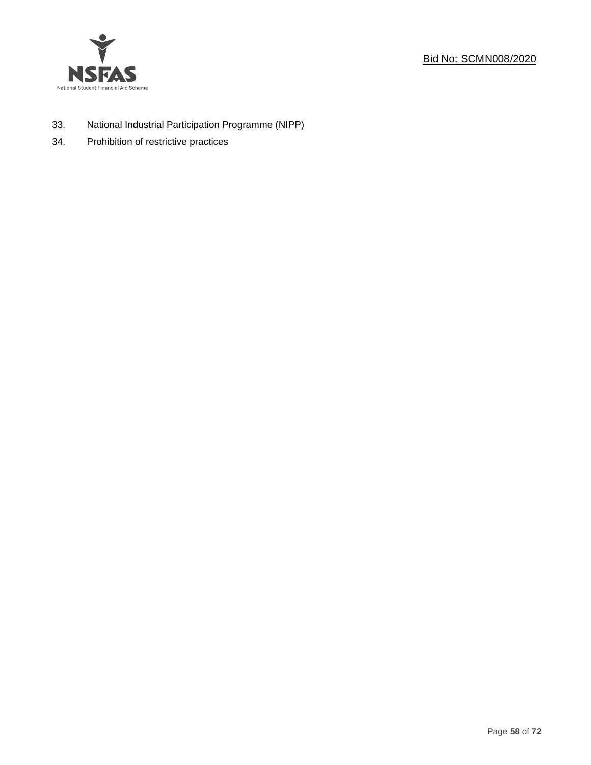33. National Industrial Participation Programme (NIPP)
34. Prohibition of restrictive practices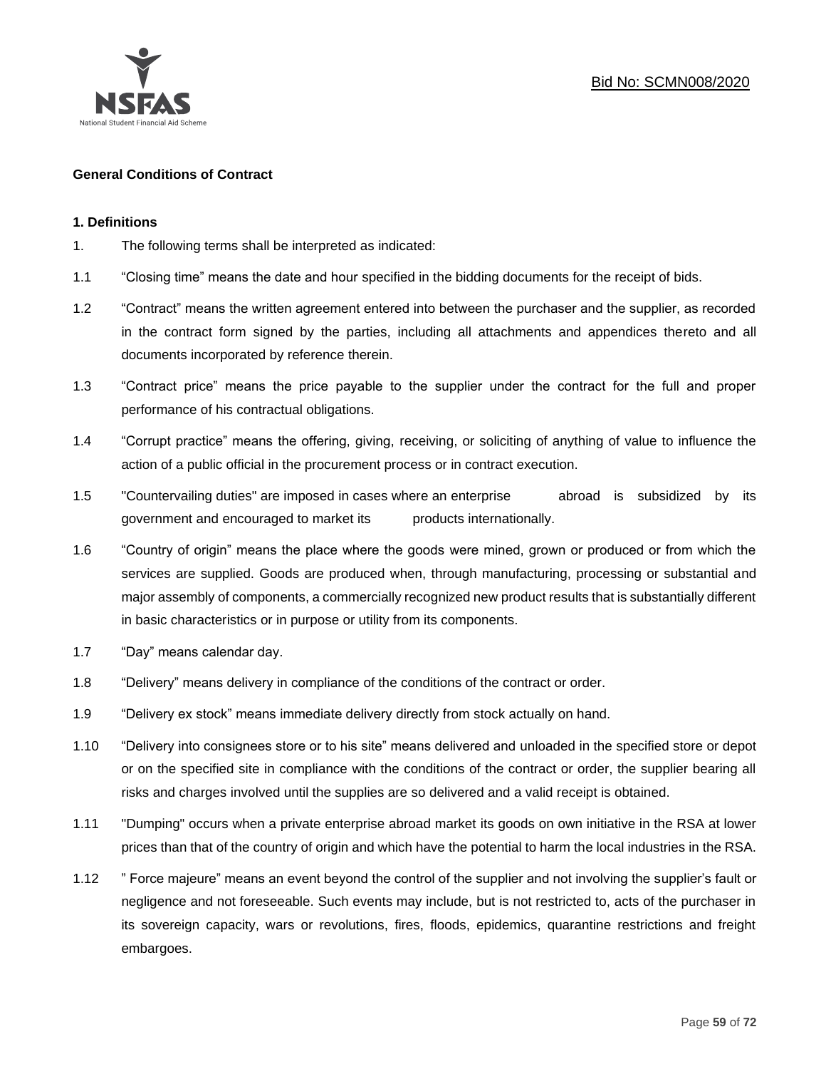**General Conditions of Contract**

**1. Definitions**

1. The following terms shall be interpreted as indicated:

1.1 "Closing time" means the date and hour specified in the bidding documents for the receipt of bids.

1.2 "Contract" means the written agreement entered into between the purchaser and the supplier, as recorded in the contract form signed by the parties, including all attachments and appendices thereto and all documents incorporated by reference therein.

1.3 "Contract price" means the price payable to the supplier under the contract for the full and proper performance of his contractual obligations.

1.4 "Corrupt practice" means the offering, giving, receiving, or soliciting of anything of value to influence the action of a public official in the procurement process or in contract execution.

1.5 "Countervailing duties" are imposed in cases where an enterprise abroad is subsidized by its government and encouraged to market its products internationally.

1.6 "Country of origin" means the place where the goods were mined, grown or produced or from which the services are supplied. Goods are produced when, through manufacturing, processing or substantial and major assembly of components, a commercially recognized new product results that is substantially different in basic characteristics or in purpose or utility from its components.

1.7 "Day" means calendar day.

1.8 "Delivery" means delivery in compliance of the conditions of the contract or order.

1.9 "Delivery ex stock" means immediate delivery directly from stock actually on hand.

1.10 "Delivery into consignees store or to his site" means delivered and unloaded in the specified store or depot or on the specified site in compliance with the conditions of the contract or order, the supplier bearing all risks and charges involved until the supplies are so delivered and a valid receipt is obtained.

1.11 "Dumping" occurs when a private enterprise abroad market its goods on own initiative in the RSA at lower prices than that of the country of origin and which have the potential to harm the local industries in the RSA.

1.12 " Force majeure" means an event beyond the control of the supplier and not involving the supplier's fault or negligence and not foreseeable. Such events may include, but is not restricted to, acts of the purchaser in its sovereign capacity, wars or revolutions, fires, floods, epidemics, quarantine restrictions and freight embargoes.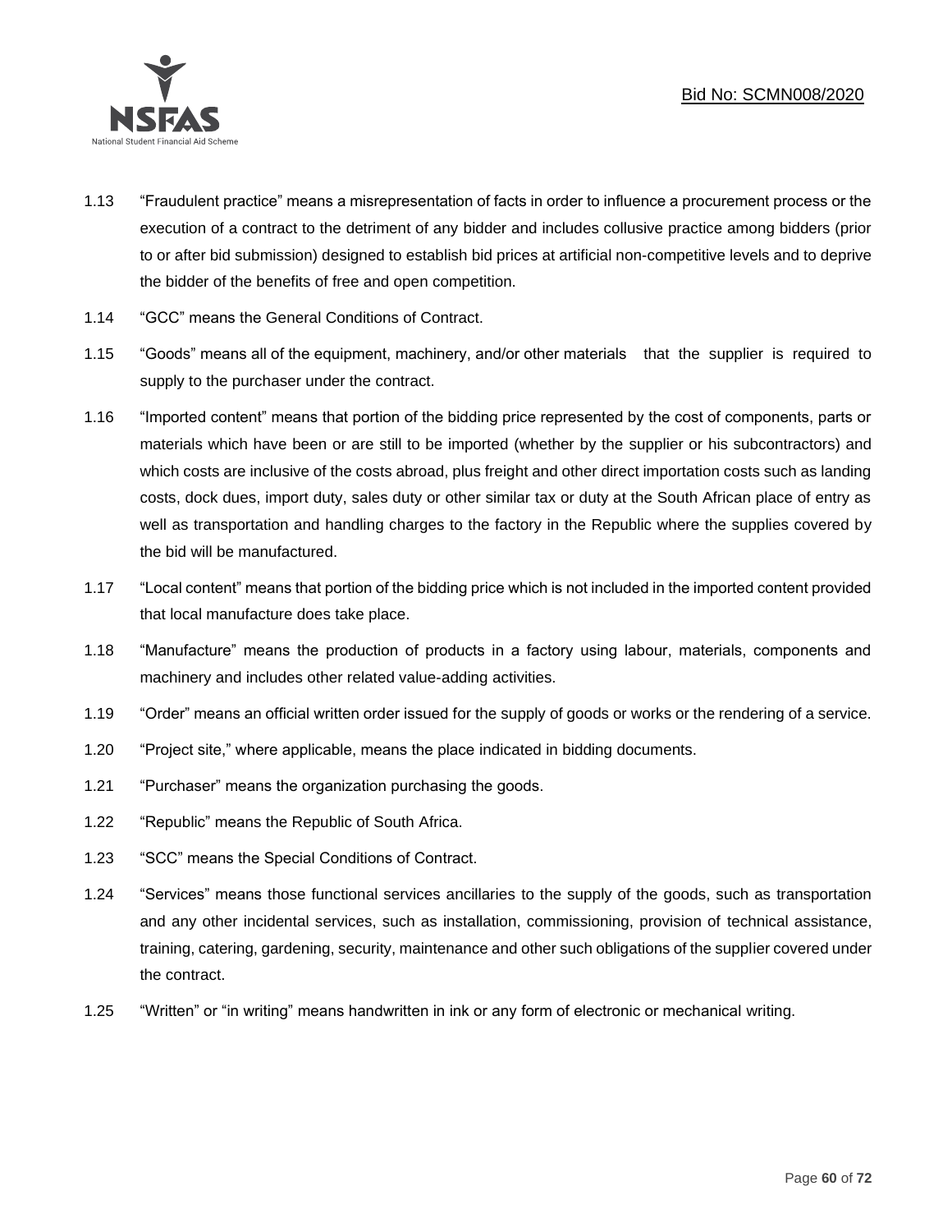1.13 "Fraudulent practice" means a misrepresentation of facts in order to influence a procurement process or the execution of a contract to the detriment of any bidder and includes collusive practice among bidders (prior to or after bid submission) designed to establish bid prices at artificial non-competitive levels and to deprive the bidder of the benefits of free and open competition.

1.14 "GCC" means the General Conditions of Contract.

1.15 "Goods" means all of the equipment, machinery, and/or other materials that the supplier is required to supply to the purchaser under the contract.

1.16 "Imported content" means that portion of the bidding price represented by the cost of components, parts or materials which have been or are still to be imported (whether by the supplier or his subcontractors) and which costs are inclusive of the costs abroad, plus freight and other direct importation costs such as landing costs, dock dues, import duty, sales duty or other similar tax or duty at the South African place of entry as well as transportation and handling charges to the factory in the Republic where the supplies covered by the bid will be manufactured.

1.17 "Local content" means that portion of the bidding price which is not included in the imported content provided that local manufacture does take place.

1.18 "Manufacture" means the production of products in a factory using labour, materials, components and machinery and includes other related value-adding activities.

1.19 "Order" means an official written order issued for the supply of goods or works or the rendering of a service.

1.20 "Project site," where applicable, means the place indicated in bidding documents.

1.21 "Purchaser" means the organization purchasing the goods.

1.22 "Republic" means the Republic of South Africa.

1.23 "SCC" means the Special Conditions of Contract.

1.24 "Services" means those functional services ancillaries to the supply of the goods, such as transportation and any other incidental services, such as installation, commissioning, provision of technical assistance, training, catering, gardening, security, maintenance and other such obligations of the supplier covered under the contract.

1.25 "Written" or "in writing" means handwritten in ink or any form of electronic or mechanical writing.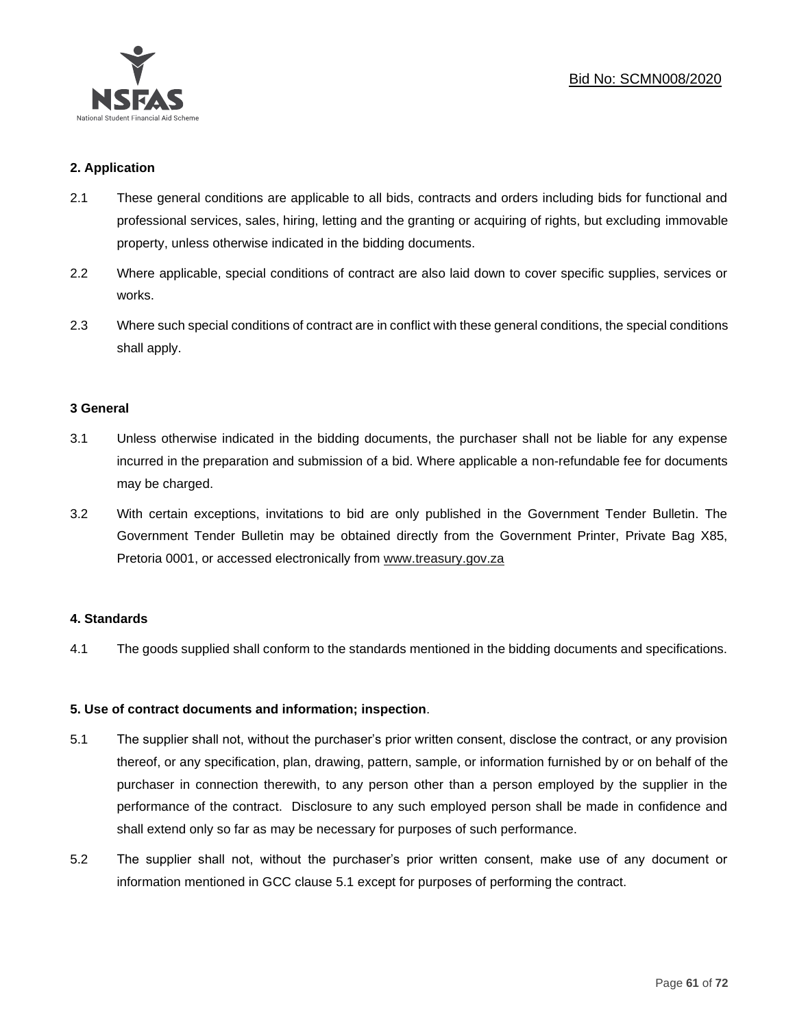**2. Application**

2.1 These general conditions are applicable to all bids, contracts and orders including bids for functional and professional services, sales, hiring, letting and the granting or acquiring of rights, but excluding immovable property, unless otherwise indicated in the bidding documents.

2.2 Where applicable, special conditions of contract are also laid down to cover specific supplies, services or works.

2.3 Where such special conditions of contract are in conflict with these general conditions, the special conditions shall apply.

**3 General**

3.1 Unless otherwise indicated in the bidding documents, the purchaser shall not be liable for any expense incurred in the preparation and submission of a bid. Where applicable a non-refundable fee for documents may be charged.

3.2 With certain exceptions, invitations to bid are only published in the Government Tender Bulletin. The Government Tender Bulletin may be obtained directly from the Government Printer, Private Bag X85, Pretoria 0001, or accessed electronically from www.treasury.gov.za

**4. Standards**

4.1 The goods supplied shall conform to the standards mentioned in the bidding documents and specifications.

**5. Use of contract documents and information; inspection**.

5.1 The supplier shall not, without the purchaser's prior written consent, disclose the contract, or any provision thereof, or any specification, plan, drawing, pattern, sample, or information furnished by or on behalf of the purchaser in connection therewith, to any person other than a person employed by the supplier in the performance of the contract. Disclosure to any such employed person shall be made in confidence and shall extend only so far as may be necessary for purposes of such performance.

5.2 The supplier shall not, without the purchaser's prior written consent, make use of any document or information mentioned in GCC clause 5.1 except for purposes of performing the contract.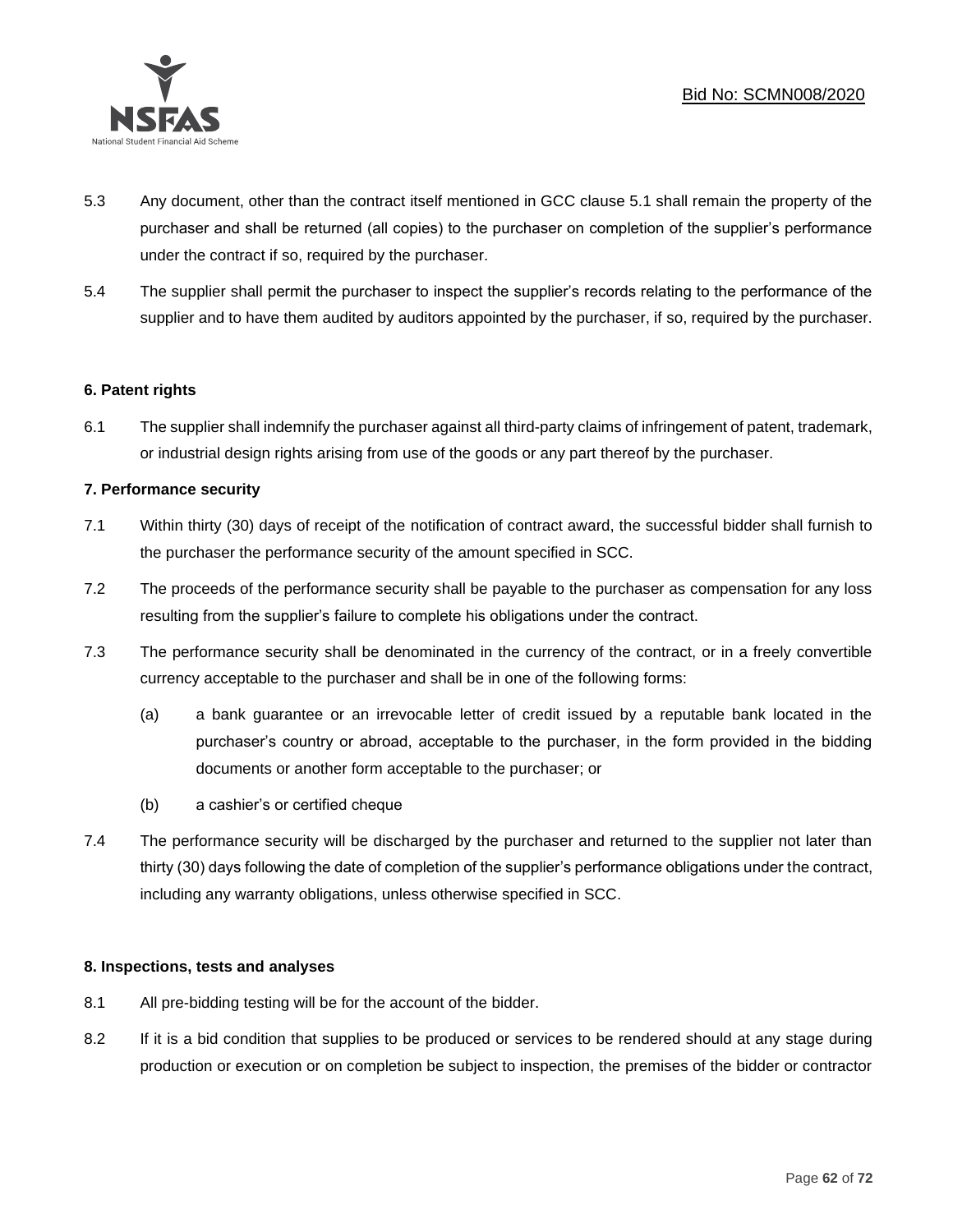5.3 Any document, other than the contract itself mentioned in GCC clause 5.1 shall remain the property of the purchaser and shall be returned (all copies) to the purchaser on completion of the supplier's performance under the contract if so, required by the purchaser.

5.4 The supplier shall permit the purchaser to inspect the supplier's records relating to the performance of the supplier and to have them audited by auditors appointed by the purchaser, if so, required by the purchaser.

**6. Patent rights**

6.1 The supplier shall indemnify the purchaser against all third-party claims of infringement of patent, trademark, or industrial design rights arising from use of the goods or any part thereof by the purchaser.

**7. Performance security**

7.1 Within thirty (30) days of receipt of the notification of contract award, the successful bidder shall furnish to the purchaser the performance security of the amount specified in SCC.

7.2 The proceeds of the performance security shall be payable to the purchaser as compensation for any loss resulting from the supplier's failure to complete his obligations under the contract.

7.3 The performance security shall be denominated in the currency of the contract, or in a freely convertible currency acceptable to the purchaser and shall be in one of the following forms:

(a) a bank guarantee or an irrevocable letter of credit issued by a reputable bank located in the purchaser's country or abroad, acceptable to the purchaser, in the form provided in the bidding documents or another form acceptable to the purchaser; or

(b) a cashier's or certified cheque

7.4 The performance security will be discharged by the purchaser and returned to the supplier not later than thirty (30) days following the date of completion of the supplier's performance obligations under the contract, including any warranty obligations, unless otherwise specified in SCC.

**8. Inspections, tests and analyses**

8.1 All pre-bidding testing will be for the account of the bidder.

8.2 If it is a bid condition that supplies to be produced or services to be rendered should at any stage during production or execution or on completion be subject to inspection, the premises of the bidder or contractor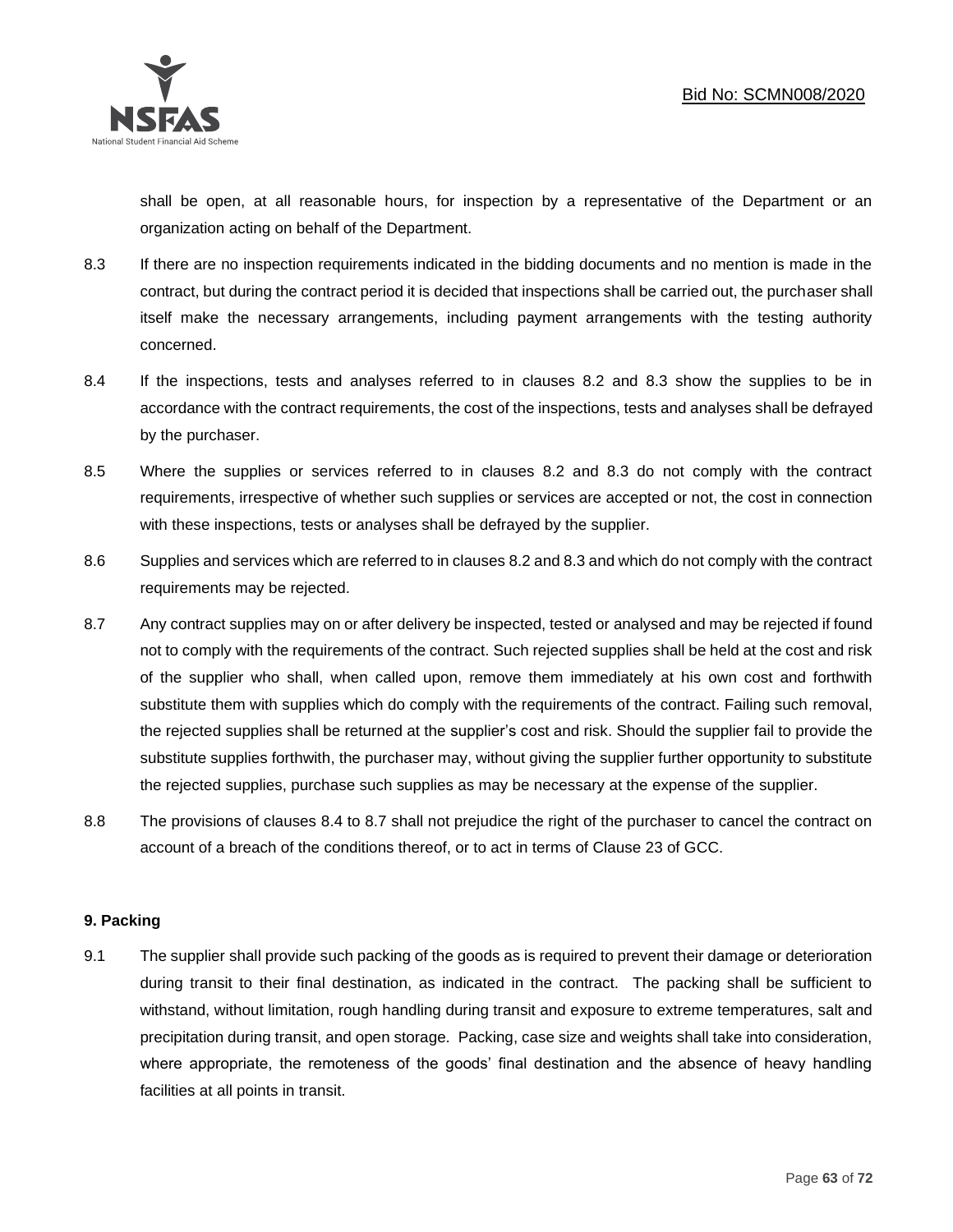shall be open, at all reasonable hours, for inspection by a representative of the Department or an organization acting on behalf of the Department.

8.3 If there are no inspection requirements indicated in the bidding documents and no mention is made in the contract, but during the contract period it is decided that inspections shall be carried out, the purchaser shall itself make the necessary arrangements, including payment arrangements with the testing authority concerned.

8.4 If the inspections, tests and analyses referred to in clauses 8.2 and 8.3 show the supplies to be in accordance with the contract requirements, the cost of the inspections, tests and analyses shall be defrayed by the purchaser.

8.5 Where the supplies or services referred to in clauses 8.2 and 8.3 do not comply with the contract requirements, irrespective of whether such supplies or services are accepted or not, the cost in connection with these inspections, tests or analyses shall be defrayed by the supplier.

8.6 Supplies and services which are referred to in clauses 8.2 and 8.3 and which do not comply with the contract requirements may be rejected.

8.7 Any contract supplies may on or after delivery be inspected, tested or analysed and may be rejected if found not to comply with the requirements of the contract. Such rejected supplies shall be held at the cost and risk of the supplier who shall, when called upon, remove them immediately at his own cost and forthwith substitute them with supplies which do comply with the requirements of the contract. Failing such removal, the rejected supplies shall be returned at the supplier's cost and risk. Should the supplier fail to provide the substitute supplies forthwith, the purchaser may, without giving the supplier further opportunity to substitute the rejected supplies, purchase such supplies as may be necessary at the expense of the supplier.

8.8 The provisions of clauses 8.4 to 8.7 shall not prejudice the right of the purchaser to cancel the contract on account of a breach of the conditions thereof, or to act in terms of Clause 23 of GCC.

**9. Packing**

9.1 The supplier shall provide such packing of the goods as is required to prevent their damage or deterioration during transit to their final destination, as indicated in the contract. The packing shall be sufficient to withstand, without limitation, rough handling during transit and exposure to extreme temperatures, salt and precipitation during transit, and open storage. Packing, case size and weights shall take into consideration, where appropriate, the remoteness of the goods' final destination and the absence of heavy handling facilities at all points in transit.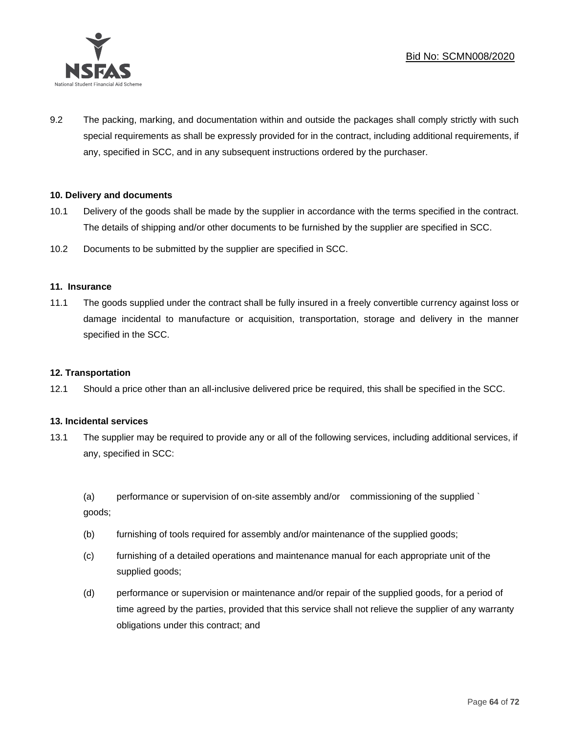9.2 The packing, marking, and documentation within and outside the packages shall comply strictly with such special requirements as shall be expressly provided for in the contract, including additional requirements, if any, specified in SCC, and in any subsequent instructions ordered by the purchaser.

**10. Delivery and documents**

10.1 Delivery of the goods shall be made by the supplier in accordance with the terms specified in the contract. The details of shipping and/or other documents to be furnished by the supplier are specified in SCC.

10.2 Documents to be submitted by the supplier are specified in SCC.

**11. Insurance**

11.1 The goods supplied under the contract shall be fully insured in a freely convertible currency against loss or damage incidental to manufacture or acquisition, transportation, storage and delivery in the manner specified in the SCC.

**12. Transportation**

12.1 Should a price other than an all-inclusive delivered price be required, this shall be specified in the SCC.

**13. Incidental services**

13.1 The supplier may be required to provide any or all of the following services, including additional services, if any, specified in SCC:

(a) performance or supervision of on-site assembly and/or commissioning of the supplied ` goods;

(b) furnishing of tools required for assembly and/or maintenance of the supplied goods;

(c) furnishing of a detailed operations and maintenance manual for each appropriate unit of the supplied goods;

(d) performance or supervision or maintenance and/or repair of the supplied goods, for a period of time agreed by the parties, provided that this service shall not relieve the supplier of any warranty obligations under this contract; and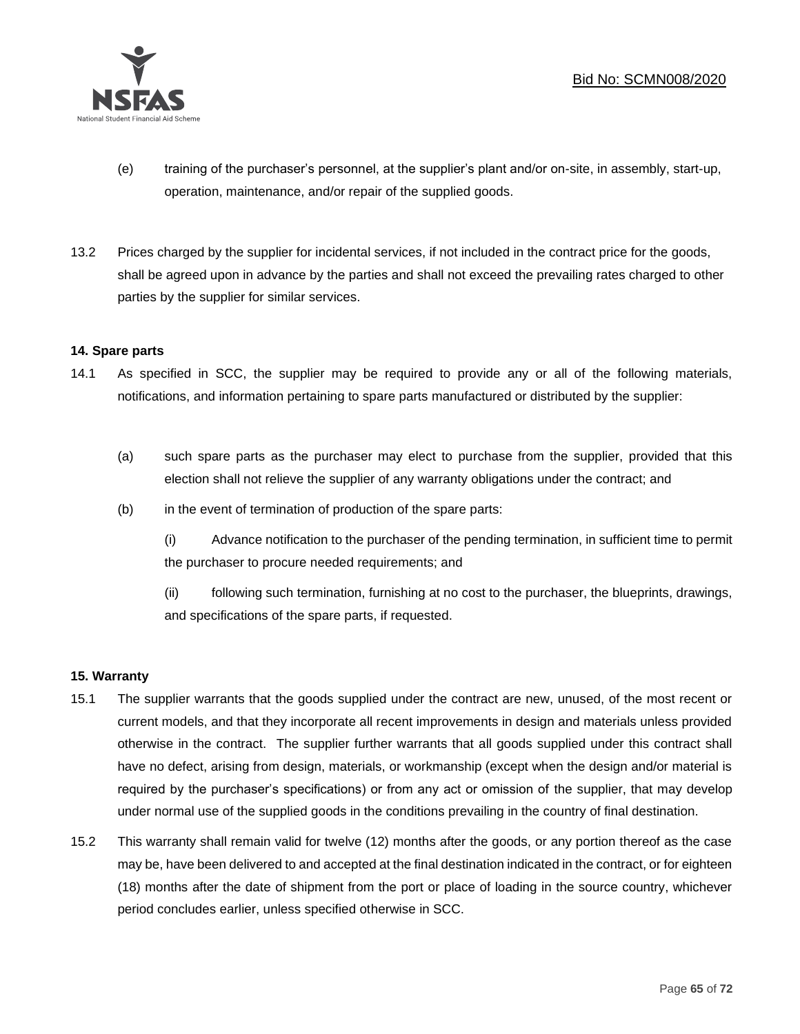(e) training of the purchaser's personnel, at the supplier's plant and/or on-site, in assembly, start-up, operation, maintenance, and/or repair of the supplied goods.

13.2 Prices charged by the supplier for incidental services, if not included in the contract price for the goods, shall be agreed upon in advance by the parties and shall not exceed the prevailing rates charged to other parties by the supplier for similar services.

**14. Spare parts**

14.1 As specified in SCC, the supplier may be required to provide any or all of the following materials, notifications, and information pertaining to spare parts manufactured or distributed by the supplier:

(a) such spare parts as the purchaser may elect to purchase from the supplier, provided that this election shall not relieve the supplier of any warranty obligations under the contract; and

(b) in the event of termination of production of the spare parts:

(i) Advance notification to the purchaser of the pending termination, in sufficient time to permit the purchaser to procure needed requirements; and

(ii) following such termination, furnishing at no cost to the purchaser, the blueprints, drawings, and specifications of the spare parts, if requested.

**15. Warranty**

15.1 The supplier warrants that the goods supplied under the contract are new, unused, of the most recent or current models, and that they incorporate all recent improvements in design and materials unless provided otherwise in the contract. The supplier further warrants that all goods supplied under this contract shall have no defect, arising from design, materials, or workmanship (except when the design and/or material is required by the purchaser's specifications) or from any act or omission of the supplier, that may develop under normal use of the supplied goods in the conditions prevailing in the country of final destination.

15.2 This warranty shall remain valid for twelve (12) months after the goods, or any portion thereof as the case may be, have been delivered to and accepted at the final destination indicated in the contract, or for eighteen (18) months after the date of shipment from the port or place of loading in the source country, whichever period concludes earlier, unless specified otherwise in SCC.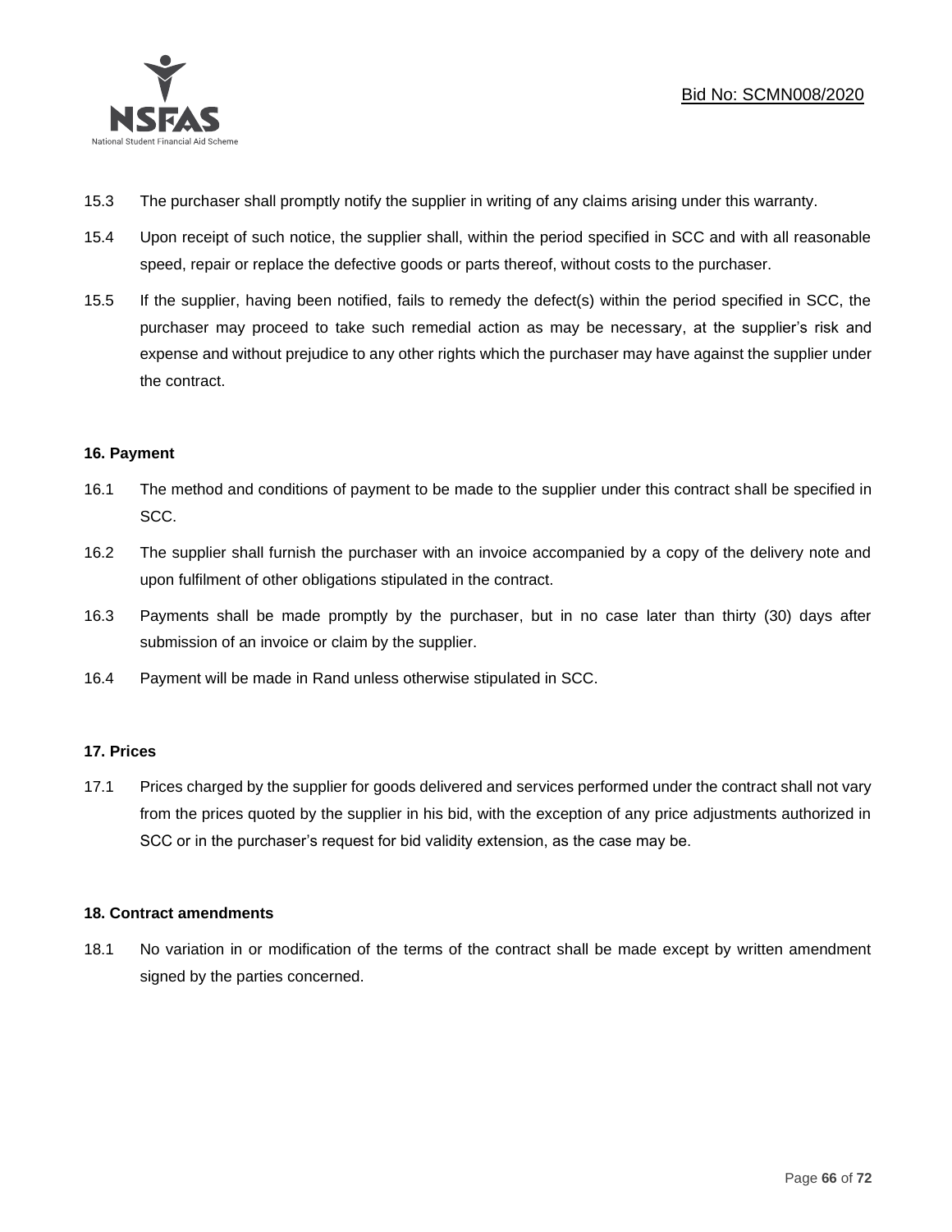15.3 The purchaser shall promptly notify the supplier in writing of any claims arising under this warranty.

15.4 Upon receipt of such notice, the supplier shall, within the period specified in SCC and with all reasonable speed, repair or replace the defective goods or parts thereof, without costs to the purchaser.

15.5 If the supplier, having been notified, fails to remedy the defect(s) within the period specified in SCC, the purchaser may proceed to take such remedial action as may be necessary, at the supplier's risk and expense and without prejudice to any other rights which the purchaser may have against the supplier under the contract.

**16. Payment**

16.1 The method and conditions of payment to be made to the supplier under this contract shall be specified in SCC.

16.2 The supplier shall furnish the purchaser with an invoice accompanied by a copy of the delivery note and upon fulfilment of other obligations stipulated in the contract.

16.3 Payments shall be made promptly by the purchaser, but in no case later than thirty (30) days after submission of an invoice or claim by the supplier.

16.4 Payment will be made in Rand unless otherwise stipulated in SCC.

**17. Prices**

17.1 Prices charged by the supplier for goods delivered and services performed under the contract shall not vary from the prices quoted by the supplier in his bid, with the exception of any price adjustments authorized in SCC or in the purchaser's request for bid validity extension, as the case may be.

**18. Contract amendments**

18.1 No variation in or modification of the terms of the contract shall be made except by written amendment signed by the parties concerned.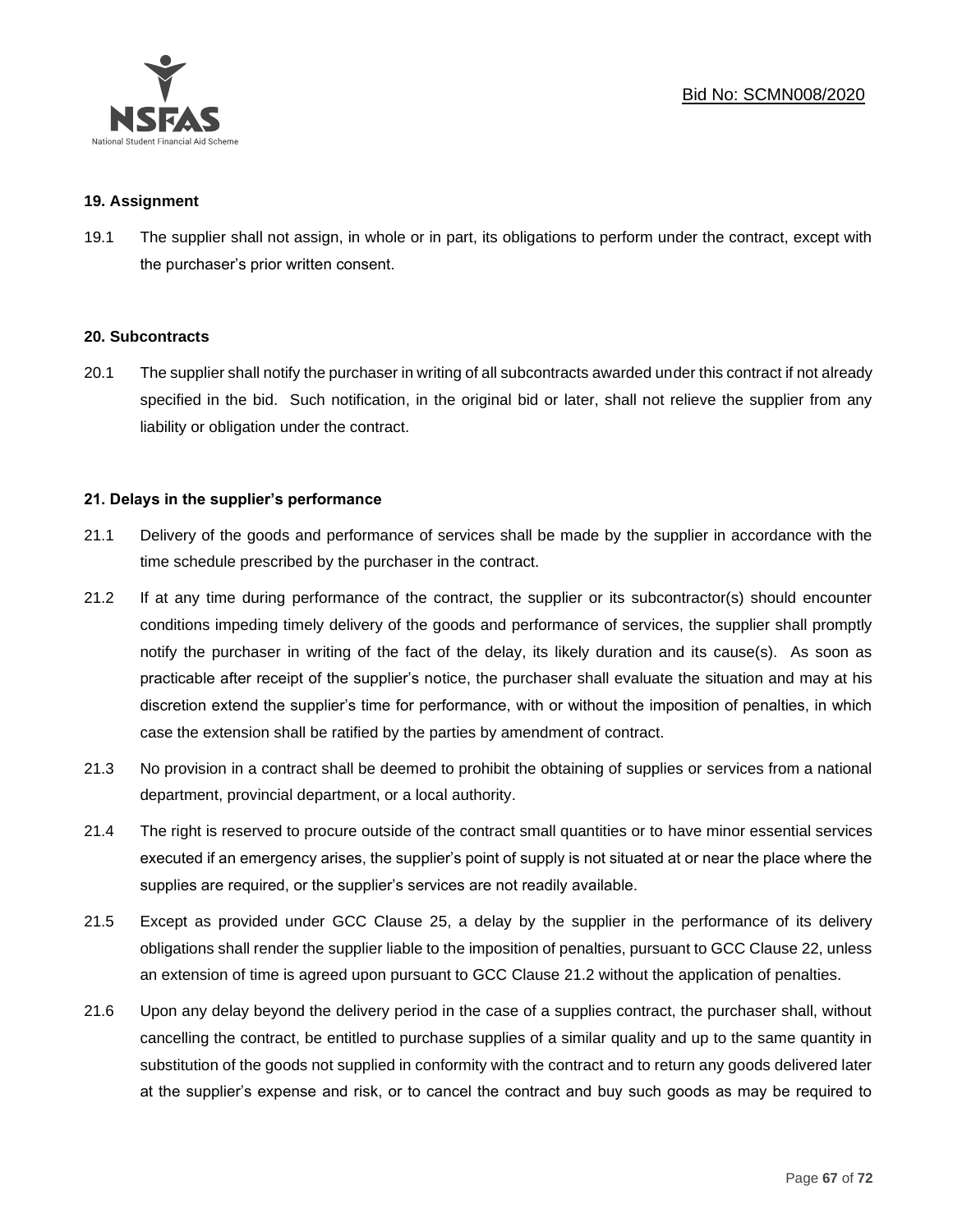### 19. Assignment

19.1 The supplier shall not assign, in whole or in part, its obligations to perform under the contract, except with the purchaser's prior written consent.

### 20. Subcontracts

20.1 The supplier shall notify the purchaser in writing of all subcontracts awarded under this contract if not already specified in the bid. Such notification, in the original bid or later, shall not relieve the supplier from any liability or obligation under the contract.

### 21. Delays in the supplier's performance

21.1 Delivery of the goods and performance of services shall be made by the supplier in accordance with the time schedule prescribed by the purchaser in the contract.

21.2 If at any time during performance of the contract, the supplier or its subcontractor(s) should encounter conditions impeding timely delivery of the goods and performance of services, the supplier shall promptly notify the purchaser in writing of the fact of the delay, its likely duration and its cause(s). As soon as practicable after receipt of the supplier's notice, the purchaser shall evaluate the situation and may at his discretion extend the supplier's time for performance, with or without the imposition of penalties, in which case the extension shall be ratified by the parties by amendment of contract.

21.3 No provision in a contract shall be deemed to prohibit the obtaining of supplies or services from a national department, provincial department, or a local authority.

21.4 The right is reserved to procure outside of the contract small quantities or to have minor essential services executed if an emergency arises, the supplier's point of supply is not situated at or near the place where the supplies are required, or the supplier's services are not readily available.

21.5 Except as provided under GCC Clause 25, a delay by the supplier in the performance of its delivery obligations shall render the supplier liable to the imposition of penalties, pursuant to GCC Clause 22, unless an extension of time is agreed upon pursuant to GCC Clause 21.2 without the application of penalties.

21.6 Upon any delay beyond the delivery period in the case of a supplies contract, the purchaser shall, without cancelling the contract, be entitled to purchase supplies of a similar quality and up to the same quantity in substitution of the goods not supplied in conformity with the contract and to return any goods delivered later at the supplier's expense and risk, or to cancel the contract and buy such goods as may be required to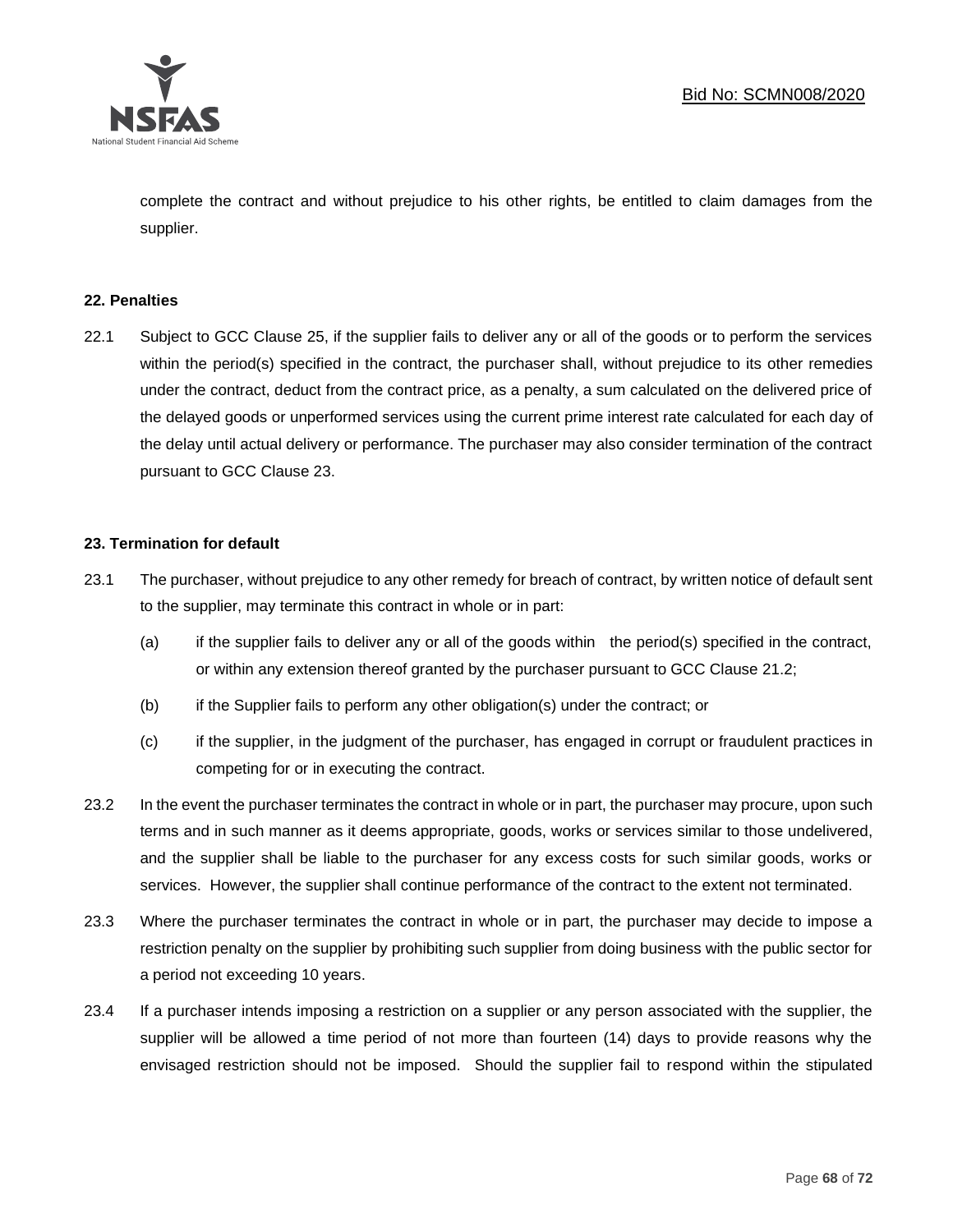complete the contract and without prejudice to his other rights, be entitled to claim damages from the supplier.

**22. Penalties**

22.1 Subject to GCC Clause 25, if the supplier fails to deliver any or all of the goods or to perform the services within the period(s) specified in the contract, the purchaser shall, without prejudice to its other remedies under the contract, deduct from the contract price, as a penalty, a sum calculated on the delivered price of the delayed goods or unperformed services using the current prime interest rate calculated for each day of the delay until actual delivery or performance. The purchaser may also consider termination of the contract pursuant to GCC Clause 23.

**23. Termination for default**

23.1 The purchaser, without prejudice to any other remedy for breach of contract, by written notice of default sent to the supplier, may terminate this contract in whole or in part:

(a) if the supplier fails to deliver any or all of the goods within the period(s) specified in the contract, or within any extension thereof granted by the purchaser pursuant to GCC Clause 21.2;

(b) if the Supplier fails to perform any other obligation(s) under the contract; or

(c) if the supplier, in the judgment of the purchaser, has engaged in corrupt or fraudulent practices in competing for or in executing the contract.

23.2 In the event the purchaser terminates the contract in whole or in part, the purchaser may procure, upon such terms and in such manner as it deems appropriate, goods, works or services similar to those undelivered, and the supplier shall be liable to the purchaser for any excess costs for such similar goods, works or services. However, the supplier shall continue performance of the contract to the extent not terminated.

23.3 Where the purchaser terminates the contract in whole or in part, the purchaser may decide to impose a restriction penalty on the supplier by prohibiting such supplier from doing business with the public sector for a period not exceeding 10 years.

23.4 If a purchaser intends imposing a restriction on a supplier or any person associated with the supplier, the supplier will be allowed a time period of not more than fourteen (14) days to provide reasons why the envisaged restriction should not be imposed. Should the supplier fail to respond within the stipulated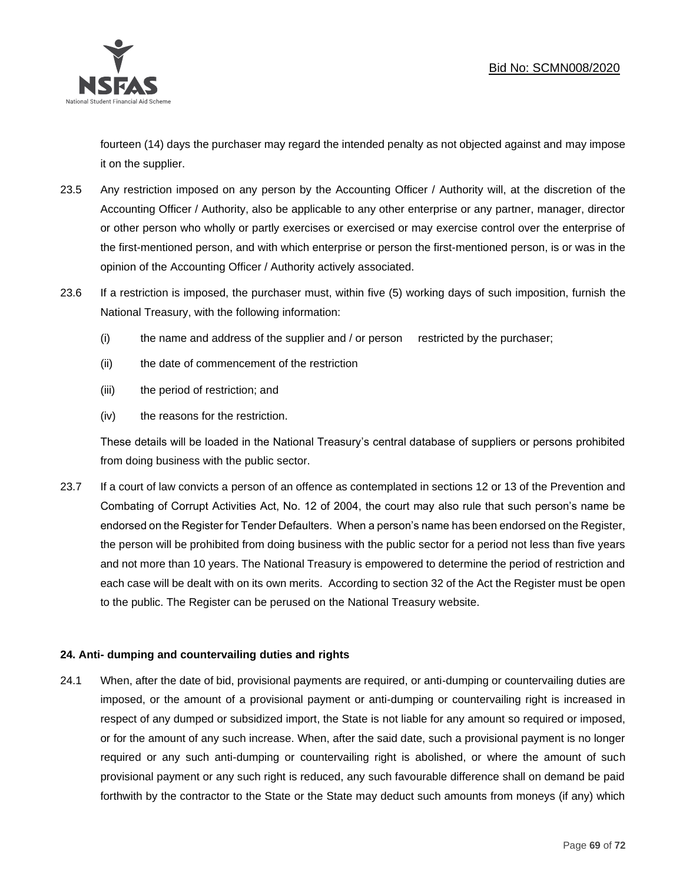fourteen (14) days the purchaser may regard the intended penalty as not objected against and may impose it on the supplier.

23.5 Any restriction imposed on any person by the Accounting Officer / Authority will, at the discretion of the Accounting Officer / Authority, also be applicable to any other enterprise or any partner, manager, director or other person who wholly or partly exercises or exercised or may exercise control over the enterprise of the first-mentioned person, and with which enterprise or person the first-mentioned person, is or was in the opinion of the Accounting Officer / Authority actively associated.

23.6 If a restriction is imposed, the purchaser must, within five (5) working days of such imposition, furnish the National Treasury, with the following information:

(i) the name and address of the supplier and / or person restricted by the purchaser;

(ii) the date of commencement of the restriction

(iii) the period of restriction; and

(iv) the reasons for the restriction.

These details will be loaded in the National Treasury's central database of suppliers or persons prohibited from doing business with the public sector.

23.7 If a court of law convicts a person of an offence as contemplated in sections 12 or 13 of the Prevention and Combating of Corrupt Activities Act, No. 12 of 2004, the court may also rule that such person's name be endorsed on the Register for Tender Defaulters. When a person's name has been endorsed on the Register, the person will be prohibited from doing business with the public sector for a period not less than five years and not more than 10 years. The National Treasury is empowered to determine the period of restriction and each case will be dealt with on its own merits. According to section 32 of the Act the Register must be open to the public. The Register can be perused on the National Treasury website.

**24. Anti- dumping and countervailing duties and rights**

24.1 When, after the date of bid, provisional payments are required, or anti-dumping or countervailing duties are imposed, or the amount of a provisional payment or anti-dumping or countervailing right is increased in respect of any dumped or subsidized import, the State is not liable for any amount so required or imposed, or for the amount of any such increase. When, after the said date, such a provisional payment is no longer required or any such anti-dumping or countervailing right is abolished, or where the amount of such provisional payment or any such right is reduced, any such favourable difference shall on demand be paid forthwith by the contractor to the State or the State may deduct such amounts from moneys (if any) which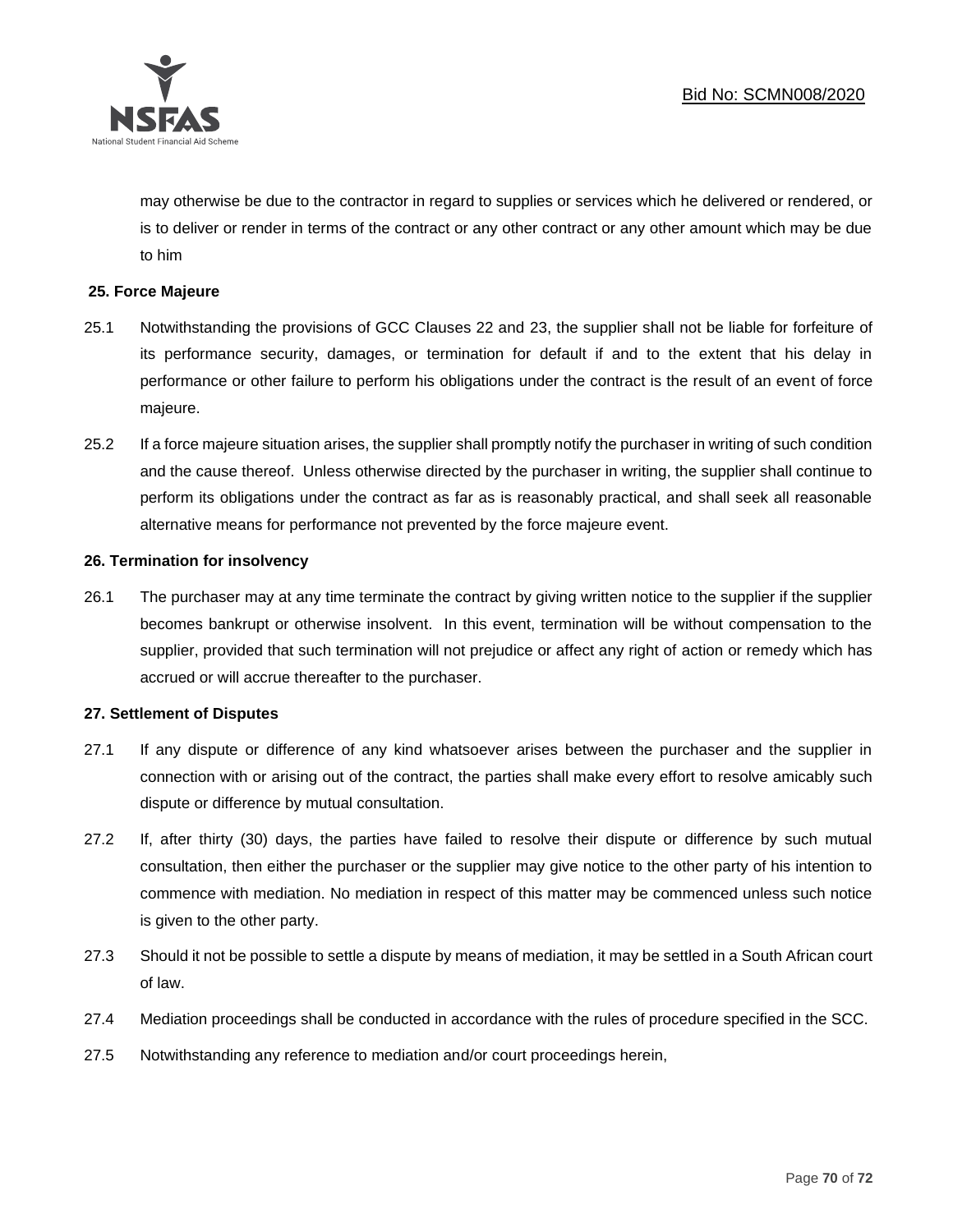may otherwise be due to the contractor in regard to supplies or services which he delivered or rendered, or is to deliver or render in terms of the contract or any other contract or any other amount which may be due to him

**25. Force Majeure**

25.1 Notwithstanding the provisions of GCC Clauses 22 and 23, the supplier shall not be liable for forfeiture of its performance security, damages, or termination for default if and to the extent that his delay in performance or other failure to perform his obligations under the contract is the result of an event of force majeure.

25.2 If a force majeure situation arises, the supplier shall promptly notify the purchaser in writing of such condition and the cause thereof. Unless otherwise directed by the purchaser in writing, the supplier shall continue to perform its obligations under the contract as far as is reasonably practical, and shall seek all reasonable alternative means for performance not prevented by the force majeure event.

**26. Termination for insolvency**

26.1 The purchaser may at any time terminate the contract by giving written notice to the supplier if the supplier becomes bankrupt or otherwise insolvent. In this event, termination will be without compensation to the supplier, provided that such termination will not prejudice or affect any right of action or remedy which has accrued or will accrue thereafter to the purchaser.

**27. Settlement of Disputes**

27.1 If any dispute or difference of any kind whatsoever arises between the purchaser and the supplier in connection with or arising out of the contract, the parties shall make every effort to resolve amicably such dispute or difference by mutual consultation.

27.2 If, after thirty (30) days, the parties have failed to resolve their dispute or difference by such mutual consultation, then either the purchaser or the supplier may give notice to the other party of his intention to commence with mediation. No mediation in respect of this matter may be commenced unless such notice is given to the other party.

27.3 Should it not be possible to settle a dispute by means of mediation, it may be settled in a South African court of law.

27.4 Mediation proceedings shall be conducted in accordance with the rules of procedure specified in the SCC.

27.5 Notwithstanding any reference to mediation and/or court proceedings herein,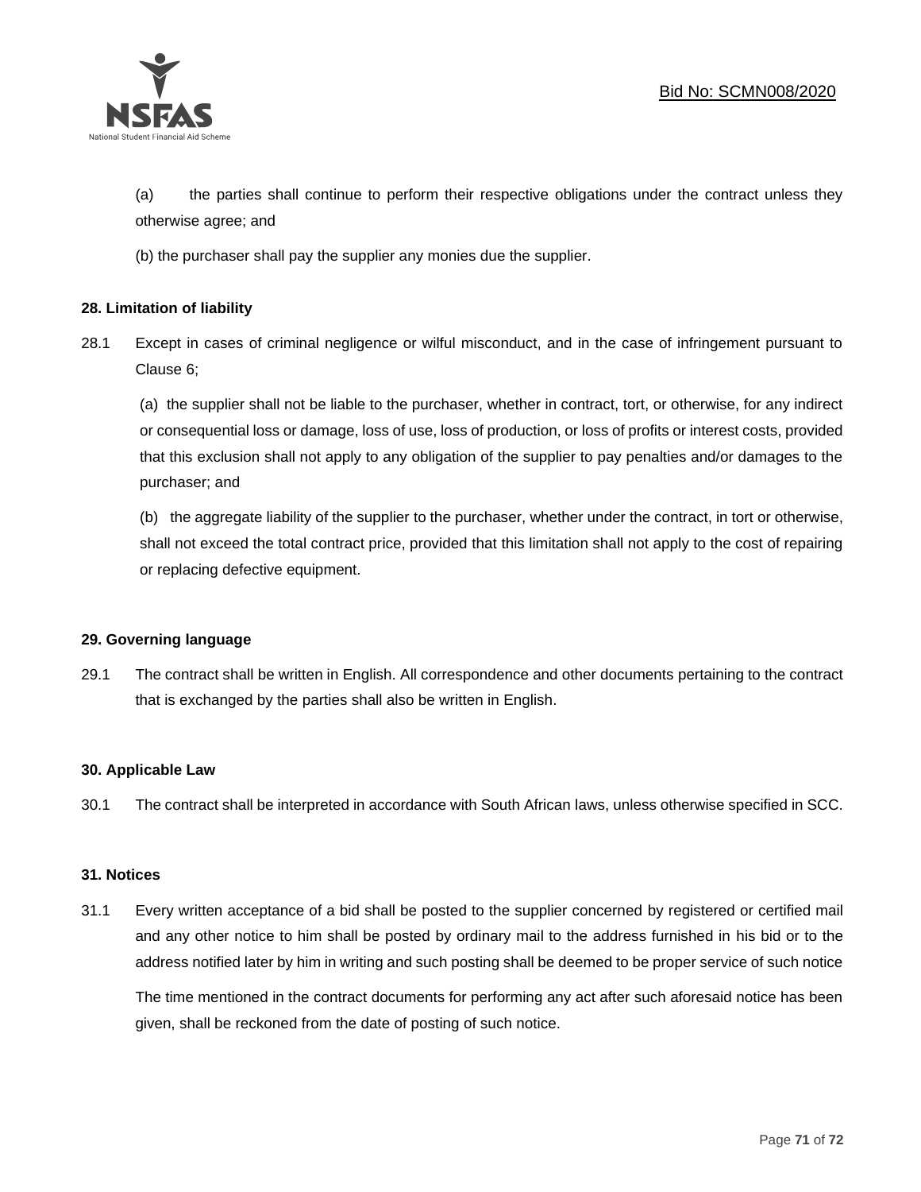(a) the parties shall continue to perform their respective obligations under the contract unless they otherwise agree; and

(b) the purchaser shall pay the supplier any monies due the supplier.

**28. Limitation of liability**

28.1 Except in cases of criminal negligence or wilful misconduct, and in the case of infringement pursuant to Clause 6;

(a) the supplier shall not be liable to the purchaser, whether in contract, tort, or otherwise, for any indirect or consequential loss or damage, loss of use, loss of production, or loss of profits or interest costs, provided that this exclusion shall not apply to any obligation of the supplier to pay penalties and/or damages to the purchaser; and

(b) the aggregate liability of the supplier to the purchaser, whether under the contract, in tort or otherwise, shall not exceed the total contract price, provided that this limitation shall not apply to the cost of repairing or replacing defective equipment.

**29. Governing language**

29.1 The contract shall be written in English. All correspondence and other documents pertaining to the contract that is exchanged by the parties shall also be written in English.

**30. Applicable Law**

30.1 The contract shall be interpreted in accordance with South African laws, unless otherwise specified in SCC.

**31. Notices**

31.1 Every written acceptance of a bid shall be posted to the supplier concerned by registered or certified mail and any other notice to him shall be posted by ordinary mail to the address furnished in his bid or to the address notified later by him in writing and such posting shall be deemed to be proper service of such notice

The time mentioned in the contract documents for performing any act after such aforesaid notice has been given, shall be reckoned from the date of posting of such notice.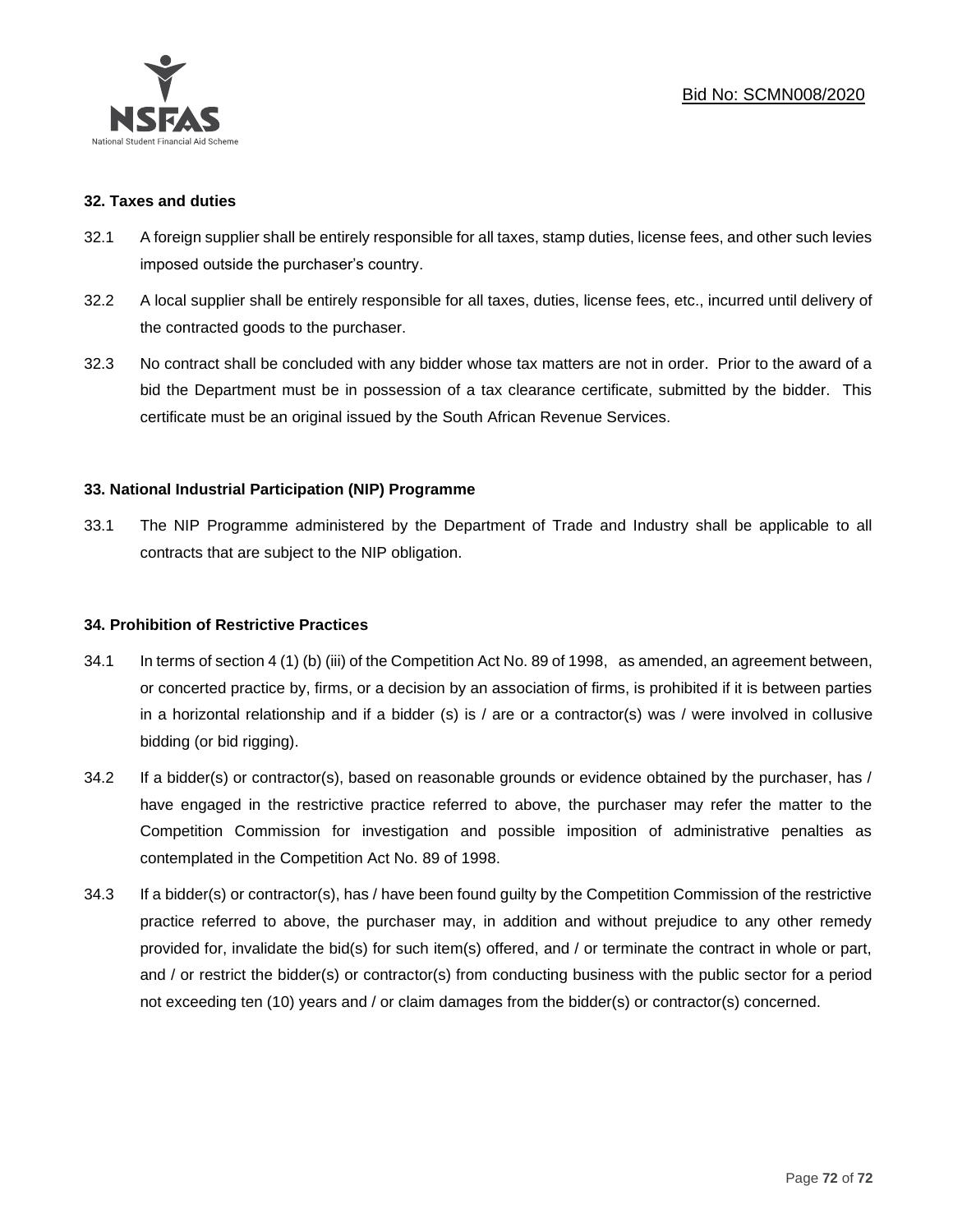### 32. Taxes and duties

32.1 A foreign supplier shall be entirely responsible for all taxes, stamp duties, license fees, and other such levies imposed outside the purchaser's country.

32.2 A local supplier shall be entirely responsible for all taxes, duties, license fees, etc., incurred until delivery of the contracted goods to the purchaser.

32.3 No contract shall be concluded with any bidder whose tax matters are not in order. Prior to the award of a bid the Department must be in possession of a tax clearance certificate, submitted by the bidder. This certificate must be an original issued by the South African Revenue Services.

### 33. National Industrial Participation (NIP) Programme

33.1 The NIP Programme administered by the Department of Trade and Industry shall be applicable to all contracts that are subject to the NIP obligation.

### 34. Prohibition of Restrictive Practices

34.1 In terms of section 4 (1) (b) (iii) of the Competition Act No. 89 of 1998, as amended, an agreement between, or concerted practice by, firms, or a decision by an association of firms, is prohibited if it is between parties in a horizontal relationship and if a bidder (s) is / are or a contractor(s) was / were involved in collusive bidding (or bid rigging).

34.2 If a bidder(s) or contractor(s), based on reasonable grounds or evidence obtained by the purchaser, has / have engaged in the restrictive practice referred to above, the purchaser may refer the matter to the Competition Commission for investigation and possible imposition of administrative penalties as contemplated in the Competition Act No. 89 of 1998.

34.3 If a bidder(s) or contractor(s), has / have been found guilty by the Competition Commission of the restrictive practice referred to above, the purchaser may, in addition and without prejudice to any other remedy provided for, invalidate the bid(s) for such item(s) offered, and / or terminate the contract in whole or part, and / or restrict the bidder(s) or contractor(s) from conducting business with the public sector for a period not exceeding ten (10) years and / or claim damages from the bidder(s) or contractor(s) concerned.